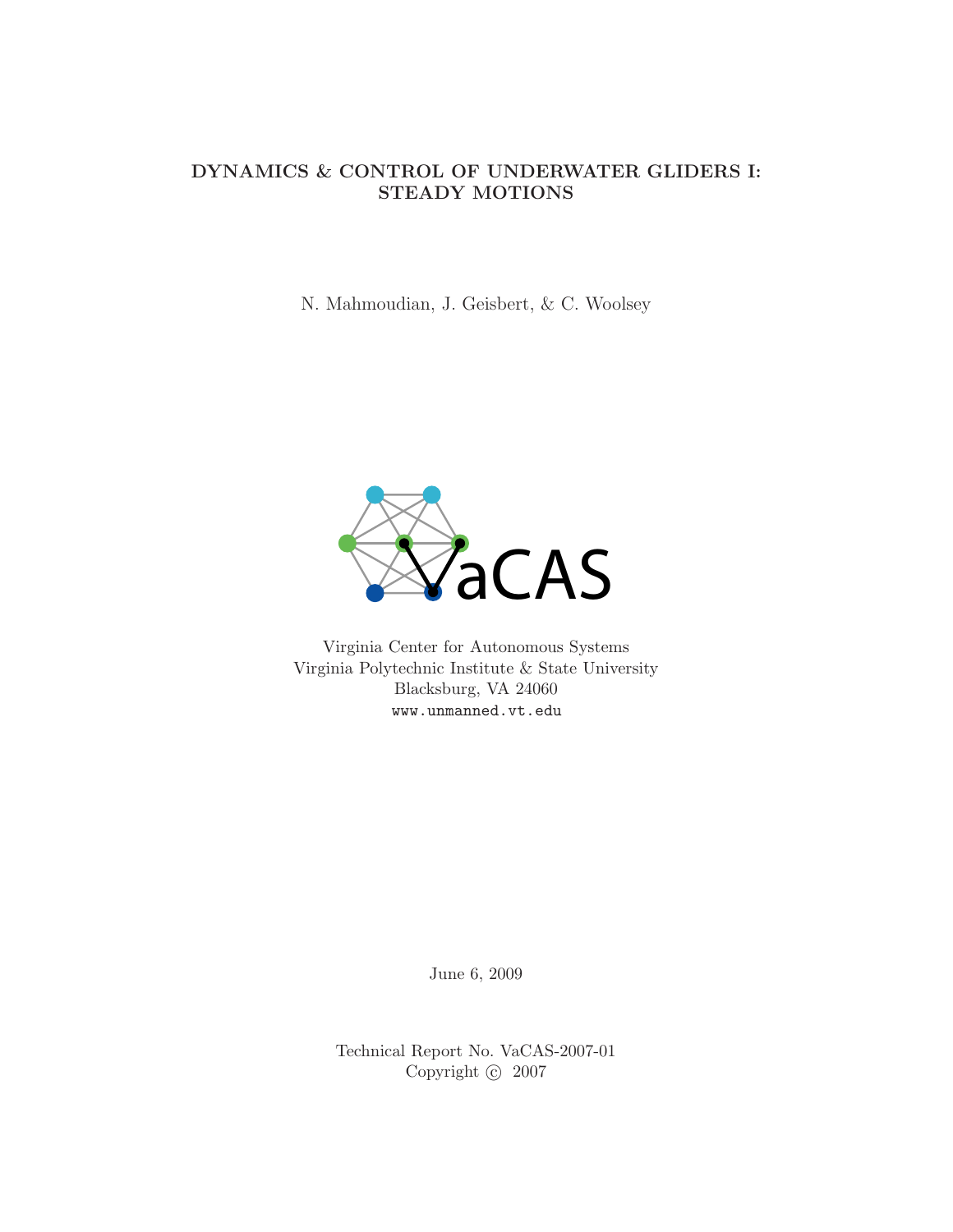# DYNAMICS & CONTROL OF UNDERWATER GLIDERS I: STEADY MOTIONS

N. Mahmoudian, J. Geisbert, & C. Woolsey

VaCAS

Virginia Center for Autonomous Systems
Virginia Polytechnic Institute & State University
Blacksburg, VA 24060
www.unmanned.vt.edu

June 6, 2009

Technical Report No. VaCAS-2007-01
Copyright © 2007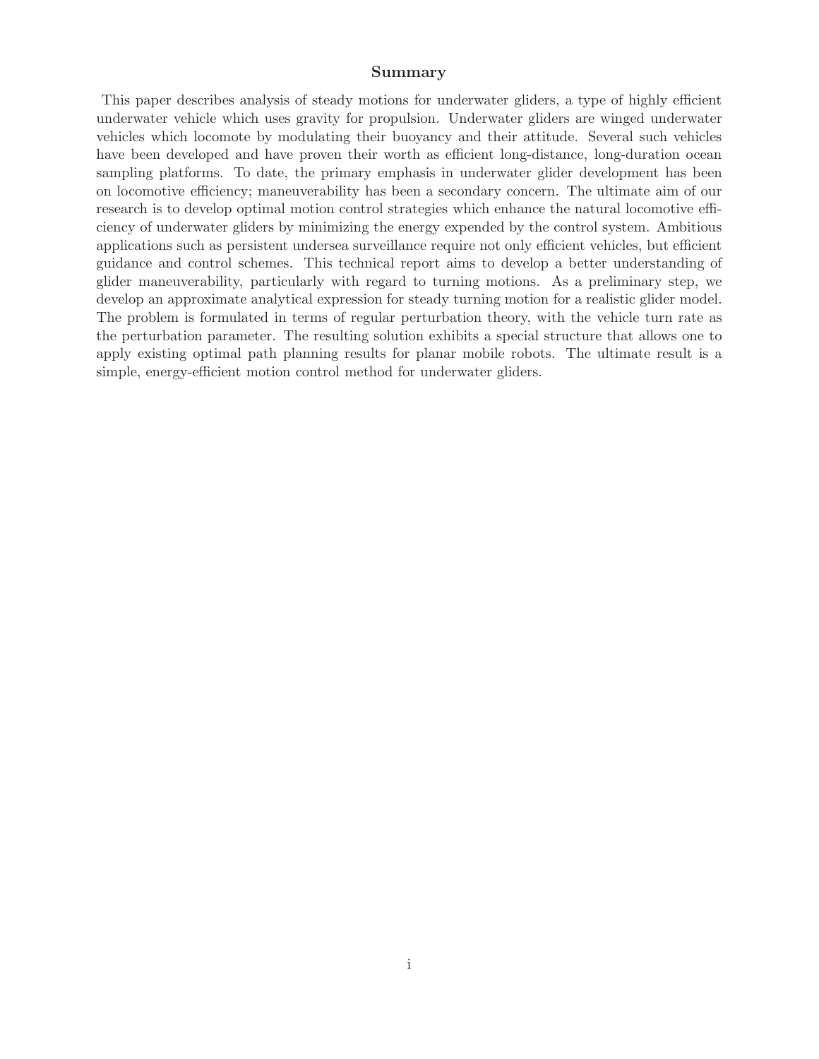## Summary

This paper describes analysis of steady motions for underwater gliders, a type of highly efficient underwater vehicle which uses gravity for propulsion. Underwater gliders are winged underwater vehicles which locomote by modulating their buoyancy and their attitude. Several such vehicles have been developed and have proven their worth as efficient long-distance, long-duration ocean sampling platforms. To date, the primary emphasis in underwater glider development has been on locomotive efficiency; maneuverability has been a secondary concern. The ultimate aim of our research is to develop optimal motion control strategies which enhance the natural locomotive efficiency of underwater gliders by minimizing the energy expended by the control system. Ambitious applications such as persistent undersea surveillance require not only efficient vehicles, but efficient guidance and control schemes. This technical report aims to develop a better understanding of glider maneuverability, particularly with regard to turning motions. As a preliminary step, we develop an approximate analytical expression for steady turning motion for a realistic glider model. The problem is formulated in terms of regular perturbation theory, with the vehicle turn rate as the perturbation parameter. The resulting solution exhibits a special structure that allows one to apply existing optimal path planning results for planar mobile robots. The ultimate result is a simple, energy-efficient motion control method for underwater gliders.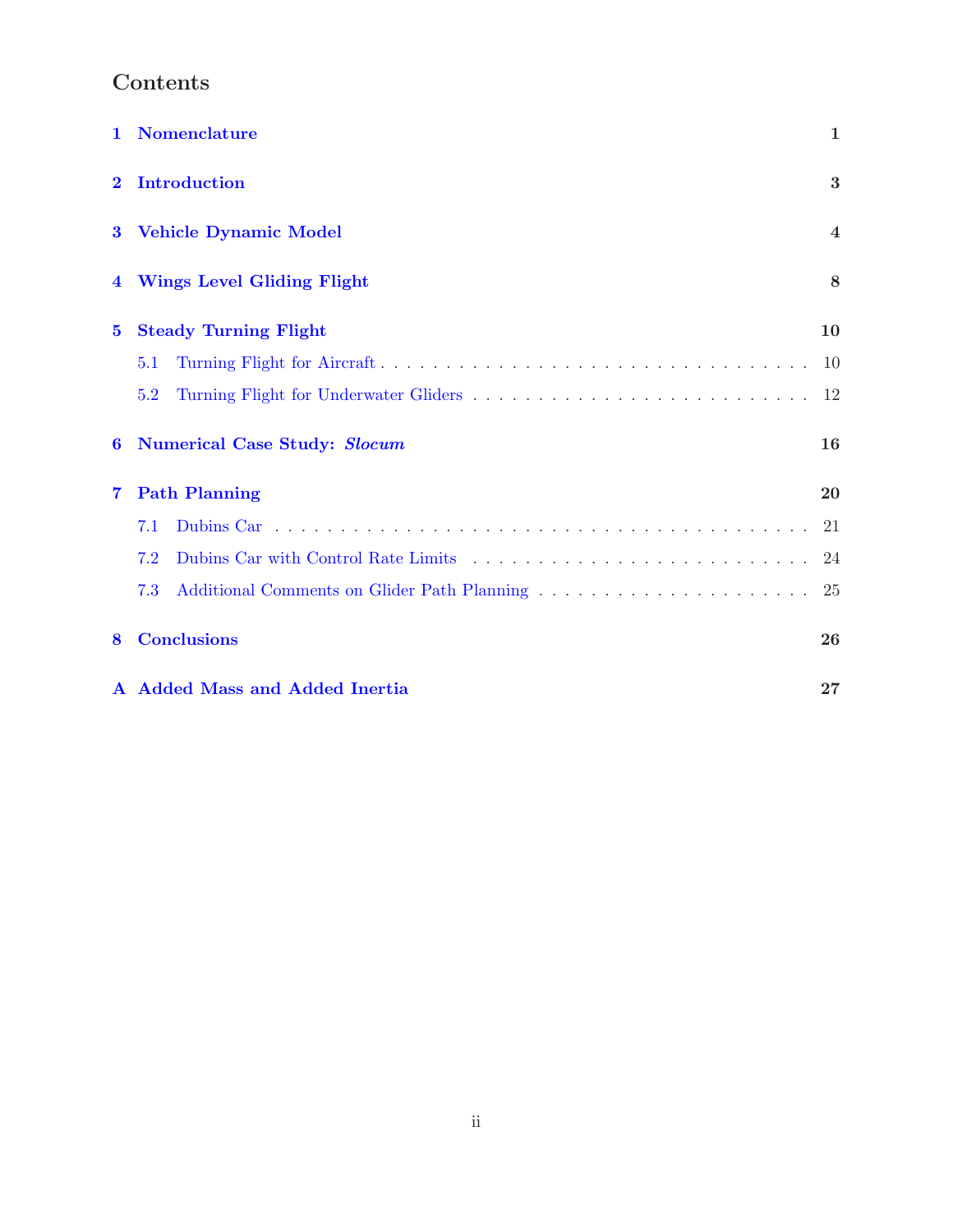# Contents

**1 Nomenclature** — 1

**2 Introduction** — 3

**3 Vehicle Dynamic Model** — 4

**4 Wings Level Gliding Flight** — 8

**5 Steady Turning Flight** — 10

- 5.1 Turning Flight for Aircraft — 10
- 5.2 Turning Flight for Underwater Gliders — 12

**6 Numerical Case Study: *Slocum*** — 16

**7 Path Planning** — 20

- 7.1 Dubins Car — 21
- 7.2 Dubins Car with Control Rate Limits — 24
- 7.3 Additional Comments on Glider Path Planning — 25

**8 Conclusions** — 26

**A Added Mass and Added Inertia** — 27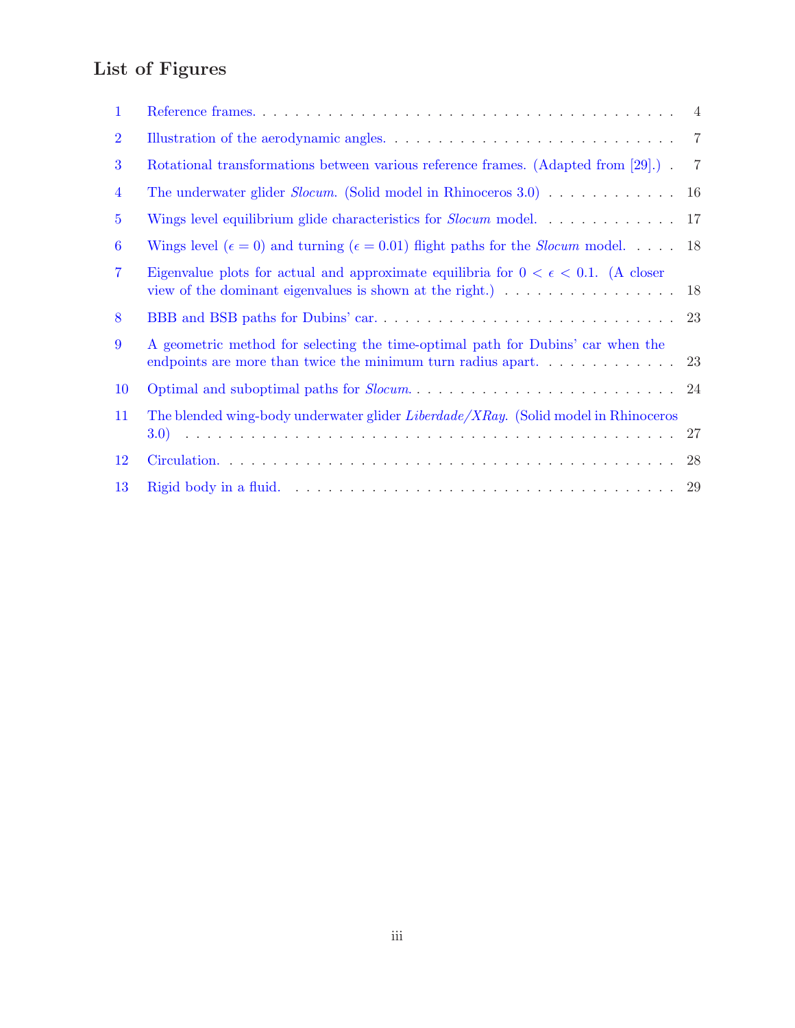## List of Figures

1 Reference frames. . . . . . . . . . . . . . . . . . . . . . . . . . . . . . . . . . . . . . . . . 4

2 Illustration of the aerodynamic angles. . . . . . . . . . . . . . . . . . . . . . . . . . . . 7

3 Rotational transformations between various reference frames. (Adapted from [29].) . 7

4 The underwater glider *Slocum*. (Solid model in Rhinoceros 3.0) . . . . . . . . . . . . 16

5 Wings level equilibrium glide characteristics for *Slocum* model. . . . . . . . . . . . . 17

6 Wings level ($\epsilon = 0$) and turning ($\epsilon = 0.01$) flight paths for the *Slocum* model. . . . . 18

7 Eigenvalue plots for actual and approximate equilibria for $0 < \epsilon < 0.1$. (A closer view of the dominant eigenvalues is shown at the right.) . . . . . . . . . . . . . . . . . 18

8 BBB and BSB paths for Dubins' car. . . . . . . . . . . . . . . . . . . . . . . . . . . . 23

9 A geometric method for selecting the time-optimal path for Dubins' car when the endpoints are more than twice the minimum turn radius apart. . . . . . . . . . . . . 23

10 Optimal and suboptimal paths for *Slocum*. . . . . . . . . . . . . . . . . . . . . . . . . 24

11 The blended wing-body underwater glider *Liberdade/XRay*. (Solid model in Rhinoceros 3.0) . . . . . . . . . . . . . . . . . . . . . . . . . . . . . . . . . . . . . . . . . 27

12 Circulation. . . . . . . . . . . . . . . . . . . . . . . . . . . . . . . . . . . . . . . . . . 28

13 Rigid body in a fluid. . . . . . . . . . . . . . . . . . . . . . . . . . . . . . . . . . . . . 29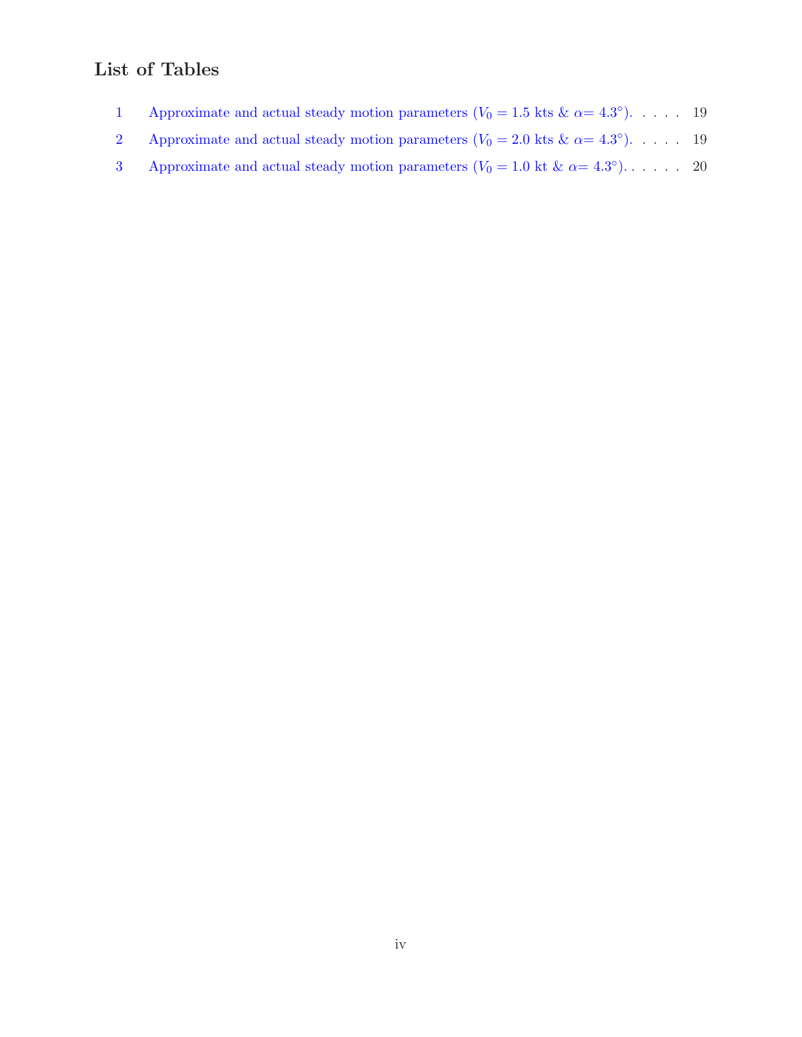## List of Tables

1 Approximate and actual steady motion parameters ($V_0 = 1.5$ kts & $\alpha = 4.3°$). . . . . 19

2 Approximate and actual steady motion parameters ($V_0 = 2.0$ kts & $\alpha = 4.3°$). . . . . 19

3 Approximate and actual steady motion parameters ($V_0 = 1.0$ kt & $\alpha = 4.3°$). . . . . . 20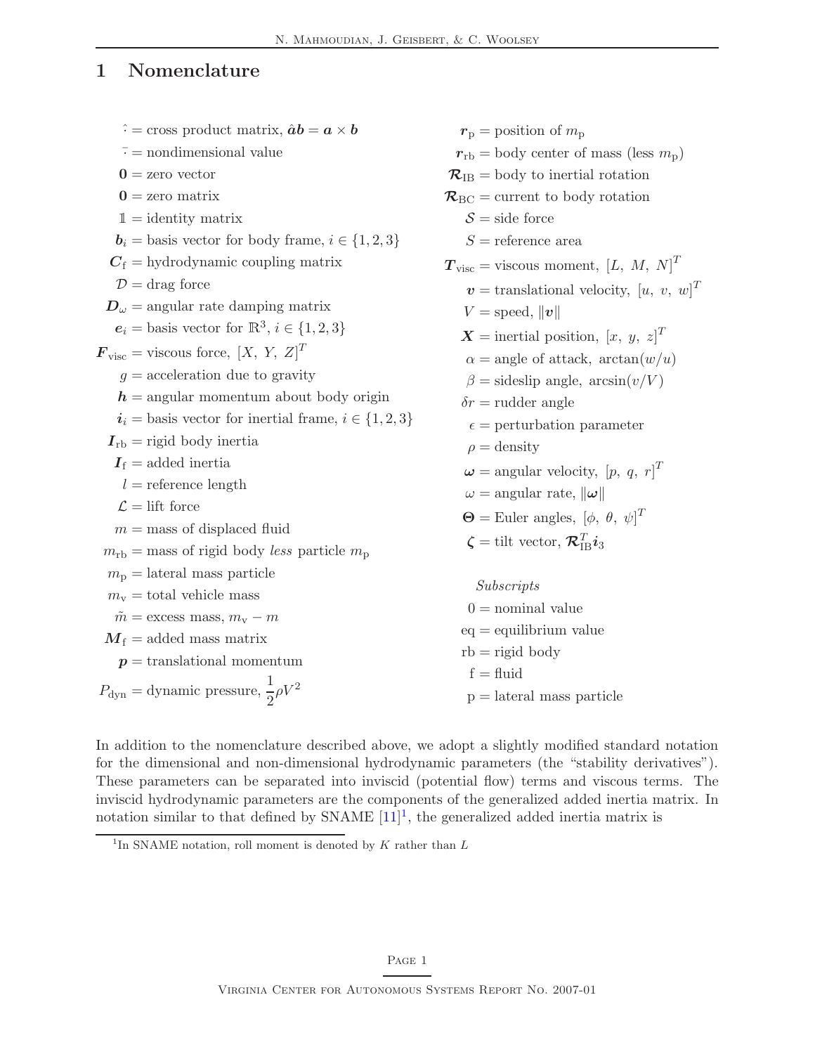# 1 Nomenclature

$\hat{\cdot}$ = cross product matrix, $\hat{\boldsymbol{a}}\boldsymbol{b} = \boldsymbol{a} \times \boldsymbol{b}$

$\bar{\cdot}$ = nondimensional value

$\mathbf{0}$ = zero vector

$\mathbf{0}$ = zero matrix

$\mathbb{1}$ = identity matrix

$\boldsymbol{b}_i$ = basis vector for body frame, $i \in \{1, 2, 3\}$

$\boldsymbol{C}_\mathrm{f}$ = hydrodynamic coupling matrix

$\mathcal{D}$ = drag force

$\boldsymbol{D}_\omega$ = angular rate damping matrix

$\boldsymbol{e}_i$ = basis vector for $\mathbb{R}^3$, $i \in \{1, 2, 3\}$

$\boldsymbol{F}_\mathrm{visc}$ = viscous force, $[X,\ Y,\ Z]^T$

$g$ = acceleration due to gravity

$\boldsymbol{h}$ = angular momentum about body origin

$\boldsymbol{i}_i$ = basis vector for inertial frame, $i \in \{1, 2, 3\}$

$\boldsymbol{I}_\mathrm{rb}$ = rigid body inertia

$\boldsymbol{I}_\mathrm{f}$ = added inertia

$l$ = reference length

$\mathcal{L}$ = lift force

$m$ = mass of displaced fluid

$m_\mathrm{rb}$ = mass of rigid body *less* particle $m_\mathrm{p}$

$m_\mathrm{p}$ = lateral mass particle

$m_\mathrm{v}$ = total vehicle mass

$\tilde{m}$ = excess mass, $m_\mathrm{v} - m$

$\boldsymbol{M}_\mathrm{f}$ = added mass matrix

$\boldsymbol{p}$ = translational momentum

$P_\mathrm{dyn}$ = dynamic pressure, $\dfrac{1}{2}\rho V^2$

$\boldsymbol{r}_\mathrm{p}$ = position of $m_\mathrm{p}$

$\boldsymbol{r}_\mathrm{rb}$ = body center of mass (less $m_\mathrm{p}$)

$\boldsymbol{\mathcal{R}}_\mathrm{IB}$ = body to inertial rotation

$\boldsymbol{\mathcal{R}}_\mathrm{BC}$ = current to body rotation

$\mathcal{S}$ = side force

$S$ = reference area

$\boldsymbol{T}_\mathrm{visc}$ = viscous moment, $[L,\ M,\ N]^T$

$\boldsymbol{v}$ = translational velocity, $[u,\ v,\ w]^T$

$V$ = speed, $\|\boldsymbol{v}\|$

$\boldsymbol{X}$ = inertial position, $[x,\ y,\ z]^T$

$\alpha$ = angle of attack, $\arctan(w/u)$

$\beta$ = sideslip angle, $\arcsin(v/V)$

$\delta r$ = rudder angle

$\epsilon$ = perturbation parameter

$\rho$ = density

$\boldsymbol{\omega}$ = angular velocity, $[p,\ q,\ r]^T$

$\omega$ = angular rate, $\|\boldsymbol{\omega}\|$

$\boldsymbol{\Theta}$ = Euler angles, $[\phi,\ \theta,\ \psi]^T$

$\boldsymbol{\zeta}$ = tilt vector, $\boldsymbol{\mathcal{R}}_\mathrm{IB}^T \boldsymbol{i}_3$

*Subscripts*

0 = nominal value

eq = equilibrium value

rb = rigid body

f = fluid

p = lateral mass particle

In addition to the nomenclature described above, we adopt a slightly modified standard notation for the dimensional and non-dimensional hydrodynamic parameters (the "stability derivatives"). These parameters can be separated into inviscid (potential flow) terms and viscous terms. The inviscid hydrodynamic parameters are the components of the generalized added inertia matrix. In notation similar to that defined by SNAME [11][1], the generalized added inertia matrix is

[1] In SNAME notation, roll moment is denoted by $K$ rather than $L$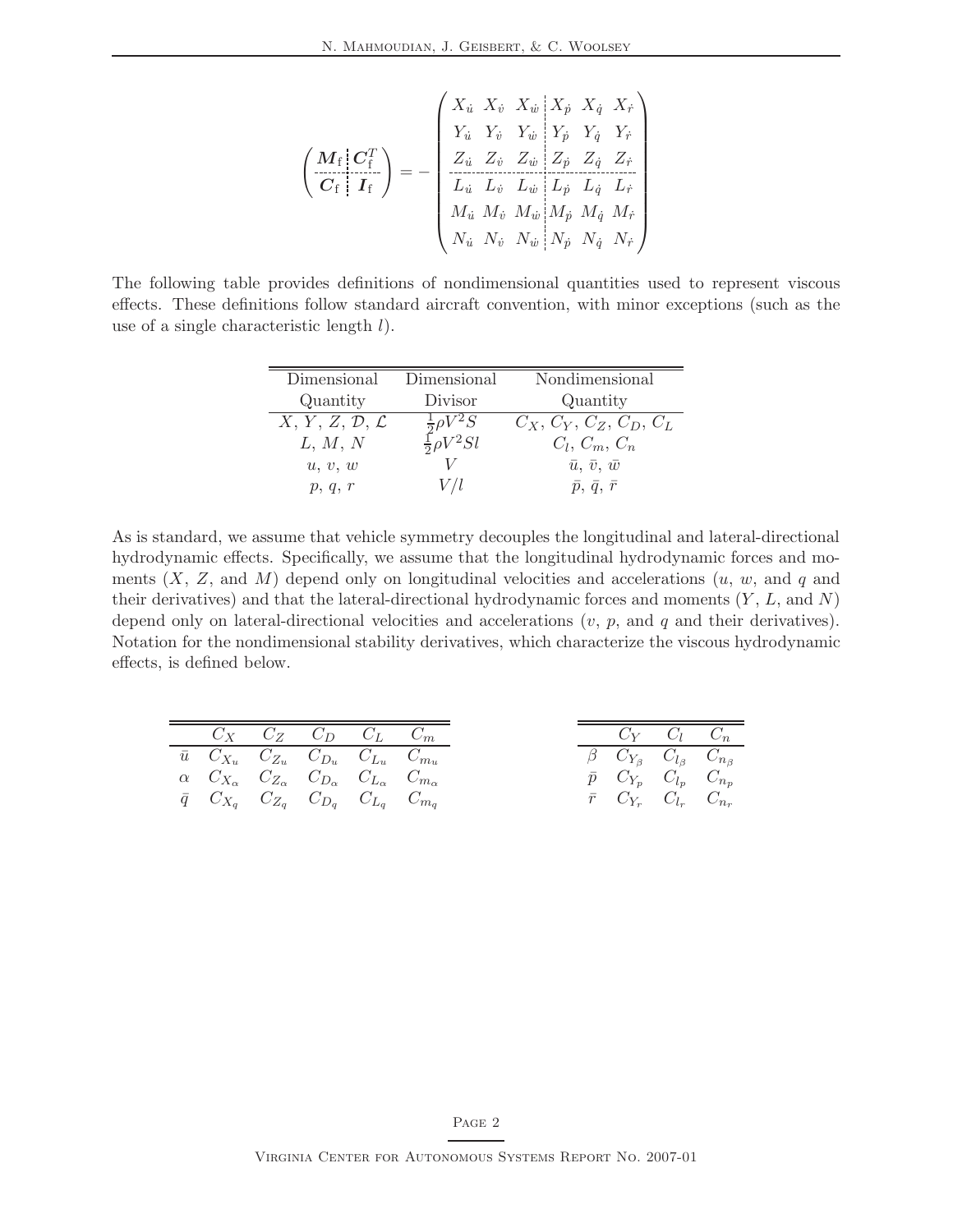$$
\left(\begin{array}{c:c}
\boldsymbol{M}_{\mathrm{f}} & \boldsymbol{C}_{\mathrm{f}}^{T} \\
\hdashline
\boldsymbol{C}_{\mathrm{f}} & \boldsymbol{I}_{\mathrm{f}}
\end{array}\right) = -\left(\begin{array}{ccc:ccc}
X_{\dot{u}} & X_{\dot{v}} & X_{\dot{w}} & X_{\dot{p}} & X_{\dot{q}} & X_{\dot{r}} \\
Y_{\dot{u}} & Y_{\dot{v}} & Y_{\dot{w}} & Y_{\dot{p}} & Y_{\dot{q}} & Y_{\dot{r}} \\
Z_{\dot{u}} & Z_{\dot{v}} & Z_{\dot{w}} & Z_{\dot{p}} & Z_{\dot{q}} & Z_{\dot{r}} \\
\hdashline
L_{\dot{u}} & L_{\dot{v}} & L_{\dot{w}} & L_{\dot{p}} & L_{\dot{q}} & L_{\dot{r}} \\
M_{\dot{u}} & M_{\dot{v}} & M_{\dot{w}} & M_{\dot{p}} & M_{\dot{q}} & M_{\dot{r}} \\
N_{\dot{u}} & N_{\dot{v}} & N_{\dot{w}} & N_{\dot{p}} & N_{\dot{q}} & N_{\dot{r}}
\end{array}\right)
$$

The following table provides definitions of nondimensional quantities used to represent viscous effects. These definitions follow standard aircraft convention, with minor exceptions (such as the use of a single characteristic length $l$).

| Dimensional Quantity | Dimensional Divisor | Nondimensional Quantity |
|---|---|---|
| $X, Y, Z, \mathcal{D}, \mathcal{L}$ | $\frac{1}{2}\rho V^2 S$ | $C_X, C_Y, C_Z, C_D, C_L$ |
| $L, M, N$ | $\frac{1}{2}\rho V^2 S l$ | $C_l, C_m, C_n$ |
| $u, v, w$ | $V$ | $\bar{u}, \bar{v}, \bar{w}$ |
| $p, q, r$ | $V/l$ | $\bar{p}, \bar{q}, \bar{r}$ |

As is standard, we assume that vehicle symmetry decouples the longitudinal and lateral-directional hydrodynamic effects. Specifically, we assume that the longitudinal hydrodynamic forces and moments ($X$, $Z$, and $M$) depend only on longitudinal velocities and accelerations ($u$, $w$, and $q$ and their derivatives) and that the lateral-directional hydrodynamic forces and moments ($Y$, $L$, and $N$) depend only on lateral-directional velocities and accelerations ($v$, $p$, and $q$ and their derivatives). Notation for the nondimensional stability derivatives, which characterize the viscous hydrodynamic effects, is defined below.

| | $C_X$ | $C_Z$ | $C_D$ | $C_L$ | $C_m$ |
|---|---|---|---|---|---|
| $\bar{u}$ | $C_{X_u}$ | $C_{Z_u}$ | $C_{D_u}$ | $C_{L_u}$ | $C_{m_u}$ |
| $\alpha$ | $C_{X_\alpha}$ | $C_{Z_\alpha}$ | $C_{D_\alpha}$ | $C_{L_\alpha}$ | $C_{m_\alpha}$ |
| $\bar{q}$ | $C_{X_q}$ | $C_{Z_q}$ | $C_{D_q}$ | $C_{L_q}$ | $C_{m_q}$ |

| | $C_Y$ | $C_l$ | $C_n$ |
|---|---|---|---|
| $\beta$ | $C_{Y_\beta}$ | $C_{l_\beta}$ | $C_{n_\beta}$ |
| $\bar{p}$ | $C_{Y_p}$ | $C_{l_p}$ | $C_{n_p}$ |
| $\bar{r}$ | $C_{Y_r}$ | $C_{l_r}$ | $C_{n_r}$ |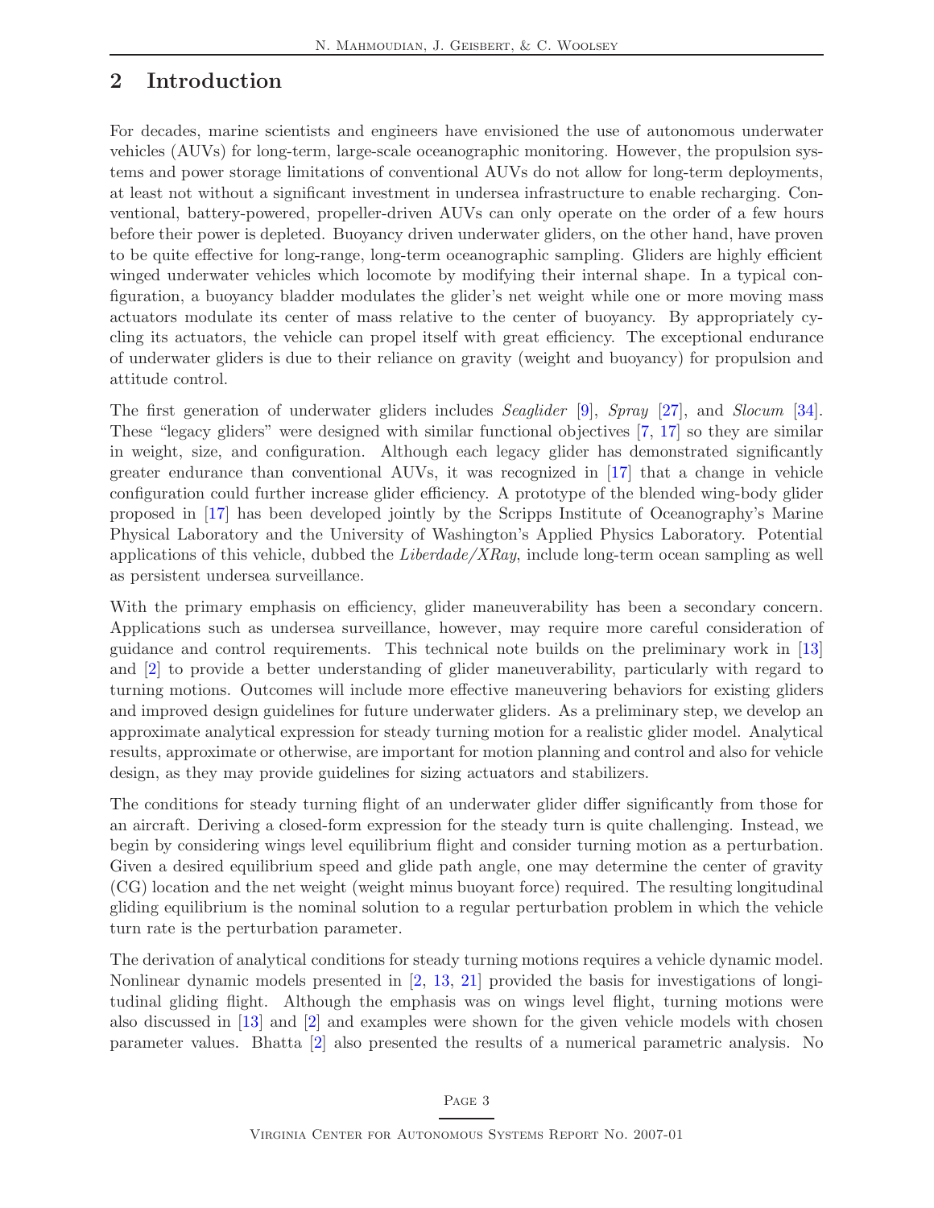## 2 Introduction

For decades, marine scientists and engineers have envisioned the use of autonomous underwater vehicles (AUVs) for long-term, large-scale oceanographic monitoring. However, the propulsion systems and power storage limitations of conventional AUVs do not allow for long-term deployments, at least not without a significant investment in undersea infrastructure to enable recharging. Conventional, battery-powered, propeller-driven AUVs can only operate on the order of a few hours before their power is depleted. Buoyancy driven underwater gliders, on the other hand, have proven to be quite effective for long-range, long-term oceanographic sampling. Gliders are highly efficient winged underwater vehicles which locomote by modifying their internal shape. In a typical configuration, a buoyancy bladder modulates the glider's net weight while one or more moving mass actuators modulate its center of mass relative to the center of buoyancy. By appropriately cycling its actuators, the vehicle can propel itself with great efficiency. The exceptional endurance of underwater gliders is due to their reliance on gravity (weight and buoyancy) for propulsion and attitude control.

The first generation of underwater gliders includes *Seaglider* [9], *Spray* [27], and *Slocum* [34]. These "legacy gliders" were designed with similar functional objectives [7, 17] so they are similar in weight, size, and configuration. Although each legacy glider has demonstrated significantly greater endurance than conventional AUVs, it was recognized in [17] that a change in vehicle configuration could further increase glider efficiency. A prototype of the blended wing-body glider proposed in [17] has been developed jointly by the Scripps Institute of Oceanography's Marine Physical Laboratory and the University of Washington's Applied Physics Laboratory. Potential applications of this vehicle, dubbed the *Liberdade/XRay*, include long-term ocean sampling as well as persistent undersea surveillance.

With the primary emphasis on efficiency, glider maneuverability has been a secondary concern. Applications such as undersea surveillance, however, may require more careful consideration of guidance and control requirements. This technical note builds on the preliminary work in [13] and [2] to provide a better understanding of glider maneuverability, particularly with regard to turning motions. Outcomes will include more effective maneuvering behaviors for existing gliders and improved design guidelines for future underwater gliders. As a preliminary step, we develop an approximate analytical expression for steady turning motion for a realistic glider model. Analytical results, approximate or otherwise, are important for motion planning and control and also for vehicle design, as they may provide guidelines for sizing actuators and stabilizers.

The conditions for steady turning flight of an underwater glider differ significantly from those for an aircraft. Deriving a closed-form expression for the steady turn is quite challenging. Instead, we begin by considering wings level equilibrium flight and consider turning motion as a perturbation. Given a desired equilibrium speed and glide path angle, one may determine the center of gravity (CG) location and the net weight (weight minus buoyant force) required. The resulting longitudinal gliding equilibrium is the nominal solution to a regular perturbation problem in which the vehicle turn rate is the perturbation parameter.

The derivation of analytical conditions for steady turning motions requires a vehicle dynamic model. Nonlinear dynamic models presented in [2, 13, 21] provided the basis for investigations of longitudinal gliding flight. Although the emphasis was on wings level flight, turning motions were also discussed in [13] and [2] and examples were shown for the given vehicle models with chosen parameter values. Bhatta [2] also presented the results of a numerical parametric analysis. No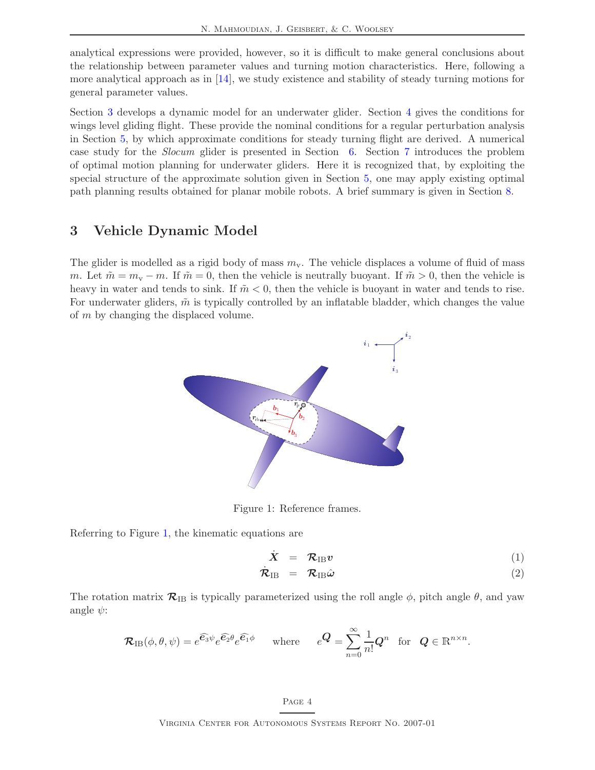analytical expressions were provided, however, so it is difficult to make general conclusions about the relationship between parameter values and turning motion characteristics. Here, following a more analytical approach as in [14], we study existence and stability of steady turning motions for general parameter values.

Section 3 develops a dynamic model for an underwater glider. Section 4 gives the conditions for wings level gliding flight. These provide the nominal conditions for a regular perturbation analysis in Section 5, by which approximate conditions for steady turning flight are derived. A numerical case study for the *Slocum* glider is presented in Section 6. Section 7 introduces the problem of optimal motion planning for underwater gliders. Here it is recognized that, by exploiting the special structure of the approximate solution given in Section 5, one may apply existing optimal path planning results obtained for planar mobile robots. A brief summary is given in Section 8.

## 3 Vehicle Dynamic Model

The glider is modelled as a rigid body of mass $m_{\mathrm{v}}$. The vehicle displaces a volume of fluid of mass $m$. Let $\tilde{m} = m_{\mathrm{v}} - m$. If $\tilde{m} = 0$, then the vehicle is neutrally buoyant. If $\tilde{m} > 0$, then the vehicle is heavy in water and tends to sink. If $\tilde{m} < 0$, then the vehicle is buoyant in water and tends to rise. For underwater gliders, $\tilde{m}$ is typically controlled by an inflatable bladder, which changes the value of $m$ by changing the displaced volume.

Figure 1: Reference frames.

Referring to Figure 1, the kinematic equations are

$$\dot{\boldsymbol{X}} = \boldsymbol{\mathcal{R}}_{\mathrm{IB}}\boldsymbol{v} \tag{1}$$

$$\dot{\boldsymbol{\mathcal{R}}}_{\mathrm{IB}} = \boldsymbol{\mathcal{R}}_{\mathrm{IB}}\hat{\boldsymbol{\omega}} \tag{2}$$

The rotation matrix $\boldsymbol{\mathcal{R}}_{\mathrm{IB}}$ is typically parameterized using the roll angle $\phi$, pitch angle $\theta$, and yaw angle $\psi$:

$$\boldsymbol{\mathcal{R}}_{\mathrm{IB}}(\phi,\theta,\psi) = e^{\widehat{\boldsymbol{e}_3}\psi}e^{\widehat{\boldsymbol{e}_2}\theta}e^{\widehat{\boldsymbol{e}_1}\phi} \qquad \text{where} \qquad e^{\boldsymbol{Q}} = \sum_{n=0}^{\infty}\frac{1}{n!}\boldsymbol{Q}^n \quad \text{for} \quad \boldsymbol{Q} \in \mathbb{R}^{n\times n}.$$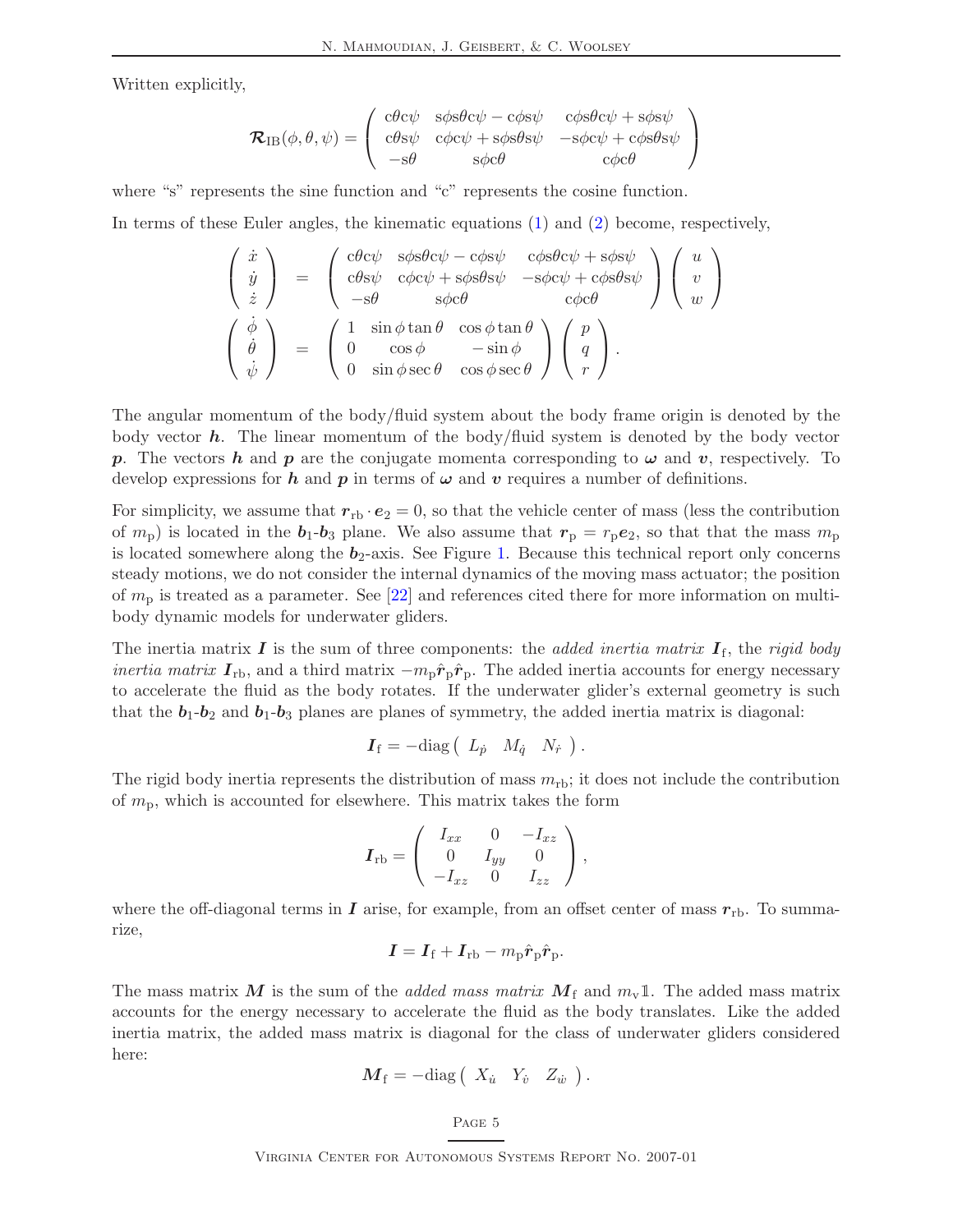Written explicitly,

$$\boldsymbol{\mathcal{R}}_{\mathrm{IB}}(\phi,\theta,\psi)=\begin{pmatrix} \mathrm{c}\theta\mathrm{c}\psi & \mathrm{s}\phi\mathrm{s}\theta\mathrm{c}\psi-\mathrm{c}\phi\mathrm{s}\psi & \mathrm{c}\phi\mathrm{s}\theta\mathrm{c}\psi+\mathrm{s}\phi\mathrm{s}\psi \\ \mathrm{c}\theta\mathrm{s}\psi & \mathrm{c}\phi\mathrm{c}\psi+\mathrm{s}\phi\mathrm{s}\theta\mathrm{s}\psi & -\mathrm{s}\phi\mathrm{c}\psi+\mathrm{c}\phi\mathrm{s}\theta\mathrm{s}\psi \\ -\mathrm{s}\theta & \mathrm{s}\phi\mathrm{c}\theta & \mathrm{c}\phi\mathrm{c}\theta \end{pmatrix}$$

where "s" represents the sine function and "c" represents the cosine function.

In terms of these Euler angles, the kinematic equations (1) and (2) become, respectively,

$$\begin{aligned}
\begin{pmatrix} \dot{x} \\ \dot{y} \\ \dot{z} \end{pmatrix} &= \begin{pmatrix} \mathrm{c}\theta\mathrm{c}\psi & \mathrm{s}\phi\mathrm{s}\theta\mathrm{c}\psi-\mathrm{c}\phi\mathrm{s}\psi & \mathrm{c}\phi\mathrm{s}\theta\mathrm{c}\psi+\mathrm{s}\phi\mathrm{s}\psi \\ \mathrm{c}\theta\mathrm{s}\psi & \mathrm{c}\phi\mathrm{c}\psi+\mathrm{s}\phi\mathrm{s}\theta\mathrm{s}\psi & -\mathrm{s}\phi\mathrm{c}\psi+\mathrm{c}\phi\mathrm{s}\theta\mathrm{s}\psi \\ -\mathrm{s}\theta & \mathrm{s}\phi\mathrm{c}\theta & \mathrm{c}\phi\mathrm{c}\theta \end{pmatrix} \begin{pmatrix} u \\ v \\ w \end{pmatrix} \\
\begin{pmatrix} \dot{\phi} \\ \dot{\theta} \\ \dot{\psi} \end{pmatrix} &= \begin{pmatrix} 1 & \sin\phi\tan\theta & \cos\phi\tan\theta \\ 0 & \cos\phi & -\sin\phi \\ 0 & \sin\phi\sec\theta & \cos\phi\sec\theta \end{pmatrix} \begin{pmatrix} p \\ q \\ r \end{pmatrix}.
\end{aligned}$$

The angular momentum of the body/fluid system about the body frame origin is denoted by the body vector $\boldsymbol{h}$. The linear momentum of the body/fluid system is denoted by the body vector $\boldsymbol{p}$. The vectors $\boldsymbol{h}$ and $\boldsymbol{p}$ are the conjugate momenta corresponding to $\boldsymbol{\omega}$ and $\boldsymbol{v}$, respectively. To develop expressions for $\boldsymbol{h}$ and $\boldsymbol{p}$ in terms of $\boldsymbol{\omega}$ and $\boldsymbol{v}$ requires a number of definitions.

For simplicity, we assume that $\boldsymbol{r}_{\mathrm{rb}}\cdot\boldsymbol{e}_2=0$, so that the vehicle center of mass (less the contribution of $m_{\mathrm{p}}$) is located in the $\boldsymbol{b}_1$-$\boldsymbol{b}_3$ plane. We also assume that $\boldsymbol{r}_{\mathrm{p}}=r_{\mathrm{p}}\boldsymbol{e}_2$, so that that the mass $m_{\mathrm{p}}$ is located somewhere along the $\boldsymbol{b}_2$-axis. See Figure 1. Because this technical report only concerns steady motions, we do not consider the internal dynamics of the moving mass actuator; the position of $m_{\mathrm{p}}$ is treated as a parameter. See [22] and references cited there for more information on multi-body dynamic models for underwater gliders.

The inertia matrix $\boldsymbol{I}$ is the sum of three components: the *added inertia matrix* $\boldsymbol{I}_{\mathrm{f}}$, the *rigid body inertia matrix* $\boldsymbol{I}_{\mathrm{rb}}$, and a third matrix $-m_{\mathrm{p}}\hat{\boldsymbol{r}}_{\mathrm{p}}\hat{\boldsymbol{r}}_{\mathrm{p}}$. The added inertia accounts for energy necessary to accelerate the fluid as the body rotates. If the underwater glider's external geometry is such that the $\boldsymbol{b}_1$-$\boldsymbol{b}_2$ and $\boldsymbol{b}_1$-$\boldsymbol{b}_3$ planes are planes of symmetry, the added inertia matrix is diagonal:

$$\boldsymbol{I}_{\mathrm{f}}=-\mathrm{diag}\begin{pmatrix} L_{\dot{p}} & M_{\dot{q}} & N_{\dot{r}} \end{pmatrix}.$$

The rigid body inertia represents the distribution of mass $m_{\mathrm{rb}}$; it does not include the contribution of $m_{\mathrm{p}}$, which is accounted for elsewhere. This matrix takes the form

$$\boldsymbol{I}_{\mathrm{rb}}=\begin{pmatrix} I_{xx} & 0 & -I_{xz} \\ 0 & I_{yy} & 0 \\ -I_{xz} & 0 & I_{zz} \end{pmatrix},$$

where the off-diagonal terms in $\boldsymbol{I}$ arise, for example, from an offset center of mass $\boldsymbol{r}_{\mathrm{rb}}$. To summarize,

$$\boldsymbol{I}=\boldsymbol{I}_{\mathrm{f}}+\boldsymbol{I}_{\mathrm{rb}}-m_{\mathrm{p}}\hat{\boldsymbol{r}}_{\mathrm{p}}\hat{\boldsymbol{r}}_{\mathrm{p}}.$$

The mass matrix $\boldsymbol{M}$ is the sum of the *added mass matrix* $\boldsymbol{M}_{\mathrm{f}}$ and $m_{\mathrm{v}}\mathbb{1}$. The added mass matrix accounts for the energy necessary to accelerate the fluid as the body translates. Like the added inertia matrix, the added mass matrix is diagonal for the class of underwater gliders considered here:

$$\boldsymbol{M}_{\mathrm{f}}=-\mathrm{diag}\begin{pmatrix} X_{\dot{u}} & Y_{\dot{v}} & Z_{\dot{w}} \end{pmatrix}.$$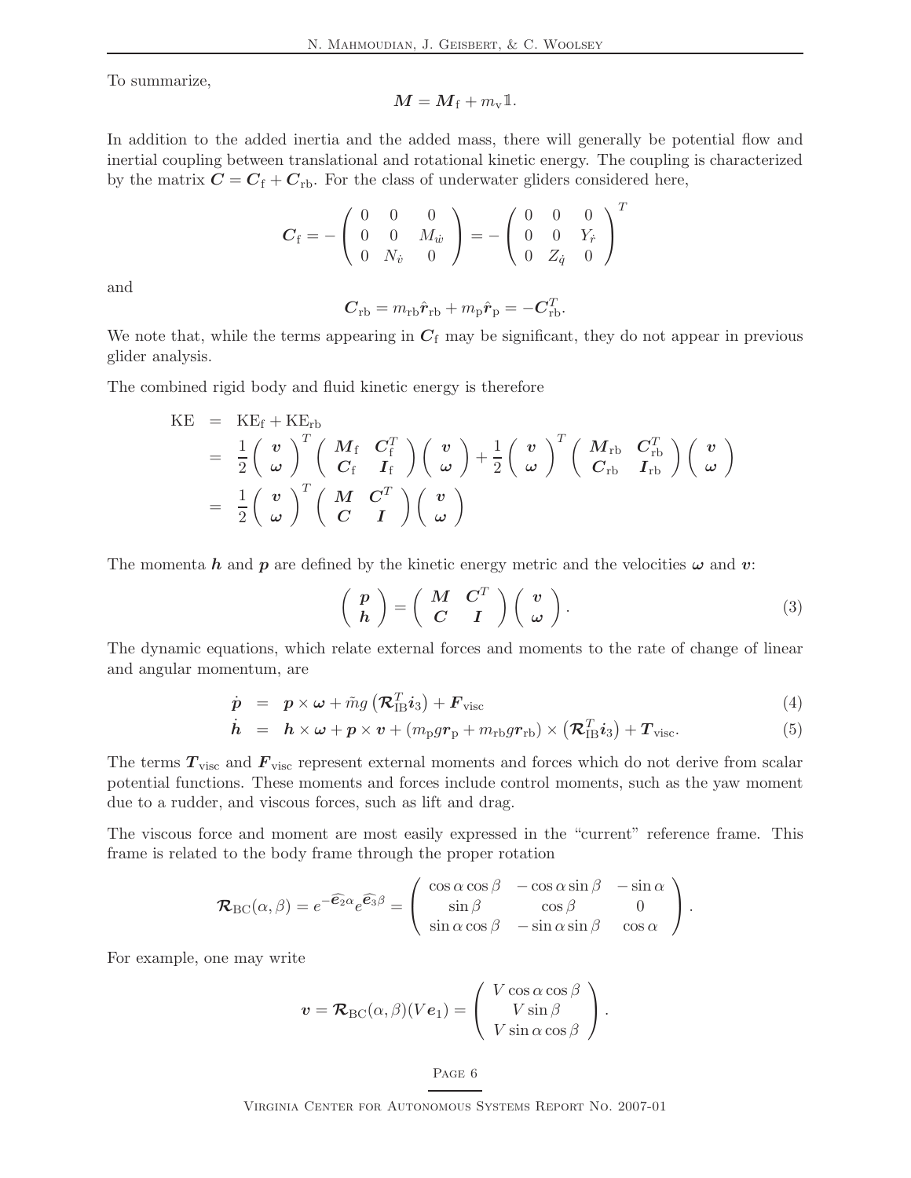To summarize,

$$\boldsymbol{M} = \boldsymbol{M}_{\mathrm{f}} + m_{\mathrm{v}}\mathbb{1}.$$

In addition to the added inertia and the added mass, there will generally be potential flow and inertial coupling between translational and rotational kinetic energy. The coupling is characterized by the matrix $\boldsymbol{C} = \boldsymbol{C}_{\mathrm{f}} + \boldsymbol{C}_{\mathrm{rb}}$. For the class of underwater gliders considered here,

$$\boldsymbol{C}_{\mathrm{f}} = -\begin{pmatrix} 0 & 0 & 0 \\ 0 & 0 & M_{\dot{w}} \\ 0 & N_{\dot{v}} & 0 \end{pmatrix} = -\begin{pmatrix} 0 & 0 & 0 \\ 0 & 0 & Y_{\dot{r}} \\ 0 & Z_{\dot{q}} & 0 \end{pmatrix}^T$$

and

$$\boldsymbol{C}_{\mathrm{rb}} = m_{\mathrm{rb}}\hat{\boldsymbol{r}}_{\mathrm{rb}} + m_{\mathrm{p}}\hat{\boldsymbol{r}}_{\mathrm{p}} = -\boldsymbol{C}_{\mathrm{rb}}^T.$$

We note that, while the terms appearing in $\boldsymbol{C}_{\mathrm{f}}$ may be significant, they do not appear in previous glider analysis.

The combined rigid body and fluid kinetic energy is therefore

$$\begin{aligned}
\mathrm{KE} &= \mathrm{KE}_{\mathrm{f}} + \mathrm{KE}_{\mathrm{rb}} \\
&= \frac{1}{2}\begin{pmatrix} \boldsymbol{v} \\ \boldsymbol{\omega} \end{pmatrix}^T \begin{pmatrix} \boldsymbol{M}_{\mathrm{f}} & \boldsymbol{C}_{\mathrm{f}}^T \\ \boldsymbol{C}_{\mathrm{f}} & \boldsymbol{I}_{\mathrm{f}} \end{pmatrix}\begin{pmatrix} \boldsymbol{v} \\ \boldsymbol{\omega} \end{pmatrix} + \frac{1}{2}\begin{pmatrix} \boldsymbol{v} \\ \boldsymbol{\omega} \end{pmatrix}^T \begin{pmatrix} \boldsymbol{M}_{\mathrm{rb}} & \boldsymbol{C}_{\mathrm{rb}}^T \\ \boldsymbol{C}_{\mathrm{rb}} & \boldsymbol{I}_{\mathrm{rb}} \end{pmatrix}\begin{pmatrix} \boldsymbol{v} \\ \boldsymbol{\omega} \end{pmatrix} \\
&= \frac{1}{2}\begin{pmatrix} \boldsymbol{v} \\ \boldsymbol{\omega} \end{pmatrix}^T \begin{pmatrix} \boldsymbol{M} & \boldsymbol{C}^T \\ \boldsymbol{C} & \boldsymbol{I} \end{pmatrix}\begin{pmatrix} \boldsymbol{v} \\ \boldsymbol{\omega} \end{pmatrix}
\end{aligned}$$

The momenta $\boldsymbol{h}$ and $\boldsymbol{p}$ are defined by the kinetic energy metric and the velocities $\boldsymbol{\omega}$ and $\boldsymbol{v}$:

$$\begin{pmatrix} \boldsymbol{p} \\ \boldsymbol{h} \end{pmatrix} = \begin{pmatrix} \boldsymbol{M} & \boldsymbol{C}^T \\ \boldsymbol{C} & \boldsymbol{I} \end{pmatrix}\begin{pmatrix} \boldsymbol{v} \\ \boldsymbol{\omega} \end{pmatrix}. \tag{3}$$

The dynamic equations, which relate external forces and moments to the rate of change of linear and angular momentum, are

$$\dot{\boldsymbol{p}} = \boldsymbol{p} \times \boldsymbol{\omega} + \tilde{m}g\left(\boldsymbol{\mathcal{R}}_{\mathrm{IB}}^T \boldsymbol{i}_3\right) + \boldsymbol{F}_{\mathrm{visc}} \tag{4}$$

$$\dot{\boldsymbol{h}} = \boldsymbol{h} \times \boldsymbol{\omega} + \boldsymbol{p} \times \boldsymbol{v} + (m_{\mathrm{p}}g\boldsymbol{r}_{\mathrm{p}} + m_{\mathrm{rb}}g\boldsymbol{r}_{\mathrm{rb}}) \times \left(\boldsymbol{\mathcal{R}}_{\mathrm{IB}}^T \boldsymbol{i}_3\right) + \boldsymbol{T}_{\mathrm{visc}}. \tag{5}$$

The terms $\boldsymbol{T}_{\mathrm{visc}}$ and $\boldsymbol{F}_{\mathrm{visc}}$ represent external moments and forces which do not derive from scalar potential functions. These moments and forces include control moments, such as the yaw moment due to a rudder, and viscous forces, such as lift and drag.

The viscous force and moment are most easily expressed in the "current" reference frame. This frame is related to the body frame through the proper rotation

$$\boldsymbol{\mathcal{R}}_{\mathrm{BC}}(\alpha, \beta) = e^{-\widehat{\boldsymbol{e}_2}\alpha} e^{\widehat{\boldsymbol{e}_3}\beta} = \begin{pmatrix} \cos\alpha\cos\beta & -\cos\alpha\sin\beta & -\sin\alpha \\ \sin\beta & \cos\beta & 0 \\ \sin\alpha\cos\beta & -\sin\alpha\sin\beta & \cos\alpha \end{pmatrix}.$$

For example, one may write

$$\boldsymbol{v} = \boldsymbol{\mathcal{R}}_{\mathrm{BC}}(\alpha, \beta)(V\boldsymbol{e}_1) = \begin{pmatrix} V\cos\alpha\cos\beta \\ V\sin\beta \\ V\sin\alpha\cos\beta \end{pmatrix}.$$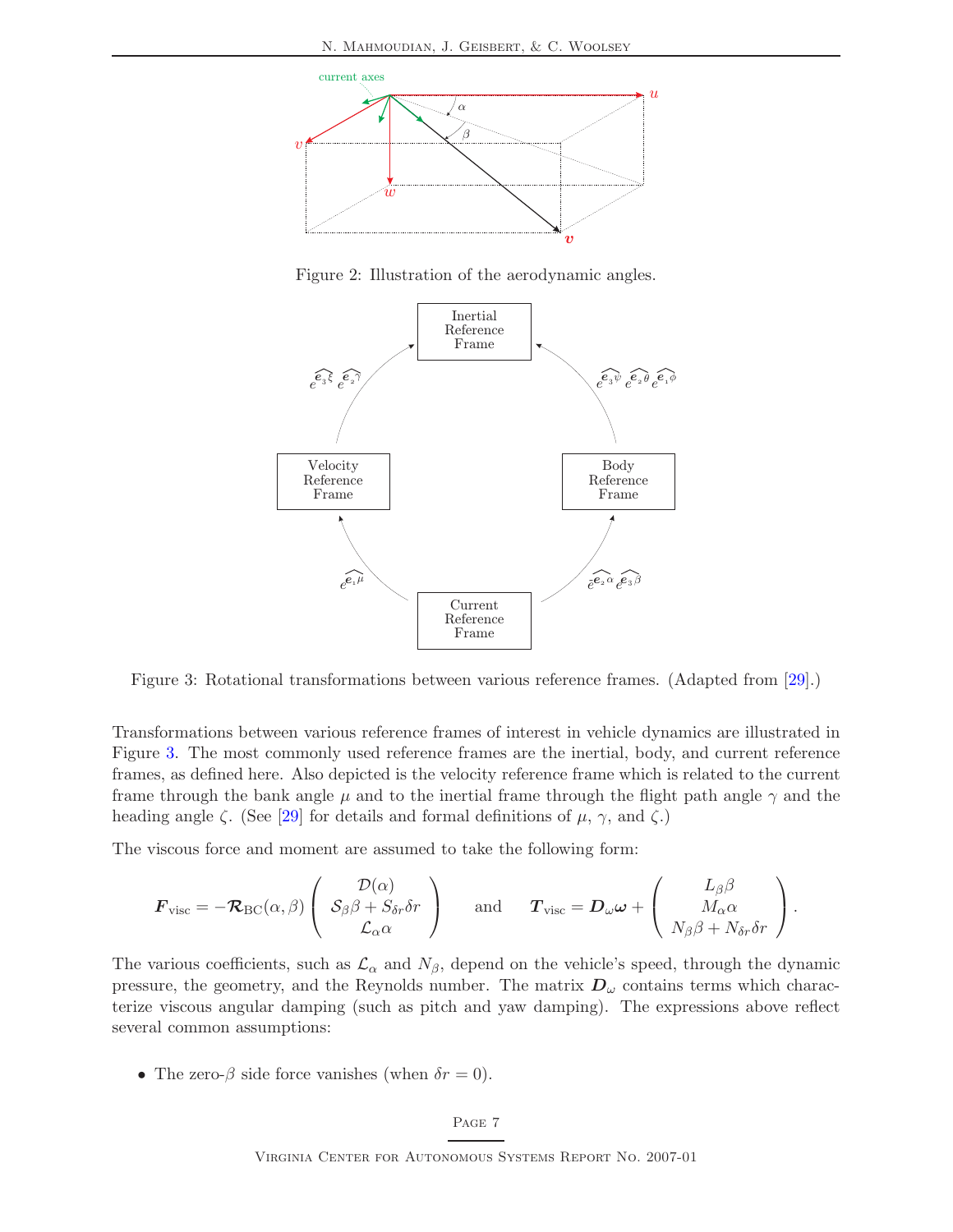Figure 2: Illustration of the aerodynamic angles.

Figure 3: Rotational transformations between various reference frames. (Adapted from [29].)

Transformations between various reference frames of interest in vehicle dynamics are illustrated in Figure 3. The most commonly used reference frames are the inertial, body, and current reference frames, as defined here. Also depicted is the velocity reference frame which is related to the current frame through the bank angle $\mu$ and to the inertial frame through the flight path angle $\gamma$ and the heading angle $\zeta$. (See [29] for details and formal definitions of $\mu$, $\gamma$, and $\zeta$.)

The viscous force and moment are assumed to take the following form:

$$\boldsymbol{F}_{\text{visc}} = -\boldsymbol{\mathcal{R}}_{\text{BC}}(\alpha,\beta)\begin{pmatrix} \mathcal{D}(\alpha) \\ \mathcal{S}_{\beta}\beta + S_{\delta r}\delta r \\ \mathcal{L}_{\alpha}\alpha \end{pmatrix} \qquad \text{and} \qquad \boldsymbol{T}_{\text{visc}} = \boldsymbol{D}_{\omega}\boldsymbol{\omega} + \begin{pmatrix} L_{\beta}\beta \\ M_{\alpha}\alpha \\ N_{\beta}\beta + N_{\delta r}\delta r \end{pmatrix}.$$

The various coefficients, such as $\mathcal{L}_{\alpha}$ and $N_{\beta}$, depend on the vehicle's speed, through the dynamic pressure, the geometry, and the Reynolds number. The matrix $\boldsymbol{D}_{\omega}$ contains terms which characterize viscous angular damping (such as pitch and yaw damping). The expressions above reflect several common assumptions:

- The zero-$\beta$ side force vanishes (when $\delta r = 0$).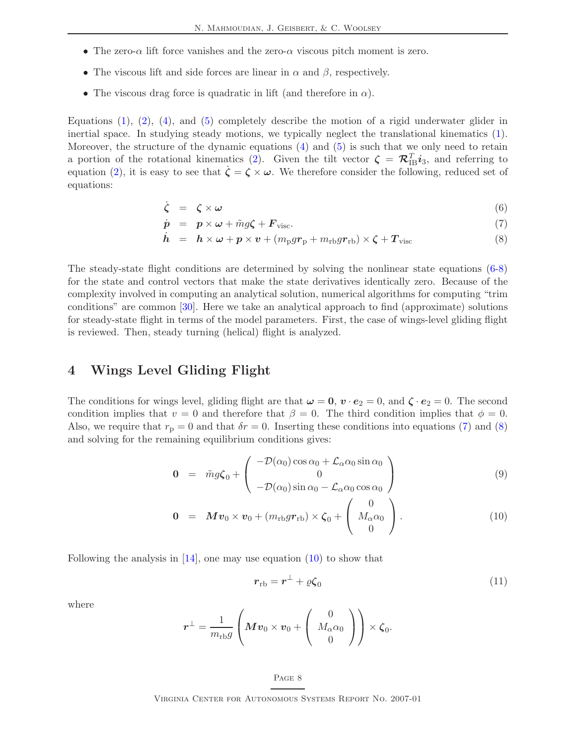- The zero-$\alpha$ lift force vanishes and the zero-$\alpha$ viscous pitch moment is zero.
- The viscous lift and side forces are linear in $\alpha$ and $\beta$, respectively.
- The viscous drag force is quadratic in lift (and therefore in $\alpha$).

Equations (1), (2), (4), and (5) completely describe the motion of a rigid underwater glider in inertial space. In studying steady motions, we typically neglect the translational kinematics (1). Moreover, the structure of the dynamic equations (4) and (5) is such that we only need to retain a portion of the rotational kinematics (2). Given the tilt vector $\boldsymbol{\zeta} = \boldsymbol{\mathcal{R}}_{\mathrm{IB}}^{T}\boldsymbol{i}_3$, and referring to equation (2), it is easy to see that $\dot{\boldsymbol{\zeta}} = \boldsymbol{\zeta} \times \boldsymbol{\omega}$. We therefore consider the following, reduced set of equations:

$$
\begin{aligned}
\dot{\boldsymbol{\zeta}} &= \boldsymbol{\zeta} \times \boldsymbol{\omega} &(6)\\
\dot{\boldsymbol{p}} &= \boldsymbol{p} \times \boldsymbol{\omega} + \tilde{m}g\boldsymbol{\zeta} + \boldsymbol{F}_{\mathrm{visc}}. &(7)\\
\dot{\boldsymbol{h}} &= \boldsymbol{h} \times \boldsymbol{\omega} + \boldsymbol{p} \times \boldsymbol{v} + (m_{\mathrm{p}}g\boldsymbol{r}_{\mathrm{p}} + m_{\mathrm{rb}}g\boldsymbol{r}_{\mathrm{rb}}) \times \boldsymbol{\zeta} + \boldsymbol{T}_{\mathrm{visc}} &(8)
\end{aligned}
$$

The steady-state flight conditions are determined by solving the nonlinear state equations (6-8) for the state and control vectors that make the state derivatives identically zero. Because of the complexity involved in computing an analytical solution, numerical algorithms for computing "trim conditions" are common [30]. Here we take an analytical approach to find (approximate) solutions for steady-state flight in terms of the model parameters. First, the case of wings-level gliding flight is reviewed. Then, steady turning (helical) flight is analyzed.

## 4 Wings Level Gliding Flight

The conditions for wings level, gliding flight are that $\boldsymbol{\omega} = \boldsymbol{0}$, $\boldsymbol{v} \cdot \boldsymbol{e}_2 = 0$, and $\boldsymbol{\zeta} \cdot \boldsymbol{e}_2 = 0$. The second condition implies that $v = 0$ and therefore that $\beta = 0$. The third condition implies that $\phi = 0$. Also, we require that $r_{\mathrm{p}} = 0$ and that $\delta r = 0$. Inserting these conditions into equations (7) and (8) and solving for the remaining equilibrium conditions gives:

$$
\boldsymbol{0} = \tilde{m}g\boldsymbol{\zeta}_0 + \begin{pmatrix} -\mathcal{D}(\alpha_0)\cos\alpha_0 + \mathcal{L}_{\alpha}\alpha_0\sin\alpha_0 \\ 0 \\ -\mathcal{D}(\alpha_0)\sin\alpha_0 - \mathcal{L}_{\alpha}\alpha_0\cos\alpha_0 \end{pmatrix} \tag{9}
$$

$$
\boldsymbol{0} = \boldsymbol{M}\boldsymbol{v}_0 \times \boldsymbol{v}_0 + (m_{\mathrm{rb}}g\boldsymbol{r}_{\mathrm{rb}}) \times \boldsymbol{\zeta}_0 + \begin{pmatrix} 0 \\ M_{\alpha}\alpha_0 \\ 0 \end{pmatrix}. \tag{10}
$$

Following the analysis in [14], one may use equation (10) to show that

$$
\boldsymbol{r}_{\mathrm{rb}} = \boldsymbol{r}^{\perp} + \varrho\boldsymbol{\zeta}_0 \tag{11}
$$

where

$$
\boldsymbol{r}^{\perp} = \frac{1}{m_{\mathrm{rb}}g}\left(\boldsymbol{M}\boldsymbol{v}_0 \times \boldsymbol{v}_0 + \begin{pmatrix} 0 \\ M_{\alpha}\alpha_0 \\ 0 \end{pmatrix}\right) \times \boldsymbol{\zeta}_0.
$$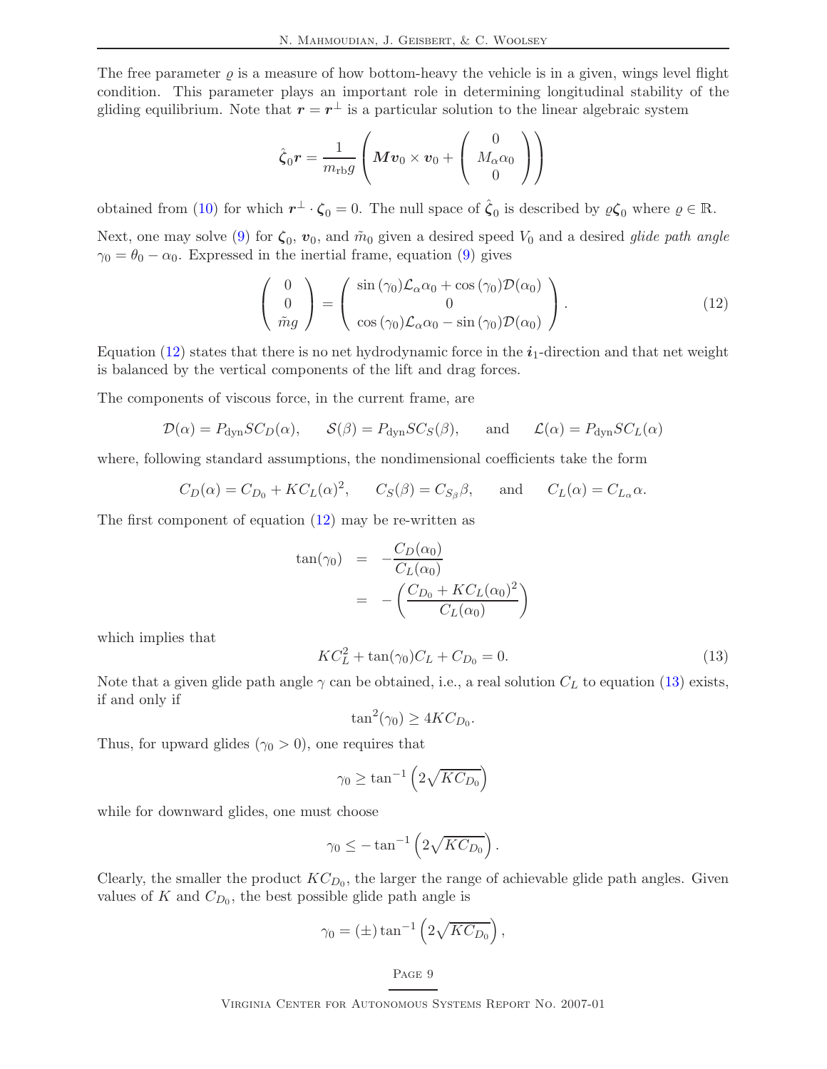The free parameter $\varrho$ is a measure of how bottom-heavy the vehicle is in a given, wings level flight condition. This parameter plays an important role in determining longitudinal stability of the gliding equilibrium. Note that $\boldsymbol{r} = \boldsymbol{r}^{\perp}$ is a particular solution to the linear algebraic system

$$\hat{\boldsymbol{\zeta}}_0 \boldsymbol{r} = \frac{1}{m_{\mathrm{rb}} g} \left( \boldsymbol{M} \boldsymbol{v}_0 \times \boldsymbol{v}_0 + \begin{pmatrix} 0 \\ M_\alpha \alpha_0 \\ 0 \end{pmatrix} \right)$$

obtained from (10) for which $\boldsymbol{r}^{\perp} \cdot \boldsymbol{\zeta}_0 = 0$. The null space of $\hat{\boldsymbol{\zeta}}_0$ is described by $\varrho \boldsymbol{\zeta}_0$ where $\varrho \in \mathbb{R}$.

Next, one may solve (9) for $\boldsymbol{\zeta}_0$, $\boldsymbol{v}_0$, and $\tilde{m}_0$ given a desired speed $V_0$ and a desired *glide path angle* $\gamma_0 = \theta_0 - \alpha_0$. Expressed in the inertial frame, equation (9) gives

$$\begin{pmatrix} 0 \\ 0 \\ \tilde{m} g \end{pmatrix} = \begin{pmatrix} \sin(\gamma_0) \mathcal{L}_\alpha \alpha_0 + \cos(\gamma_0) \mathcal{D}(\alpha_0) \\ 0 \\ \cos(\gamma_0) \mathcal{L}_\alpha \alpha_0 - \sin(\gamma_0) \mathcal{D}(\alpha_0) \end{pmatrix}. \tag{12}$$

Equation (12) states that there is no net hydrodynamic force in the $\boldsymbol{i}_1$-direction and that net weight is balanced by the vertical components of the lift and drag forces.

The components of viscous force, in the current frame, are

$$\mathcal{D}(\alpha) = P_{\mathrm{dyn}} S C_D(\alpha), \qquad \mathcal{S}(\beta) = P_{\mathrm{dyn}} S C_S(\beta), \qquad \text{and} \qquad \mathcal{L}(\alpha) = P_{\mathrm{dyn}} S C_L(\alpha)$$

where, following standard assumptions, the nondimensional coefficients take the form

$$C_D(\alpha) = C_{D_0} + K C_L(\alpha)^2, \qquad C_S(\beta) = C_{S_\beta} \beta, \qquad \text{and} \qquad C_L(\alpha) = C_{L_\alpha} \alpha.$$

The first component of equation (12) may be re-written as

$$\begin{aligned} \tan(\gamma_0) &= -\frac{C_D(\alpha_0)}{C_L(\alpha_0)} \\ &= -\left( \frac{C_{D_0} + K C_L(\alpha_0)^2}{C_L(\alpha_0)} \right) \end{aligned}$$

which implies that

$$K C_L^2 + \tan(\gamma_0) C_L + C_{D_0} = 0. \tag{13}$$

Note that a given glide path angle $\gamma$ can be obtained, i.e., a real solution $C_L$ to equation (13) exists, if and only if

$$\tan^2(\gamma_0) \geq 4 K C_{D_0}.$$

Thus, for upward glides ($\gamma_0 > 0$), one requires that

$$\gamma_0 \geq \tan^{-1}\left( 2\sqrt{K C_{D_0}} \right)$$

while for downward glides, one must choose

$$\gamma_0 \leq -\tan^{-1}\left( 2\sqrt{K C_{D_0}} \right).$$

Clearly, the smaller the product $K C_{D_0}$, the larger the range of achievable glide path angles. Given values of $K$ and $C_{D_0}$, the best possible glide path angle is

$$\gamma_0 = (\pm) \tan^{-1}\left( 2\sqrt{K C_{D_0}} \right),$$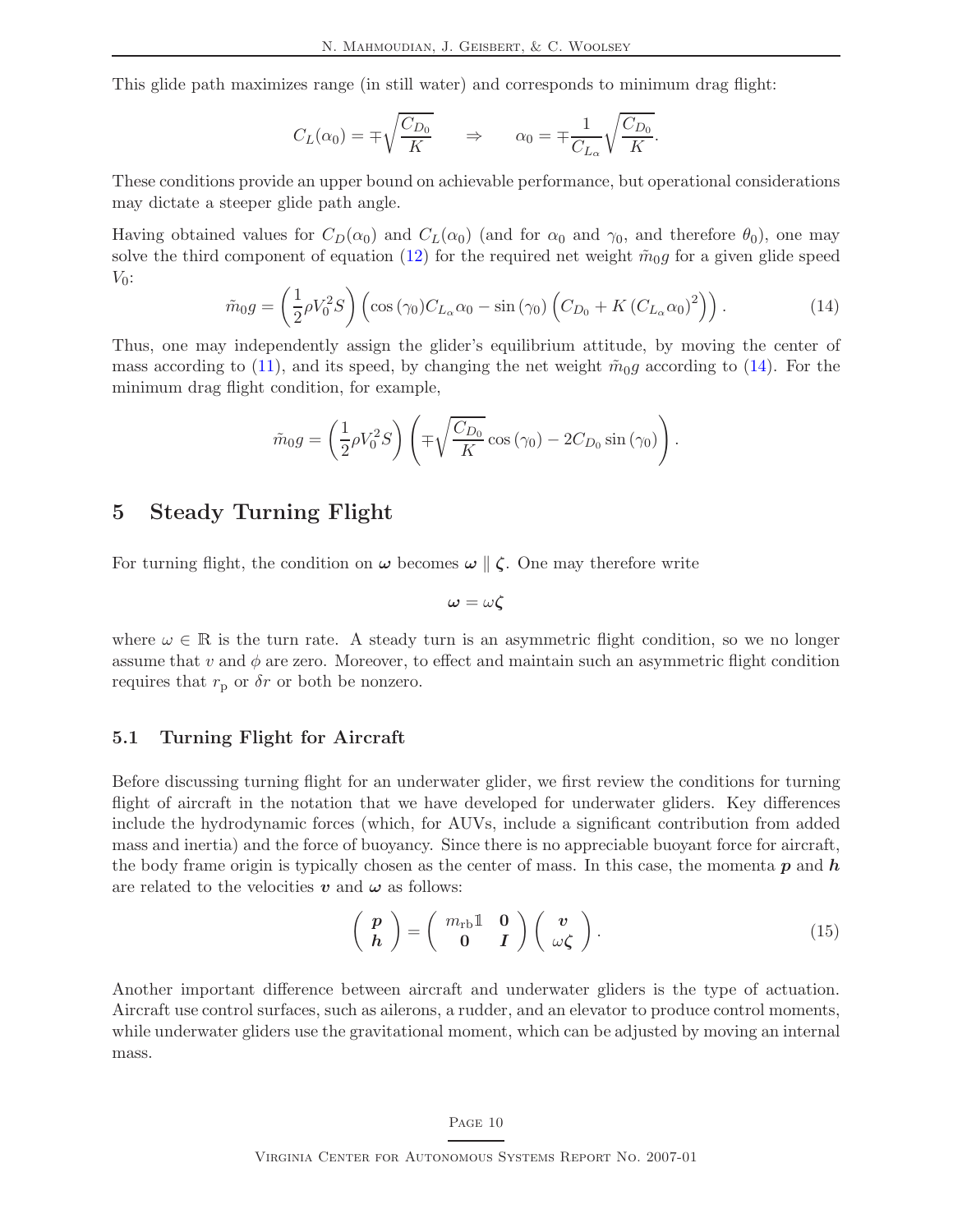This glide path maximizes range (in still water) and corresponds to minimum drag flight:

$$C_L(\alpha_0) = \mp\sqrt{\frac{C_{D_0}}{K}} \qquad \Rightarrow \qquad \alpha_0 = \mp\frac{1}{C_{L_\alpha}}\sqrt{\frac{C_{D_0}}{K}}.$$

These conditions provide an upper bound on achievable performance, but operational considerations may dictate a steeper glide path angle.

Having obtained values for $C_D(\alpha_0)$ and $C_L(\alpha_0)$ (and for $\alpha_0$ and $\gamma_0$, and therefore $\theta_0$), one may solve the third component of equation (12) for the required net weight $\tilde{m}_0 g$ for a given glide speed $V_0$:

$$\tilde{m}_0 g = \left(\frac{1}{2}\rho V_0^2 S\right)\left(\cos(\gamma_0) C_{L_\alpha}\alpha_0 - \sin(\gamma_0)\left(C_{D_0} + K\left(C_{L_\alpha}\alpha_0\right)^2\right)\right). \tag{14}$$

Thus, one may independently assign the glider's equilibrium attitude, by moving the center of mass according to (11), and its speed, by changing the net weight $\tilde{m}_0 g$ according to (14). For the minimum drag flight condition, for example,

$$\tilde{m}_0 g = \left(\frac{1}{2}\rho V_0^2 S\right)\left(\mp\sqrt{\frac{C_{D_0}}{K}}\cos(\gamma_0) - 2C_{D_0}\sin(\gamma_0)\right).$$

# 5 Steady Turning Flight

For turning flight, the condition on $\boldsymbol{\omega}$ becomes $\boldsymbol{\omega} \parallel \boldsymbol{\zeta}$. One may therefore write

$$\boldsymbol{\omega} = \omega\boldsymbol{\zeta}$$

where $\omega \in \mathbb{R}$ is the turn rate. A steady turn is an asymmetric flight condition, so we no longer assume that $v$ and $\phi$ are zero. Moreover, to effect and maintain such an asymmetric flight condition requires that $r_{\mathrm{p}}$ or $\delta r$ or both be nonzero.

## 5.1 Turning Flight for Aircraft

Before discussing turning flight for an underwater glider, we first review the conditions for turning flight of aircraft in the notation that we have developed for underwater gliders. Key differences include the hydrodynamic forces (which, for AUVs, include a significant contribution from added mass and inertia) and the force of buoyancy. Since there is no appreciable buoyant force for aircraft, the body frame origin is typically chosen as the center of mass. In this case, the momenta $\boldsymbol{p}$ and $\boldsymbol{h}$ are related to the velocities $\boldsymbol{v}$ and $\boldsymbol{\omega}$ as follows:

$$\begin{pmatrix} \boldsymbol{p} \\ \boldsymbol{h} \end{pmatrix} = \begin{pmatrix} m_{\mathrm{rb}}\mathbb{1} & \mathbf{0} \\ \mathbf{0} & \boldsymbol{I} \end{pmatrix}\begin{pmatrix} \boldsymbol{v} \\ \omega\boldsymbol{\zeta} \end{pmatrix}. \tag{15}$$

Another important difference between aircraft and underwater gliders is the type of actuation. Aircraft use control surfaces, such as ailerons, a rudder, and an elevator to produce control moments, while underwater gliders use the gravitational moment, which can be adjusted by moving an internal mass.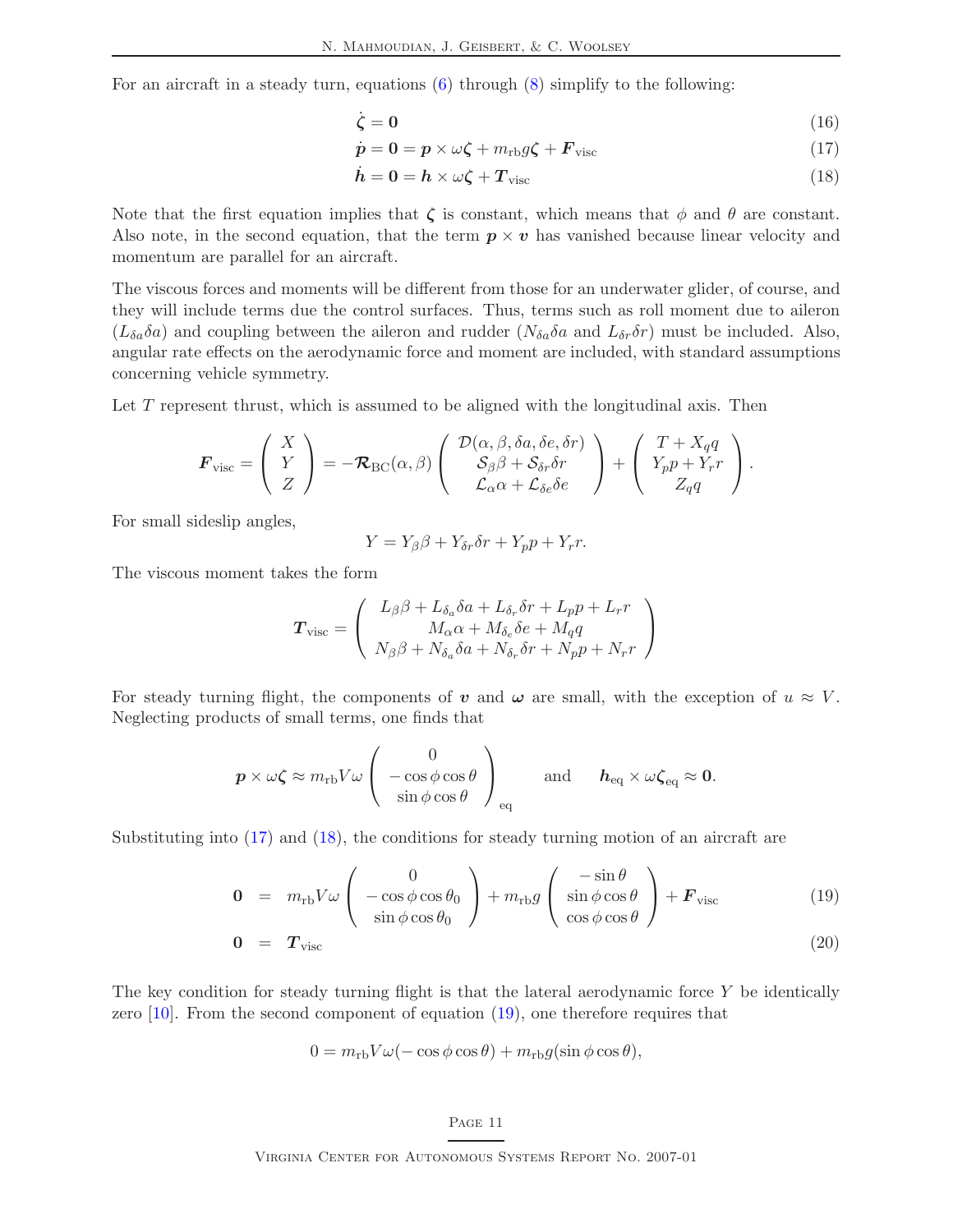For an aircraft in a steady turn, equations (6) through (8) simplify to the following:

$$\dot{\boldsymbol{\zeta}} = \mathbf{0} \tag{16}$$

$$\dot{\boldsymbol{p}} = \mathbf{0} = \boldsymbol{p} \times \omega\boldsymbol{\zeta} + m_{\rm rb} g \boldsymbol{\zeta} + \boldsymbol{F}_{\rm visc} \tag{17}$$

$$\dot{\boldsymbol{h}} = \mathbf{0} = \boldsymbol{h} \times \omega\boldsymbol{\zeta} + \boldsymbol{T}_{\rm visc} \tag{18}$$

Note that the first equation implies that $\boldsymbol{\zeta}$ is constant, which means that $\phi$ and $\theta$ are constant. Also note, in the second equation, that the term $\boldsymbol{p} \times \boldsymbol{v}$ has vanished because linear velocity and momentum are parallel for an aircraft.

The viscous forces and moments will be different from those for an underwater glider, of course, and they will include terms due the control surfaces. Thus, terms such as roll moment due to aileron ($L_{\delta a}\delta a$) and coupling between the aileron and rudder ($N_{\delta a}\delta a$ and $L_{\delta r}\delta r$) must be included. Also, angular rate effects on the aerodynamic force and moment are included, with standard assumptions concerning vehicle symmetry.

Let $T$ represent thrust, which is assumed to be aligned with the longitudinal axis. Then

$$\boldsymbol{F}_{\rm visc} = \begin{pmatrix} X \\ Y \\ Z \end{pmatrix} = -\boldsymbol{\mathcal{R}}_{\rm BC}(\alpha,\beta) \begin{pmatrix} \mathcal{D}(\alpha,\beta,\delta a,\delta e,\delta r) \\ \mathcal{S}_\beta \beta + \mathcal{S}_{\delta r}\delta r \\ \mathcal{L}_\alpha \alpha + \mathcal{L}_{\delta e}\delta e \end{pmatrix} + \begin{pmatrix} T + X_q q \\ Y_p p + Y_r r \\ Z_q q \end{pmatrix}.$$

For small sideslip angles,

$$Y = Y_\beta \beta + Y_{\delta r}\delta r + Y_p p + Y_r r.$$

The viscous moment takes the form

$$\boldsymbol{T}_{\rm visc} = \begin{pmatrix} L_\beta \beta + L_{\delta_a}\delta a + L_{\delta_r}\delta r + L_p p + L_r r \\ M_\alpha \alpha + M_{\delta_e}\delta e + M_q q \\ N_\beta \beta + N_{\delta_a}\delta a + N_{\delta_r}\delta r + N_p p + N_r r \end{pmatrix}$$

For steady turning flight, the components of $\boldsymbol{v}$ and $\boldsymbol{\omega}$ are small, with the exception of $u \approx V$. Neglecting products of small terms, one finds that

$$\boldsymbol{p} \times \omega\boldsymbol{\zeta} \approx m_{\rm rb} V \omega \begin{pmatrix} 0 \\ -\cos\phi\cos\theta \\ \sin\phi\cos\theta \end{pmatrix}_{\rm eq} \qquad \text{and} \qquad \boldsymbol{h}_{\rm eq} \times \omega\boldsymbol{\zeta}_{\rm eq} \approx \mathbf{0}.$$

Substituting into (17) and (18), the conditions for steady turning motion of an aircraft are

$$\mathbf{0} = m_{\rm rb} V \omega \begin{pmatrix} 0 \\ -\cos\phi\cos\theta_0 \\ \sin\phi\cos\theta_0 \end{pmatrix} + m_{\rm rb} g \begin{pmatrix} -\sin\theta \\ \sin\phi\cos\theta \\ \cos\phi\cos\theta \end{pmatrix} + \boldsymbol{F}_{\rm visc} \tag{19}$$

$$\mathbf{0} = \boldsymbol{T}_{\rm visc} \tag{20}$$

The key condition for steady turning flight is that the lateral aerodynamic force $Y$ be identically zero [10]. From the second component of equation (19), one therefore requires that

$$0 = m_{\rm rb} V \omega(-\cos\phi\cos\theta) + m_{\rm rb} g(\sin\phi\cos\theta),$$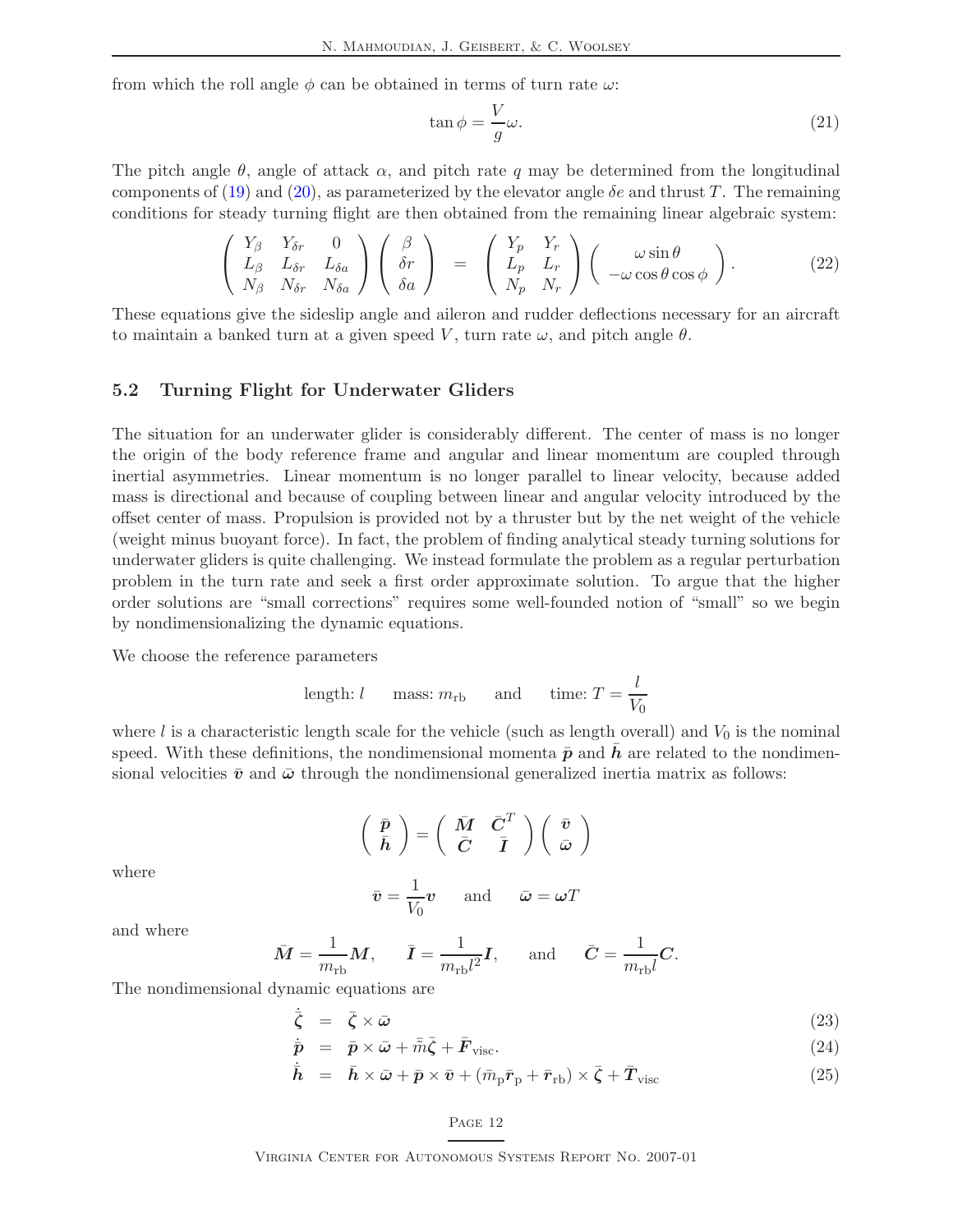from which the roll angle $\phi$ can be obtained in terms of turn rate $\omega$:

$$\tan\phi = \frac{V}{g}\omega. \tag{21}$$

The pitch angle $\theta$, angle of attack $\alpha$, and pitch rate $q$ may be determined from the longitudinal components of (19) and (20), as parameterized by the elevator angle $\delta e$ and thrust $T$. The remaining conditions for steady turning flight are then obtained from the remaining linear algebraic system:

$$\begin{pmatrix} Y_\beta & Y_{\delta r} & 0 \\ L_\beta & L_{\delta r} & L_{\delta a} \\ N_\beta & N_{\delta r} & N_{\delta a} \end{pmatrix} \begin{pmatrix} \beta \\ \delta r \\ \delta a \end{pmatrix} = \begin{pmatrix} Y_p & Y_r \\ L_p & L_r \\ N_p & N_r \end{pmatrix} \begin{pmatrix} \omega\sin\theta \\ -\omega\cos\theta\cos\phi \end{pmatrix}. \tag{22}$$

These equations give the sideslip angle and aileron and rudder deflections necessary for an aircraft to maintain a banked turn at a given speed $V$, turn rate $\omega$, and pitch angle $\theta$.

## 5.2 Turning Flight for Underwater Gliders

The situation for an underwater glider is considerably different. The center of mass is no longer the origin of the body reference frame and angular and linear momentum are coupled through inertial asymmetries. Linear momentum is no longer parallel to linear velocity, because added mass is directional and because of coupling between linear and angular velocity introduced by the offset center of mass. Propulsion is provided not by a thruster but by the net weight of the vehicle (weight minus buoyant force). In fact, the problem of finding analytical steady turning solutions for underwater gliders is quite challenging. We instead formulate the problem as a regular perturbation problem in the turn rate and seek a first order approximate solution. To argue that the higher order solutions are "small corrections" requires some well-founded notion of "small" so we begin by nondimensionalizing the dynamic equations.

We choose the reference parameters

$$\text{length: } l \qquad \text{mass: } m_{\text{rb}} \qquad \text{and} \qquad \text{time: } T = \frac{l}{V_0}$$

where $l$ is a characteristic length scale for the vehicle (such as length overall) and $V_0$ is the nominal speed. With these definitions, the nondimensional momenta $\bar{\boldsymbol{p}}$ and $\bar{\boldsymbol{h}}$ are related to the nondimensional velocities $\bar{\boldsymbol{v}}$ and $\bar{\boldsymbol{\omega}}$ through the nondimensional generalized inertia matrix as follows:

$$\begin{pmatrix} \bar{\boldsymbol{p}} \\ \bar{\boldsymbol{h}} \end{pmatrix} = \begin{pmatrix} \bar{\boldsymbol{M}} & \bar{\boldsymbol{C}}^T \\ \bar{\boldsymbol{C}} & \bar{\boldsymbol{I}} \end{pmatrix} \begin{pmatrix} \bar{\boldsymbol{v}} \\ \bar{\boldsymbol{\omega}} \end{pmatrix}$$

where

$$\bar{\boldsymbol{v}} = \frac{1}{V_0}\boldsymbol{v} \qquad \text{and} \qquad \bar{\boldsymbol{\omega}} = \boldsymbol{\omega}T$$

and where

$$\bar{\boldsymbol{M}} = \frac{1}{m_{\text{rb}}}\boldsymbol{M}, \qquad \bar{\boldsymbol{I}} = \frac{1}{m_{\text{rb}}l^2}\boldsymbol{I}, \qquad \text{and} \qquad \bar{\boldsymbol{C}} = \frac{1}{m_{\text{rb}}l}\boldsymbol{C}.$$

The nondimensional dynamic equations are

$$\dot{\bar{\boldsymbol{\zeta}}} = \bar{\boldsymbol{\zeta}} \times \bar{\boldsymbol{\omega}} \tag{23}$$

$$\dot{\bar{\boldsymbol{p}}} = \bar{\boldsymbol{p}} \times \bar{\boldsymbol{\omega}} + \bar{\tilde{m}}\bar{\boldsymbol{\zeta}} + \bar{\boldsymbol{F}}_{\text{visc}}. \tag{24}$$

$$\dot{\bar{\boldsymbol{h}}} = \bar{\boldsymbol{h}} \times \bar{\boldsymbol{\omega}} + \bar{\boldsymbol{p}} \times \bar{\boldsymbol{v}} + (\bar{m}_{\text{p}}\bar{\boldsymbol{r}}_{\text{p}} + \bar{\boldsymbol{r}}_{\text{rb}}) \times \bar{\boldsymbol{\zeta}} + \bar{\boldsymbol{T}}_{\text{visc}} \tag{25}$$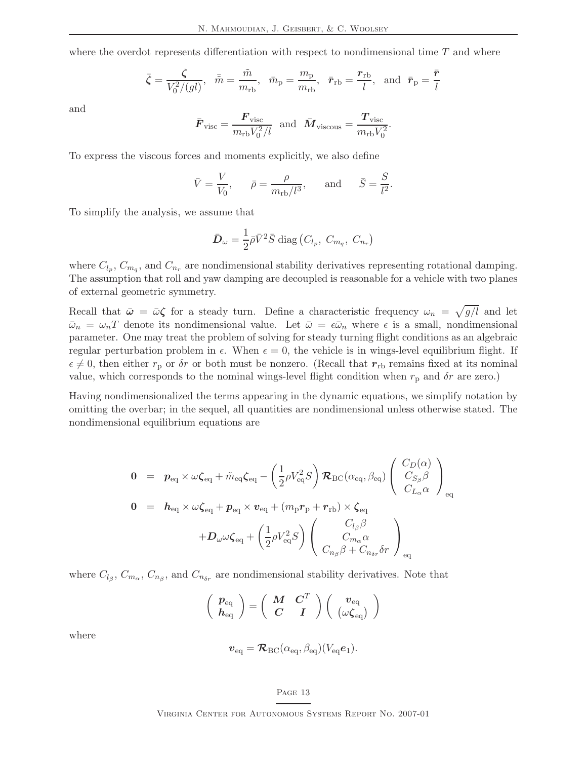where the overdot represents differentiation with respect to nondimensional time $T$ and where

$$\bar{\boldsymbol{\zeta}} = \frac{\boldsymbol{\zeta}}{V_0^2/(gl)}, \quad \bar{\tilde{m}} = \frac{\tilde{m}}{m_{\rm rb}}, \quad \bar{m}_{\rm p} = \frac{m_{\rm p}}{m_{\rm rb}}, \quad \bar{\boldsymbol{r}}_{\rm rb} = \frac{\boldsymbol{r}_{\rm rb}}{l}, \quad \text{and} \quad \bar{\boldsymbol{r}}_{\rm p} = \frac{\bar{\boldsymbol{r}}}{l}$$

and

$$\bar{\boldsymbol{F}}_{\rm visc} = \frac{\boldsymbol{F}_{\rm visc}}{m_{\rm rb}V_0^2/l} \quad \text{and} \quad \bar{\boldsymbol{M}}_{\rm viscous} = \frac{\boldsymbol{T}_{\rm visc}}{m_{\rm rb}V_0^2}.$$

To express the viscous forces and moments explicitly, we also define

$$\bar{V} = \frac{V}{V_0}, \qquad \bar{\rho} = \frac{\rho}{m_{\rm rb}/l^3}, \qquad \text{and} \qquad \bar{S} = \frac{S}{l^2}.$$

To simplify the analysis, we assume that

$$\bar{\boldsymbol{D}}_\omega = \frac{1}{2}\bar{\rho}\bar{V}^2\bar{S}\,\mathrm{diag}\left(C_{l_p},\ C_{m_q},\ C_{n_r}\right)$$

where $C_{l_p}$, $C_{m_q}$, and $C_{n_r}$ are nondimensional stability derivatives representing rotational damping. The assumption that roll and yaw damping are decoupled is reasonable for a vehicle with two planes of external geometric symmetry.

Recall that $\bar{\boldsymbol{\omega}} = \bar{\omega}\boldsymbol{\zeta}$ for a steady turn. Define a characteristic frequency $\omega_n = \sqrt{g/l}$ and let $\bar{\omega}_n = \omega_n T$ denote its nondimensional value. Let $\bar{\omega} = \epsilon\bar{\omega}_n$ where $\epsilon$ is a small, nondimensional parameter. One may treat the problem of solving for steady turning flight conditions as an algebraic regular perturbation problem in $\epsilon$. When $\epsilon = 0$, the vehicle is in wings-level equilibrium flight. If $\epsilon \neq 0$, then either $r_{\rm p}$ or $\delta r$ or both must be nonzero. (Recall that $\boldsymbol{r}_{\rm rb}$ remains fixed at its nominal value, which corresponds to the nominal wings-level flight condition when $r_{\rm p}$ and $\delta r$ are zero.)

Having nondimensionalized the terms appearing in the dynamic equations, we simplify notation by omitting the overbar; in the sequel, all quantities are nondimensional unless otherwise stated. The nondimensional equilibrium equations are

$$\begin{aligned}
\boldsymbol{0} &= \boldsymbol{p}_{\rm eq} \times \omega\boldsymbol{\zeta}_{\rm eq} + \tilde{m}_{\rm eq}\boldsymbol{\zeta}_{\rm eq} - \left(\frac{1}{2}\rho V_{\rm eq}^2 S\right)\boldsymbol{\mathcal{R}}_{\rm BC}(\alpha_{\rm eq},\beta_{\rm eq})\begin{pmatrix} C_D(\alpha) \\ C_{S_\beta}\beta \\ C_{L_\alpha}\alpha \end{pmatrix}_{\rm eq} \\
\boldsymbol{0} &= \boldsymbol{h}_{\rm eq} \times \omega\boldsymbol{\zeta}_{\rm eq} + \boldsymbol{p}_{\rm eq} \times \boldsymbol{v}_{\rm eq} + (m_{\rm p}\boldsymbol{r}_{\rm p} + \boldsymbol{r}_{\rm rb}) \times \boldsymbol{\zeta}_{\rm eq} \\
&\quad + \boldsymbol{D}_\omega \omega\boldsymbol{\zeta}_{\rm eq} + \left(\frac{1}{2}\rho V_{\rm eq}^2 S\right)\begin{pmatrix} C_{l_\beta}\beta \\ C_{m_\alpha}\alpha \\ C_{n_\beta}\beta + C_{n_{\delta r}}\delta r \end{pmatrix}_{\rm eq}
\end{aligned}$$

where $C_{l_\beta}$, $C_{m_\alpha}$, $C_{n_\beta}$, and $C_{n_{\delta r}}$ are nondimensional stability derivatives. Note that

$$\begin{pmatrix} \boldsymbol{p}_{\rm eq} \\ \boldsymbol{h}_{\rm eq} \end{pmatrix} = \begin{pmatrix} \boldsymbol{M} & \boldsymbol{C}^T \\ \boldsymbol{C} & \boldsymbol{I} \end{pmatrix}\begin{pmatrix} \boldsymbol{v}_{\rm eq} \\ (\omega\boldsymbol{\zeta}_{\rm eq}) \end{pmatrix}$$

where

$$\boldsymbol{v}_{\rm eq} = \boldsymbol{\mathcal{R}}_{\rm BC}(\alpha_{\rm eq},\beta_{\rm eq})(V_{\rm eq}\boldsymbol{e}_1).$$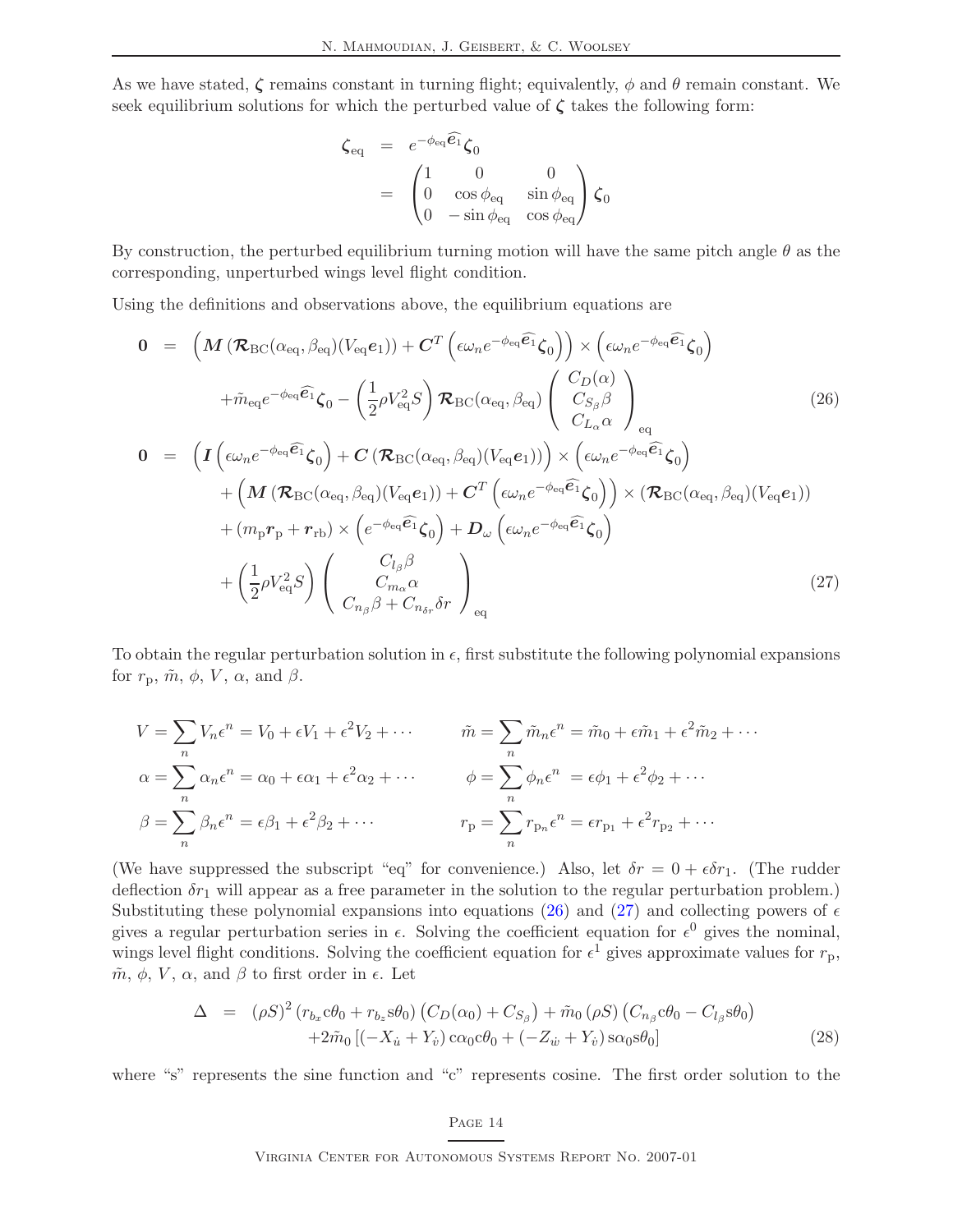As we have stated, $\boldsymbol{\zeta}$ remains constant in turning flight; equivalently, $\phi$ and $\theta$ remain constant. We seek equilibrium solutions for which the perturbed value of $\boldsymbol{\zeta}$ takes the following form:

$$
\begin{aligned}
\boldsymbol{\zeta}_{\text{eq}} &= e^{-\phi_{\text{eq}}\widehat{\boldsymbol{e}_1}}\boldsymbol{\zeta}_0 \\
&= \begin{pmatrix} 1 & 0 & 0 \\ 0 & \cos\phi_{\text{eq}} & \sin\phi_{\text{eq}} \\ 0 & -\sin\phi_{\text{eq}} & \cos\phi_{\text{eq}} \end{pmatrix} \boldsymbol{\zeta}_0
\end{aligned}
$$

By construction, the perturbed equilibrium turning motion will have the same pitch angle $\theta$ as the corresponding, unperturbed wings level flight condition.

Using the definitions and observations above, the equilibrium equations are

$$
\begin{aligned}
\mathbf{0} \;=\;& \left(\boldsymbol{M}\left(\boldsymbol{\mathcal{R}}_{\text{BC}}(\alpha_{\text{eq}},\beta_{\text{eq}})(V_{\text{eq}}\boldsymbol{e}_1)\right) + \boldsymbol{C}^T\left(\epsilon\omega_n e^{-\phi_{\text{eq}}\widehat{\boldsymbol{e}_1}}\boldsymbol{\zeta}_0\right)\right) \times \left(\epsilon\omega_n e^{-\phi_{\text{eq}}\widehat{\boldsymbol{e}_1}}\boldsymbol{\zeta}_0\right) \\
&+ \tilde{m}_{\text{eq}} e^{-\phi_{\text{eq}}\widehat{\boldsymbol{e}_1}}\boldsymbol{\zeta}_0 - \left(\frac{1}{2}\rho V_{\text{eq}}^2 S\right)\boldsymbol{\mathcal{R}}_{\text{BC}}(\alpha_{\text{eq}},\beta_{\text{eq}}) \begin{pmatrix} C_D(\alpha) \\ C_{S_\beta}\beta \\ C_{L_\alpha}\alpha \end{pmatrix}_{\text{eq}} && (26)
\end{aligned}
$$

$$
\begin{aligned}
\mathbf{0} \;=\;& \left(\boldsymbol{I}\left(\epsilon\omega_n e^{-\phi_{\text{eq}}\widehat{\boldsymbol{e}_1}}\boldsymbol{\zeta}_0\right) + \boldsymbol{C}\left(\boldsymbol{\mathcal{R}}_{\text{BC}}(\alpha_{\text{eq}},\beta_{\text{eq}})(V_{\text{eq}}\boldsymbol{e}_1)\right)\right) \times \left(\epsilon\omega_n e^{-\phi_{\text{eq}}\widehat{\boldsymbol{e}_1}}\boldsymbol{\zeta}_0\right) \\
&+ \left(\boldsymbol{M}\left(\boldsymbol{\mathcal{R}}_{\text{BC}}(\alpha_{\text{eq}},\beta_{\text{eq}})(V_{\text{eq}}\boldsymbol{e}_1)\right) + \boldsymbol{C}^T\left(\epsilon\omega_n e^{-\phi_{\text{eq}}\widehat{\boldsymbol{e}_1}}\boldsymbol{\zeta}_0\right)\right) \times \left(\boldsymbol{\mathcal{R}}_{\text{BC}}(\alpha_{\text{eq}},\beta_{\text{eq}})(V_{\text{eq}}\boldsymbol{e}_1)\right) \\
&+ \left(m_{\text{p}}\boldsymbol{r}_{\text{p}} + \boldsymbol{r}_{\text{rb}}\right) \times \left(e^{-\phi_{\text{eq}}\widehat{\boldsymbol{e}_1}}\boldsymbol{\zeta}_0\right) + \boldsymbol{D}_\omega\left(\epsilon\omega_n e^{-\phi_{\text{eq}}\widehat{\boldsymbol{e}_1}}\boldsymbol{\zeta}_0\right) \\
&+ \left(\frac{1}{2}\rho V_{\text{eq}}^2 S\right) \begin{pmatrix} C_{l_\beta}\beta \\ C_{m_\alpha}\alpha \\ C_{n_\beta}\beta + C_{n_{\delta r}}\delta r \end{pmatrix}_{\text{eq}} && (27)
\end{aligned}
$$

To obtain the regular perturbation solution in $\epsilon$, first substitute the following polynomial expansions for $r_{\text{p}}$, $\tilde{m}$, $\phi$, $V$, $\alpha$, and $\beta$.

$$
\begin{aligned}
V &= \sum_n V_n\epsilon^n = V_0 + \epsilon V_1 + \epsilon^2 V_2 + \cdots & \tilde{m} &= \sum_n \tilde{m}_n\epsilon^n = \tilde{m}_0 + \epsilon\tilde{m}_1 + \epsilon^2\tilde{m}_2 + \cdots \\
\alpha &= \sum_n \alpha_n\epsilon^n = \alpha_0 + \epsilon\alpha_1 + \epsilon^2\alpha_2 + \cdots & \phi &= \sum_n \phi_n\epsilon^n = \epsilon\phi_1 + \epsilon^2\phi_2 + \cdots \\
\beta &= \sum_n \beta_n\epsilon^n = \epsilon\beta_1 + \epsilon^2\beta_2 + \cdots & r_{\text{p}} &= \sum_n r_{\text{p}_n}\epsilon^n = \epsilon r_{\text{p}_1} + \epsilon^2 r_{\text{p}_2} + \cdots
\end{aligned}
$$

(We have suppressed the subscript "eq" for convenience.) Also, let $\delta r = 0 + \epsilon\delta r_1$. (The rudder deflection $\delta r_1$ will appear as a free parameter in the solution to the regular perturbation problem.) Substituting these polynomial expansions into equations (26) and (27) and collecting powers of $\epsilon$ gives a regular perturbation series in $\epsilon$. Solving the coefficient equation for $\epsilon^0$ gives the nominal, wings level flight conditions. Solving the coefficient equation for $\epsilon^1$ gives approximate values for $r_{\text{p}}$, $\tilde{m}$, $\phi$, $V$, $\alpha$, and $\beta$ to first order in $\epsilon$. Let

$$
\begin{aligned}
\Delta \;=\;& (\rho S)^2\left(r_{b_x}\text{c}\theta_0 + r_{b_z}\text{s}\theta_0\right)\left(C_D(\alpha_0) + C_{S_\beta}\right) + \tilde{m}_0(\rho S)\left(C_{n_\beta}\text{c}\theta_0 - C_{l_\beta}\text{s}\theta_0\right) \\
&+ 2\tilde{m}_0\left[\left(-X_{\dot{u}} + Y_{\dot{v}}\right)\text{c}\alpha_0\text{c}\theta_0 + \left(-Z_{\dot{w}} + Y_{\dot{v}}\right)\text{s}\alpha_0\text{s}\theta_0\right] && (28)
\end{aligned}
$$

where "s" represents the sine function and "c" represents cosine. The first order solution to the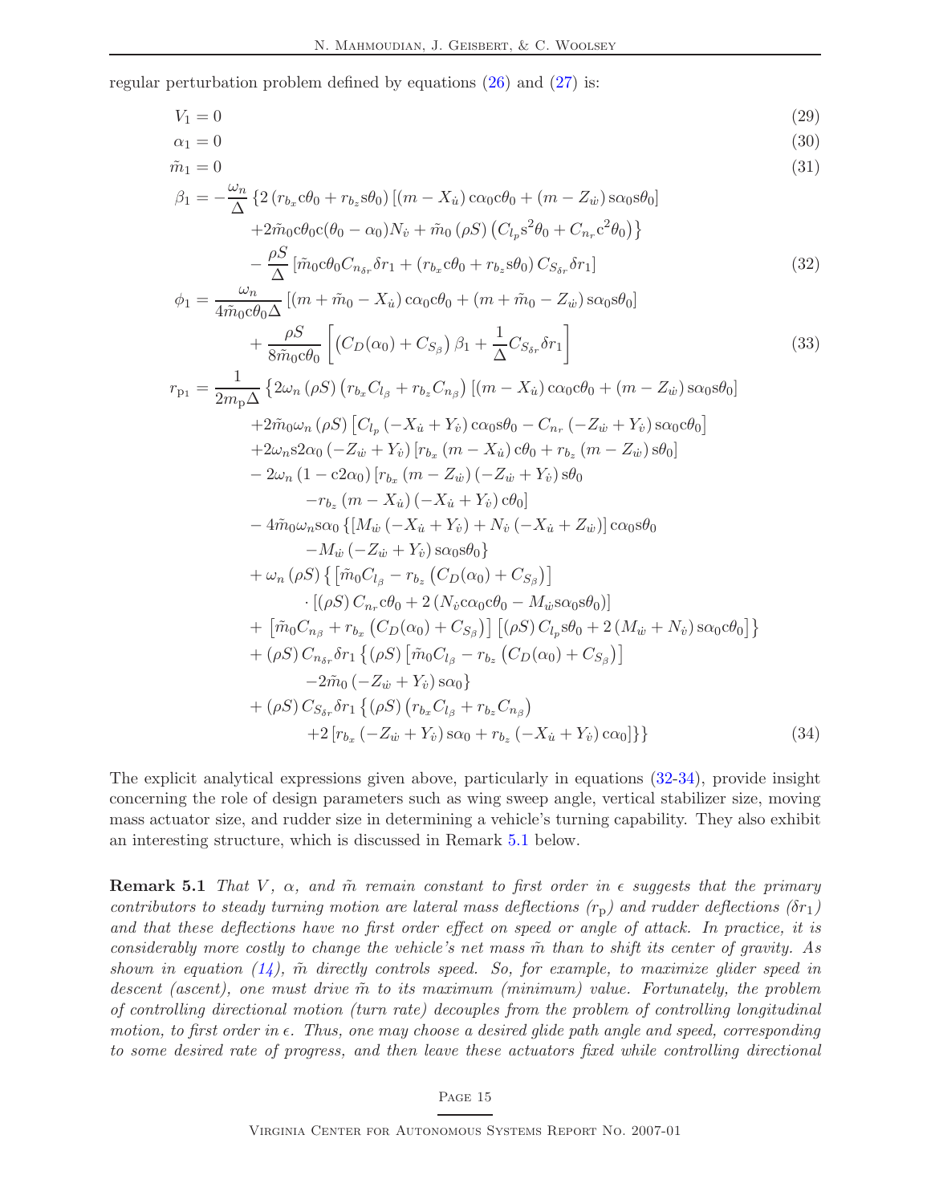regular perturbation problem defined by equations (26) and (27) is:

$$V_1 = 0 \tag{29}$$

$$\alpha_1 = 0 \tag{30}$$

$$\tilde{m}_1 = 0 \tag{31}$$

$$
\begin{aligned}
\beta_1 = & -\frac{\omega_n}{\Delta}\left\{2\left(r_{b_x}\mathrm{c}\theta_0 + r_{b_z}\mathrm{s}\theta_0\right)\left[(m - X_{\dot{u}})\,\mathrm{c}\alpha_0\mathrm{c}\theta_0 + (m - Z_{\dot{w}})\,\mathrm{s}\alpha_0\mathrm{s}\theta_0\right]\right. \\
& \left. + 2\tilde{m}_0\mathrm{c}\theta_0\mathrm{c}(\theta_0 - \alpha_0)N_{\dot{v}} + \tilde{m}_0\left(\rho S\right)\left(C_{l_p}\mathrm{s}^2\theta_0 + C_{n_r}\mathrm{c}^2\theta_0\right)\right\} \\
& - \frac{\rho S}{\Delta}\left[\tilde{m}_0\mathrm{c}\theta_0 C_{n_{\delta r}}\delta r_1 + \left(r_{b_x}\mathrm{c}\theta_0 + r_{b_z}\mathrm{s}\theta_0\right)C_{S_{\delta r}}\delta r_1\right]
\end{aligned} \tag{32}
$$

$$
\begin{aligned}
\phi_1 = & \frac{\omega_n}{4\tilde{m}_0\mathrm{c}\theta_0\Delta}\left[(m + \tilde{m}_0 - X_{\dot{u}})\,\mathrm{c}\alpha_0\mathrm{c}\theta_0 + (m + \tilde{m}_0 - Z_{\dot{w}})\,\mathrm{s}\alpha_0\mathrm{s}\theta_0\right] \\
& + \frac{\rho S}{8\tilde{m}_0\mathrm{c}\theta_0}\left[\left(C_D(\alpha_0) + C_{S_\beta}\right)\beta_1 + \frac{1}{\Delta}C_{S_{\delta r}}\delta r_1\right]
\end{aligned} \tag{33}
$$

$$
\begin{aligned}
r_{\mathrm{p}_1} = & \frac{1}{2m_{\mathrm{p}}\Delta}\left\{2\omega_n\left(\rho S\right)\left(r_{b_x}C_{l_\beta} + r_{b_z}C_{n_\beta}\right)\left[(m - X_{\dot{u}})\,\mathrm{c}\alpha_0\mathrm{c}\theta_0 + (m - Z_{\dot{w}})\,\mathrm{s}\alpha_0\mathrm{s}\theta_0\right]\right. \\
& + 2\tilde{m}_0\omega_n\left(\rho S\right)\left[C_{l_p}\left(-X_{\dot{u}} + Y_{\dot{v}}\right)\mathrm{c}\alpha_0\mathrm{s}\theta_0 - C_{n_r}\left(-Z_{\dot{w}} + Y_{\dot{v}}\right)\mathrm{s}\alpha_0\mathrm{c}\theta_0\right] \\
& + 2\omega_n\mathrm{s}2\alpha_0\left(-Z_{\dot{w}} + Y_{\dot{v}}\right)\left[r_{b_x}\left(m - X_{\dot{u}}\right)\mathrm{c}\theta_0 + r_{b_z}\left(m - Z_{\dot{w}}\right)\mathrm{s}\theta_0\right] \\
& - 2\omega_n\left(1 - \mathrm{c}2\alpha_0\right)\left[r_{b_x}\left(m - Z_{\dot{w}}\right)\left(-Z_{\dot{w}} + Y_{\dot{v}}\right)\mathrm{s}\theta_0\right. \\
& \qquad \left. - r_{b_z}\left(m - X_{\dot{u}}\right)\left(-X_{\dot{u}} + Y_{\dot{v}}\right)\mathrm{c}\theta_0\right] \\
& - 4\tilde{m}_0\omega_n\mathrm{s}\alpha_0\left\{\left[M_{\dot{w}}\left(-X_{\dot{u}} + Y_{\dot{v}}\right) + N_{\dot{v}}\left(-X_{\dot{u}} + Z_{\dot{w}}\right)\right]\mathrm{c}\alpha_0\mathrm{s}\theta_0\right. \\
& \qquad \left. - M_{\dot{w}}\left(-Z_{\dot{w}} + Y_{\dot{v}}\right)\mathrm{s}\alpha_0\mathrm{s}\theta_0\right\} \\
& + \omega_n\left(\rho S\right)\left\{\left[\tilde{m}_0 C_{l_\beta} - r_{b_z}\left(C_D(\alpha_0) + C_{S_\beta}\right)\right]\right. \\
& \qquad \cdot\left[(\rho S)\,C_{n_r}\mathrm{c}\theta_0 + 2\left(N_{\dot{v}}\mathrm{c}\alpha_0\mathrm{c}\theta_0 - M_{\dot{w}}\mathrm{s}\alpha_0\mathrm{s}\theta_0\right)\right] \\
& \left. + \left[\tilde{m}_0 C_{n_\beta} + r_{b_x}\left(C_D(\alpha_0) + C_{S_\beta}\right)\right]\left[(\rho S)\,C_{l_p}\mathrm{s}\theta_0 + 2\left(M_{\dot{w}} + N_{\dot{v}}\right)\mathrm{s}\alpha_0\mathrm{c}\theta_0\right]\right\} \\
& + (\rho S)\,C_{n_{\delta r}}\delta r_1\left\{(\rho S)\left[\tilde{m}_0 C_{l_\beta} - r_{b_z}\left(C_D(\alpha_0) + C_{S_\beta}\right)\right]\right. \\
& \qquad \left. - 2\tilde{m}_0\left(-Z_{\dot{w}} + Y_{\dot{v}}\right)\mathrm{s}\alpha_0\right\} \\
& + (\rho S)\,C_{S_{\delta r}}\delta r_1\left\{(\rho S)\left(r_{b_x}C_{l_\beta} + r_{b_z}C_{n_\beta}\right)\right. \\
& \qquad \left.\left. + 2\left[r_{b_x}\left(-Z_{\dot{w}} + Y_{\dot{v}}\right)\mathrm{s}\alpha_0 + r_{b_z}\left(-X_{\dot{u}} + Y_{\dot{v}}\right)\mathrm{c}\alpha_0\right]\right\}\right\}
\end{aligned} \tag{34}
$$

The explicit analytical expressions given above, particularly in equations (32-34), provide insight concerning the role of design parameters such as wing sweep angle, vertical stabilizer size, moving mass actuator size, and rudder size in determining a vehicle's turning capability. They also exhibit an interesting structure, which is discussed in Remark 5.1 below.

**Remark 5.1** *That $V$, $\alpha$, and $\tilde{m}$ remain constant to first order in $\epsilon$ suggests that the primary contributors to steady turning motion are lateral mass deflections ($r_{\mathrm{p}}$) and rudder deflections ($\delta r_1$) and that these deflections have no first order effect on speed or angle of attack. In practice, it is considerably more costly to change the vehicle's net mass $\tilde{m}$ than to shift its center of gravity. As shown in equation (14), $\tilde{m}$ directly controls speed. So, for example, to maximize glider speed in descent (ascent), one must drive $\tilde{m}$ to its maximum (minimum) value. Fortunately, the problem of controlling directional motion (turn rate) decouples from the problem of controlling longitudinal motion, to first order in $\epsilon$. Thus, one may choose a desired glide path angle and speed, corresponding to some desired rate of progress, and then leave these actuators fixed while controlling directional*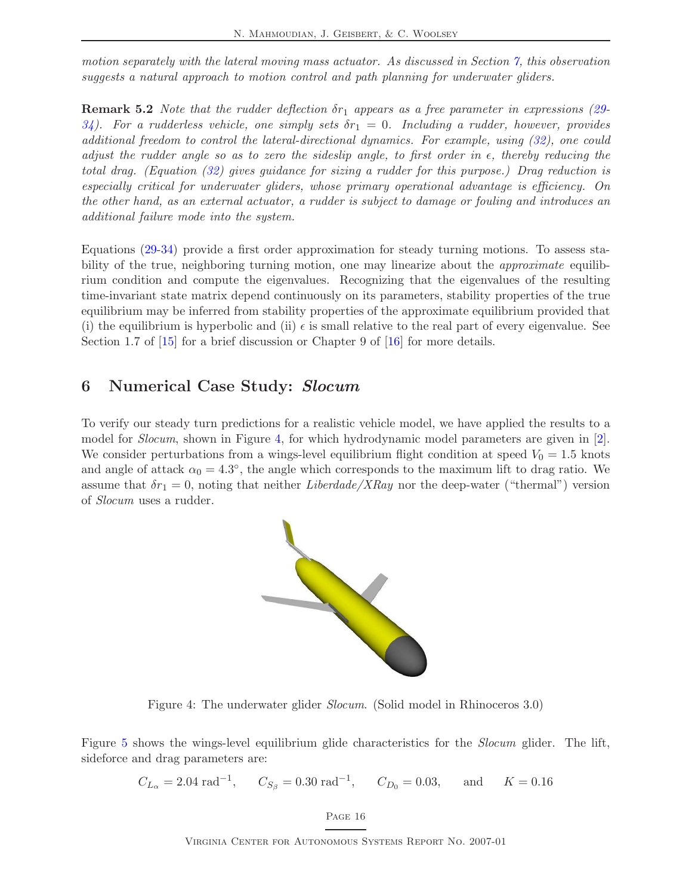*motion separately with the lateral moving mass actuator. As discussed in Section 7, this observation suggests a natural approach to motion control and path planning for underwater gliders.*

**Remark 5.2** *Note that the rudder deflection $\delta r_1$ appears as a free parameter in expressions (29-34). For a rudderless vehicle, one simply sets $\delta r_1 = 0$. Including a rudder, however, provides additional freedom to control the lateral-directional dynamics. For example, using (32), one could adjust the rudder angle so as to zero the sideslip angle, to first order in $\epsilon$, thereby reducing the total drag. (Equation (32) gives guidance for sizing a rudder for this purpose.) Drag reduction is especially critical for underwater gliders, whose primary operational advantage is efficiency. On the other hand, as an external actuator, a rudder is subject to damage or fouling and introduces an additional failure mode into the system.*

Equations (29-34) provide a first order approximation for steady turning motions. To assess stability of the true, neighboring turning motion, one may linearize about the *approximate* equilibrium condition and compute the eigenvalues. Recognizing that the eigenvalues of the resulting time-invariant state matrix depend continuously on its parameters, stability properties of the true equilibrium may be inferred from stability properties of the approximate equilibrium provided that (i) the equilibrium is hyperbolic and (ii) $\epsilon$ is small relative to the real part of every eigenvalue. See Section 1.7 of [15] for a brief discussion or Chapter 9 of [16] for more details.

## 6 Numerical Case Study: *Slocum*

To verify our steady turn predictions for a realistic vehicle model, we have applied the results to a model for *Slocum*, shown in Figure 4, for which hydrodynamic model parameters are given in [2]. We consider perturbations from a wings-level equilibrium flight condition at speed $V_0 = 1.5$ knots and angle of attack $\alpha_0 = 4.3°$, the angle which corresponds to the maximum lift to drag ratio. We assume that $\delta r_1 = 0$, noting that neither *Liberdade/XRay* nor the deep-water ("thermal") version of *Slocum* uses a rudder.

Figure 4: The underwater glider *Slocum*. (Solid model in Rhinoceros 3.0)

Figure 5 shows the wings-level equilibrium glide characteristics for the *Slocum* glider. The lift, sideforce and drag parameters are:

$$C_{L_\alpha} = 2.04 \text{ rad}^{-1}, \qquad C_{S_\beta} = 0.30 \text{ rad}^{-1}, \qquad C_{D_0} = 0.03, \qquad \text{and} \qquad K = 0.16$$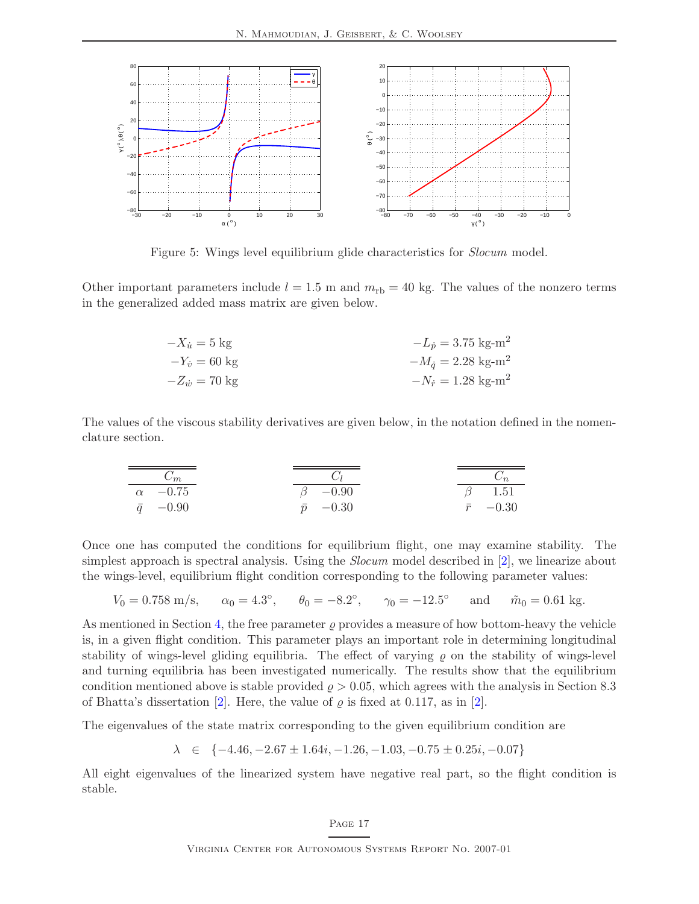Figure 5: Wings level equilibrium glide characteristics for *Slocum* model.

Other important parameters include $l = 1.5$ m and $m_{\text{rb}} = 40$ kg. The values of the nonzero terms in the generalized added mass matrix are given below.

$$-X_{\dot{u}} = 5 \text{ kg} \qquad -L_{\dot{p}} = 3.75 \text{ kg-m}^2$$
$$-Y_{\dot{v}} = 60 \text{ kg} \qquad -M_{\dot{q}} = 2.28 \text{ kg-m}^2$$
$$-Z_{\dot{w}} = 70 \text{ kg} \qquad -N_{\dot{r}} = 1.28 \text{ kg-m}^2$$

The values of the viscous stability derivatives are given below, in the notation defined in the nomenclature section.

| | $C_m$ |
|---|---|
| $\alpha$ | $-0.75$ |
| $\bar{q}$ | $-0.90$ |

| | $C_l$ |
|---|---|
| $\beta$ | $-0.90$ |
| $\bar{p}$ | $-0.30$ |

| | $C_n$ |
|---|---|
| $\beta$ | $1.51$ |
| $\bar{r}$ | $-0.30$ |

Once one has computed the conditions for equilibrium flight, one may examine stability. The simplest approach is spectral analysis. Using the *Slocum* model described in [2], we linearize about the wings-level, equilibrium flight condition corresponding to the following parameter values:

$$V_0 = 0.758 \text{ m/s}, \qquad \alpha_0 = 4.3^\circ, \qquad \theta_0 = -8.2^\circ, \qquad \gamma_0 = -12.5^\circ \qquad \text{and} \qquad \tilde{m}_0 = 0.61 \text{ kg}.$$

As mentioned in Section 4, the free parameter $\varrho$ provides a measure of how bottom-heavy the vehicle is, in a given flight condition. This parameter plays an important role in determining longitudinal stability of wings-level gliding equilibria. The effect of varying $\varrho$ on the stability of wings-level and turning equilibria has been investigated numerically. The results show that the equilibrium condition mentioned above is stable provided $\varrho > 0.05$, which agrees with the analysis in Section 8.3 of Bhatta's dissertation [2]. Here, the value of $\varrho$ is fixed at 0.117, as in [2].

The eigenvalues of the state matrix corresponding to the given equilibrium condition are

$$\lambda \quad \in \quad \{-4.46, -2.67 \pm 1.64i, -1.26, -1.03, -0.75 \pm 0.25i, -0.07\}$$

All eight eigenvalues of the linearized system have negative real part, so the flight condition is stable.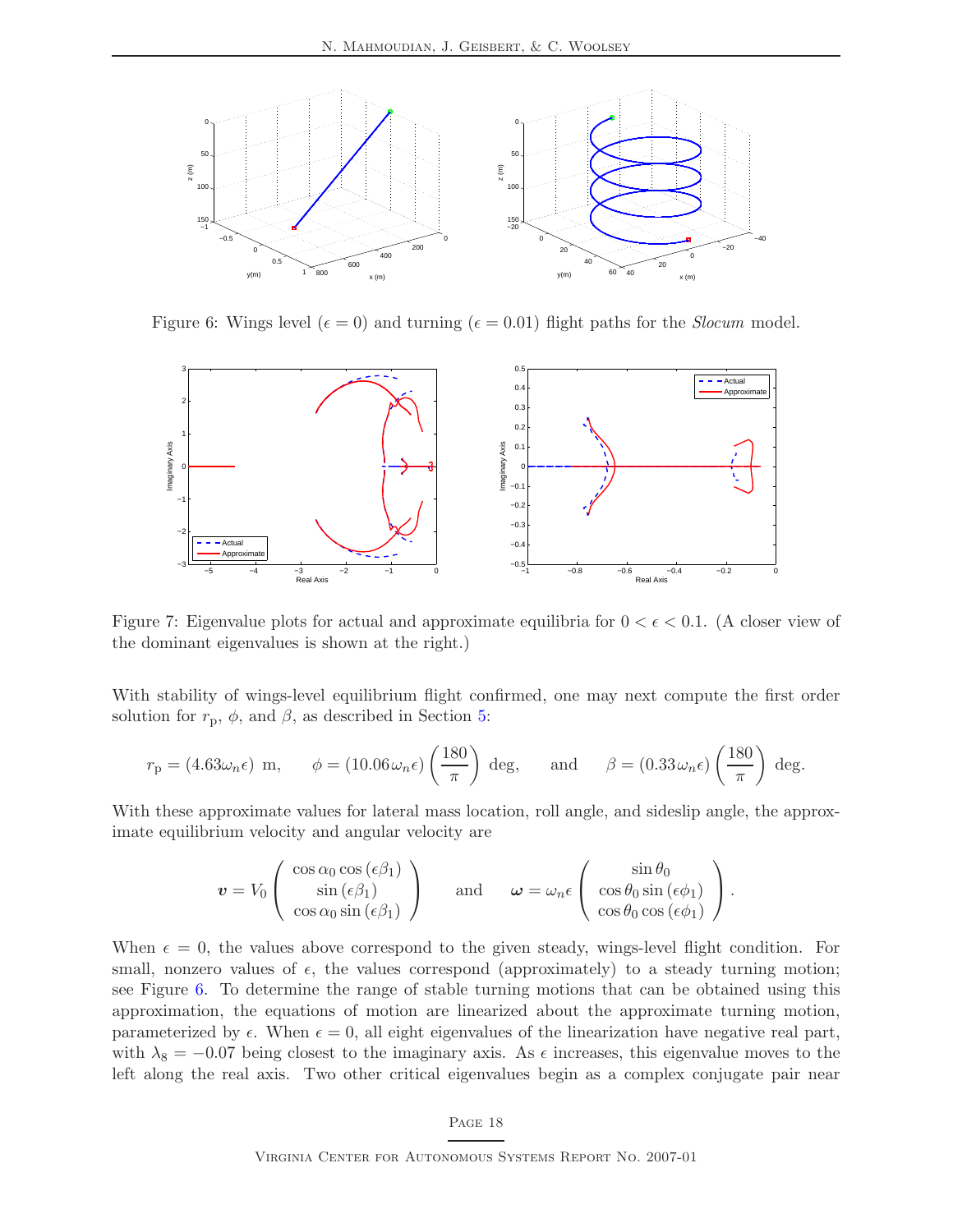Figure 6: Wings level ($\epsilon = 0$) and turning ($\epsilon = 0.01$) flight paths for the *Slocum* model.

Figure 7: Eigenvalue plots for actual and approximate equilibria for $0 < \epsilon < 0.1$. (A closer view of the dominant eigenvalues is shown at the right.)

With stability of wings-level equilibrium flight confirmed, one may next compute the first order solution for $r_{\rm p}$, $\phi$, and $\beta$, as described in Section 5:

$$r_{\rm p} = (4.63\omega_n\epsilon) \text{ m}, \qquad \phi = (10.06\omega_n\epsilon)\left(\frac{180}{\pi}\right) \text{ deg}, \qquad \text{and} \qquad \beta = (0.33\omega_n\epsilon)\left(\frac{180}{\pi}\right) \text{ deg}.$$

With these approximate values for lateral mass location, roll angle, and sideslip angle, the approximate equilibrium velocity and angular velocity are

$$\boldsymbol{v} = V_0 \begin{pmatrix} \cos\alpha_0 \cos(\epsilon\beta_1) \\ \sin(\epsilon\beta_1) \\ \cos\alpha_0 \sin(\epsilon\beta_1) \end{pmatrix} \qquad \text{and} \qquad \boldsymbol{\omega} = \omega_n\epsilon \begin{pmatrix} \sin\theta_0 \\ \cos\theta_0 \sin(\epsilon\phi_1) \\ \cos\theta_0 \cos(\epsilon\phi_1) \end{pmatrix}.$$

When $\epsilon = 0$, the values above correspond to the given steady, wings-level flight condition. For small, nonzero values of $\epsilon$, the values correspond (approximately) to a steady turning motion; see Figure 6. To determine the range of stable turning motions that can be obtained using this approximation, the equations of motion are linearized about the approximate turning motion, parameterized by $\epsilon$. When $\epsilon = 0$, all eight eigenvalues of the linearization have negative real part, with $\lambda_8 = -0.07$ being closest to the imaginary axis. As $\epsilon$ increases, this eigenvalue moves to the left along the real axis. Two other critical eigenvalues begin as a complex conjugate pair near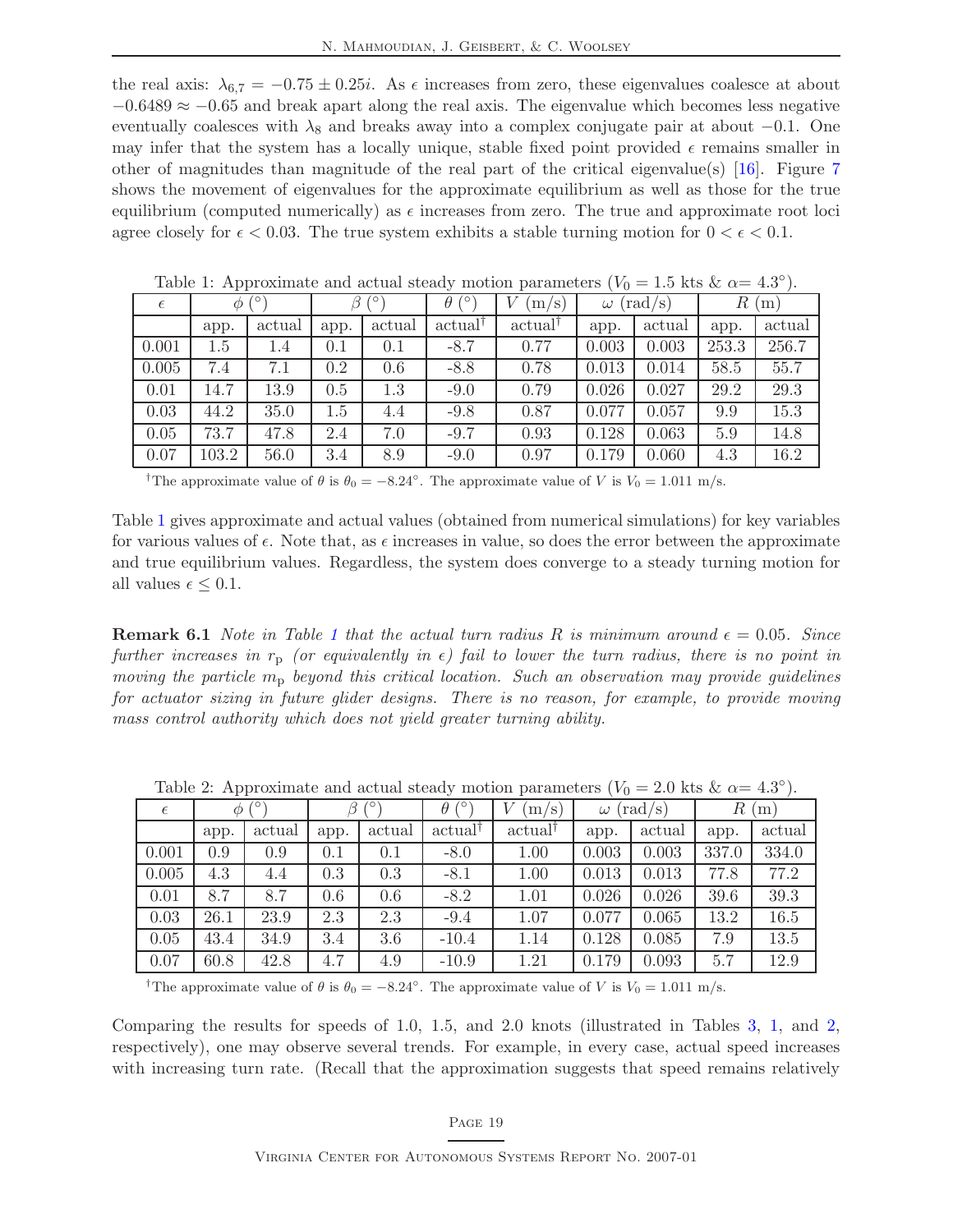the real axis: $\lambda_{6,7} = -0.75 \pm 0.25i$. As $\epsilon$ increases from zero, these eigenvalues coalesce at about $-0.6489 \approx -0.65$ and break apart along the real axis. The eigenvalue which becomes less negative eventually coalesces with $\lambda_8$ and breaks away into a complex conjugate pair at about $-0.1$. One may infer that the system has a locally unique, stable fixed point provided $\epsilon$ remains smaller in other of magnitudes than magnitude of the real part of the critical eigenvalue(s) [16]. Figure 7 shows the movement of eigenvalues for the approximate equilibrium as well as those for the true equilibrium (computed numerically) as $\epsilon$ increases from zero. The true and approximate root loci agree closely for $\epsilon < 0.03$. The true system exhibits a stable turning motion for $0 < \epsilon < 0.1$.

Table 1: Approximate and actual steady motion parameters ($V_0 = 1.5$ kts & $\alpha = 4.3°$).

| $\epsilon$ | $\phi$ (°) | | $\beta$ (°) | | $\theta$ (°) | $V$ (m/s) | $\omega$ (rad/s) | | $R$ (m) | |
|---|---|---|---|---|---|---|---|---|---|---|
| | app. | actual | app. | actual | actual[†] | actual[†] | app. | actual | app. | actual |
| 0.001 | 1.5 | 1.4 | 0.1 | 0.1 | -8.7 | 0.77 | 0.003 | 0.003 | 253.3 | 256.7 |
| 0.005 | 7.4 | 7.1 | 0.2 | 0.6 | -8.8 | 0.78 | 0.013 | 0.014 | 58.5 | 55.7 |
| 0.01 | 14.7 | 13.9 | 0.5 | 1.3 | -9.0 | 0.79 | 0.026 | 0.027 | 29.2 | 29.3 |
| 0.03 | 44.2 | 35.0 | 1.5 | 4.4 | -9.8 | 0.87 | 0.077 | 0.057 | 9.9 | 15.3 |
| 0.05 | 73.7 | 47.8 | 2.4 | 7.0 | -9.7 | 0.93 | 0.128 | 0.063 | 5.9 | 14.8 |
| 0.07 | 103.2 | 56.0 | 3.4 | 8.9 | -9.0 | 0.97 | 0.179 | 0.060 | 4.3 | 16.2 |

[†]The approximate value of $\theta$ is $\theta_0 = -8.24°$. The approximate value of $V$ is $V_0 = 1.011$ m/s.

Table 1 gives approximate and actual values (obtained from numerical simulations) for key variables for various values of $\epsilon$. Note that, as $\epsilon$ increases in value, so does the error between the approximate and true equilibrium values. Regardless, the system does converge to a steady turning motion for all values $\epsilon \leq 0.1$.

**Remark 6.1** *Note in Table 1 that the actual turn radius $R$ is minimum around $\epsilon = 0.05$. Since further increases in $r_{\rm p}$ (or equivalently in $\epsilon$) fail to lower the turn radius, there is no point in moving the particle $m_{\rm p}$ beyond this critical location. Such an observation may provide guidelines for actuator sizing in future glider designs. There is no reason, for example, to provide moving mass control authority which does not yield greater turning ability.*

Table 2: Approximate and actual steady motion parameters ($V_0 = 2.0$ kts & $\alpha = 4.3°$).

| $\epsilon$ | $\phi$ (°) | | $\beta$ (°) | | $\theta$ (°) | $V$ (m/s) | $\omega$ (rad/s) | | $R$ (m) | |
|---|---|---|---|---|---|---|---|---|---|---|
| | app. | actual | app. | actual | actual[†] | actual[†] | app. | actual | app. | actual |
| 0.001 | 0.9 | 0.9 | 0.1 | 0.1 | -8.0 | 1.00 | 0.003 | 0.003 | 337.0 | 334.0 |
| 0.005 | 4.3 | 4.4 | 0.3 | 0.3 | -8.1 | 1.00 | 0.013 | 0.013 | 77.8 | 77.2 |
| 0.01 | 8.7 | 8.7 | 0.6 | 0.6 | -8.2 | 1.01 | 0.026 | 0.026 | 39.6 | 39.3 |
| 0.03 | 26.1 | 23.9 | 2.3 | 2.3 | -9.4 | 1.07 | 0.077 | 0.065 | 13.2 | 16.5 |
| 0.05 | 43.4 | 34.9 | 3.4 | 3.6 | -10.4 | 1.14 | 0.128 | 0.085 | 7.9 | 13.5 |
| 0.07 | 60.8 | 42.8 | 4.7 | 4.9 | -10.9 | 1.21 | 0.179 | 0.093 | 5.7 | 12.9 |

[†]The approximate value of $\theta$ is $\theta_0 = -8.24°$. The approximate value of $V$ is $V_0 = 1.011$ m/s.

Comparing the results for speeds of 1.0, 1.5, and 2.0 knots (illustrated in Tables 3, 1, and 2, respectively), one may observe several trends. For example, in every case, actual speed increases with increasing turn rate. (Recall that the approximation suggests that speed remains relatively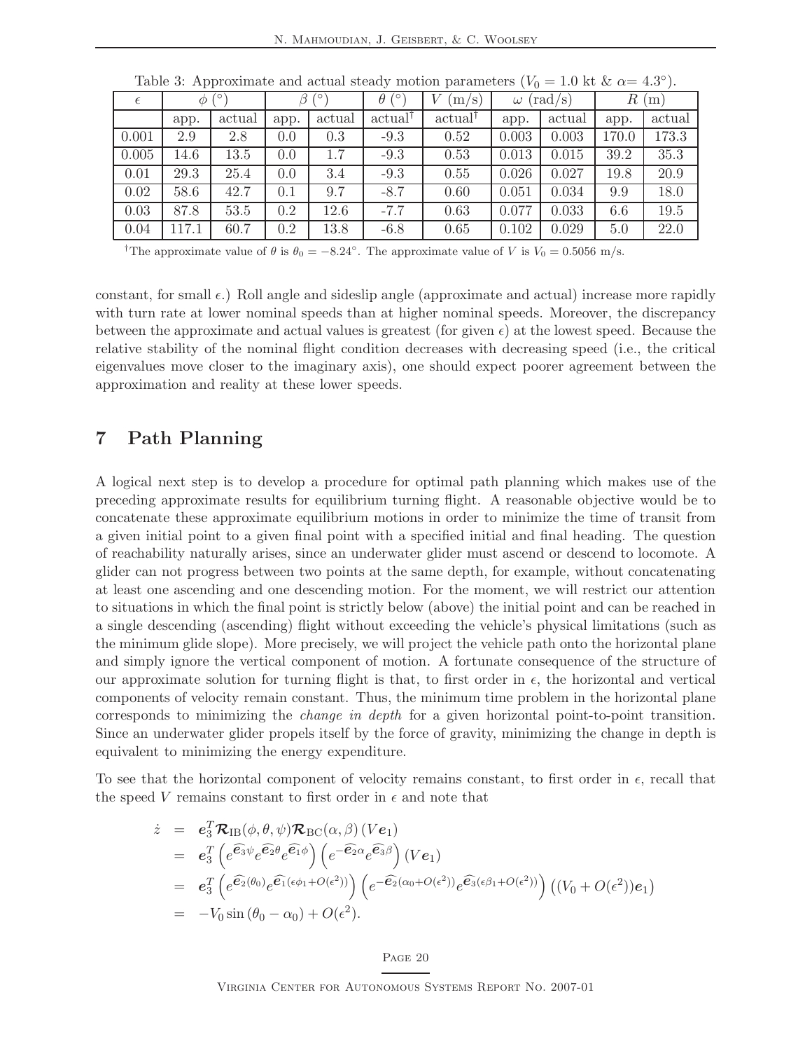Table 3: Approximate and actual steady motion parameters ($V_0 = 1.0$ kt & $\alpha = 4.3°$).

| $\epsilon$ | $\phi$ (°) | | $\beta$ (°) | | $\theta$ (°) | $V$ (m/s) | $\omega$ (rad/s) | | $R$ (m) | |
|---|---|---|---|---|---|---|---|---|---|---|
| | app. | actual | app. | actual | actual[†] | actual[†] | app. | actual | app. | actual |
| 0.001 | 2.9 | 2.8 | 0.0 | 0.3 | -9.3 | 0.52 | 0.003 | 0.003 | 170.0 | 173.3 |
| 0.005 | 14.6 | 13.5 | 0.0 | 1.7 | -9.3 | 0.53 | 0.013 | 0.015 | 39.2 | 35.3 |
| 0.01 | 29.3 | 25.4 | 0.0 | 3.4 | -9.3 | 0.55 | 0.026 | 0.027 | 19.8 | 20.9 |
| 0.02 | 58.6 | 42.7 | 0.1 | 9.7 | -8.7 | 0.60 | 0.051 | 0.034 | 9.9 | 18.0 |
| 0.03 | 87.8 | 53.5 | 0.2 | 12.6 | -7.7 | 0.63 | 0.077 | 0.033 | 6.6 | 19.5 |
| 0.04 | 117.1 | 60.7 | 0.2 | 13.8 | -6.8 | 0.65 | 0.102 | 0.029 | 5.0 | 22.0 |

[†]The approximate value of $\theta$ is $\theta_0 = -8.24°$. The approximate value of $V$ is $V_0 = 0.5056$ m/s.

constant, for small $\epsilon$.) Roll angle and sideslip angle (approximate and actual) increase more rapidly with turn rate at lower nominal speeds than at higher nominal speeds. Moreover, the discrepancy between the approximate and actual values is greatest (for given $\epsilon$) at the lowest speed. Because the relative stability of the nominal flight condition decreases with decreasing speed (i.e., the critical eigenvalues move closer to the imaginary axis), one should expect poorer agreement between the approximation and reality at these lower speeds.

# 7 Path Planning

A logical next step is to develop a procedure for optimal path planning which makes use of the preceding approximate results for equilibrium turning flight. A reasonable objective would be to concatenate these approximate equilibrium motions in order to minimize the time of transit from a given initial point to a given final point with a specified initial and final heading. The question of reachability naturally arises, since an underwater glider must ascend or descend to locomote. A glider can not progress between two points at the same depth, for example, without concatenating at least one ascending and one descending motion. For the moment, we will restrict our attention to situations in which the final point is strictly below (above) the initial point and can be reached in a single descending (ascending) flight without exceeding the vehicle's physical limitations (such as the minimum glide slope). More precisely, we will project the vehicle path onto the horizontal plane and simply ignore the vertical component of motion. A fortunate consequence of the structure of our approximate solution for turning flight is that, to first order in $\epsilon$, the horizontal and vertical components of velocity remain constant. Thus, the minimum time problem in the horizontal plane corresponds to minimizing the *change in depth* for a given horizontal point-to-point transition. Since an underwater glider propels itself by the force of gravity, minimizing the change in depth is equivalent to minimizing the energy expenditure.

To see that the horizontal component of velocity remains constant, to first order in $\epsilon$, recall that the speed $V$ remains constant to first order in $\epsilon$ and note that

$$
\begin{aligned}
\dot{z} &= \boldsymbol{e}_3^T \boldsymbol{\mathcal{R}}_{\mathrm{IB}}(\phi,\theta,\psi)\boldsymbol{\mathcal{R}}_{\mathrm{BC}}(\alpha,\beta)\,(V\boldsymbol{e}_1) \\
&= \boldsymbol{e}_3^T \left(e^{\widehat{\boldsymbol{e}_3}\psi} e^{\widehat{\boldsymbol{e}_2}\theta} e^{\widehat{\boldsymbol{e}_1}\phi}\right)\left(e^{-\widehat{\boldsymbol{e}_2}\alpha} e^{\widehat{\boldsymbol{e}_3}\beta}\right)(V\boldsymbol{e}_1) \\
&= \boldsymbol{e}_3^T \left(e^{\widehat{\boldsymbol{e}_2}(\theta_0)} e^{\widehat{\boldsymbol{e}_1}(\epsilon\phi_1 + O(\epsilon^2))}\right)\left(e^{-\widehat{\boldsymbol{e}_2}(\alpha_0 + O(\epsilon^2))} e^{\widehat{\boldsymbol{e}_3}(\epsilon\beta_1 + O(\epsilon^2))}\right)\left((V_0 + O(\epsilon^2))\boldsymbol{e}_1\right) \\
&= -V_0 \sin(\theta_0 - \alpha_0) + O(\epsilon^2).
\end{aligned}
$$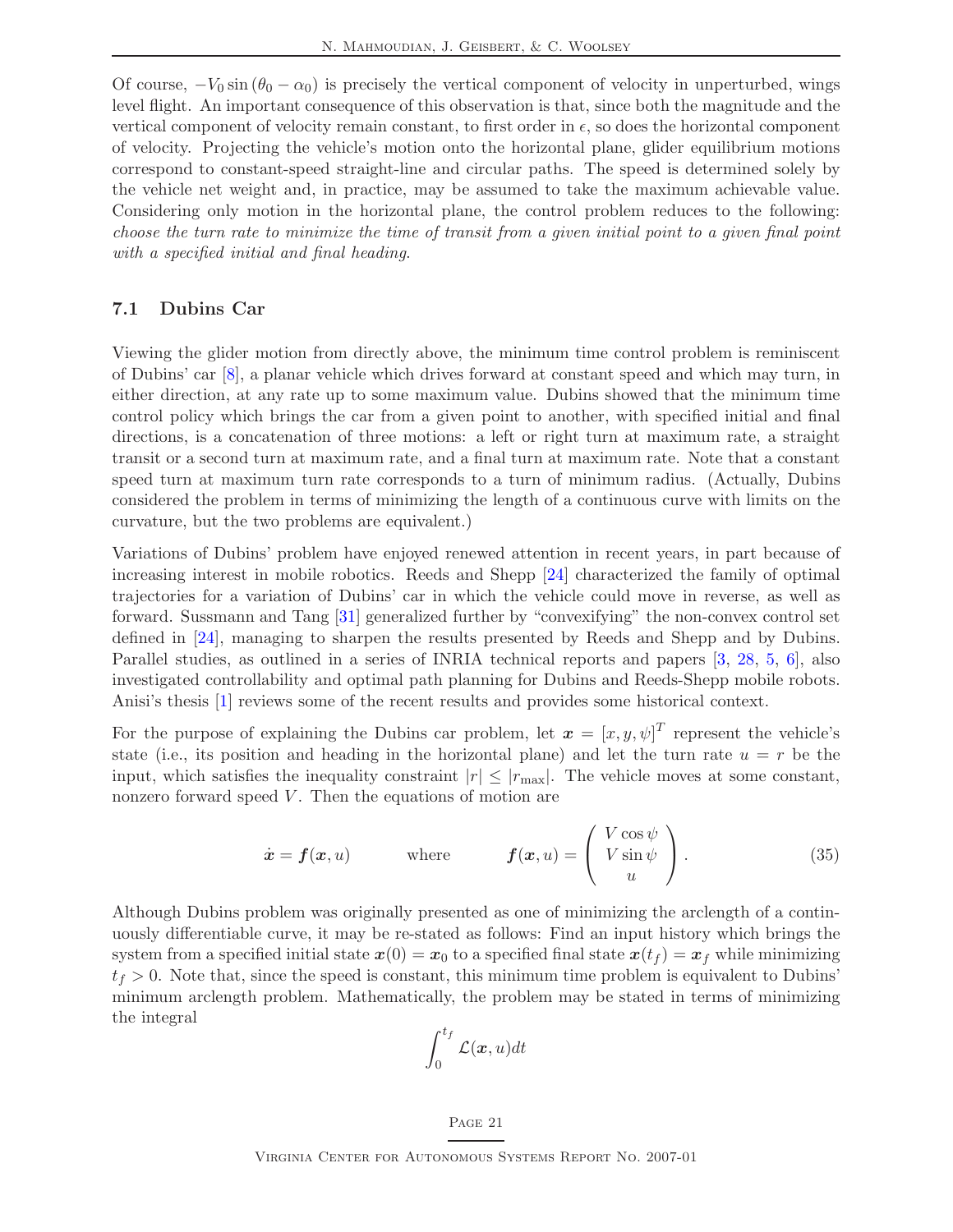Of course, $-V_0 \sin(\theta_0 - \alpha_0)$ is precisely the vertical component of velocity in unperturbed, wings level flight. An important consequence of this observation is that, since both the magnitude and the vertical component of velocity remain constant, to first order in $\epsilon$, so does the horizontal component of velocity. Projecting the vehicle's motion onto the horizontal plane, glider equilibrium motions correspond to constant-speed straight-line and circular paths. The speed is determined solely by the vehicle net weight and, in practice, may be assumed to take the maximum achievable value. Considering only motion in the horizontal plane, the control problem reduces to the following: *choose the turn rate to minimize the time of transit from a given initial point to a given final point with a specified initial and final heading.*

## 7.1 Dubins Car

Viewing the glider motion from directly above, the minimum time control problem is reminiscent of Dubins' car [8], a planar vehicle which drives forward at constant speed and which may turn, in either direction, at any rate up to some maximum value. Dubins showed that the minimum time control policy which brings the car from a given point to another, with specified initial and final directions, is a concatenation of three motions: a left or right turn at maximum rate, a straight transit or a second turn at maximum rate, and a final turn at maximum rate. Note that a constant speed turn at maximum turn rate corresponds to a turn of minimum radius. (Actually, Dubins considered the problem in terms of minimizing the length of a continuous curve with limits on the curvature, but the two problems are equivalent.)

Variations of Dubins' problem have enjoyed renewed attention in recent years, in part because of increasing interest in mobile robotics. Reeds and Shepp [24] characterized the family of optimal trajectories for a variation of Dubins' car in which the vehicle could move in reverse, as well as forward. Sussmann and Tang [31] generalized further by "convexifying" the non-convex control set defined in [24], managing to sharpen the results presented by Reeds and Shepp and by Dubins. Parallel studies, as outlined in a series of INRIA technical reports and papers [3, 28, 5, 6], also investigated controllability and optimal path planning for Dubins and Reeds-Shepp mobile robots. Anisi's thesis [1] reviews some of the recent results and provides some historical context.

For the purpose of explaining the Dubins car problem, let $\boldsymbol{x} = [x, y, \psi]^T$ represent the vehicle's state (i.e., its position and heading in the horizontal plane) and let the turn rate $u = r$ be the input, which satisfies the inequality constraint $|r| \leq |r_{\max}|$. The vehicle moves at some constant, nonzero forward speed $V$. Then the equations of motion are

$$\dot{\boldsymbol{x}} = \boldsymbol{f}(\boldsymbol{x}, u) \qquad \text{where} \qquad \boldsymbol{f}(\boldsymbol{x}, u) = \begin{pmatrix} V\cos\psi \\ V\sin\psi \\ u \end{pmatrix}. \tag{35}$$

Although Dubins problem was originally presented as one of minimizing the arclength of a continuously differentiable curve, it may be re-stated as follows: Find an input history which brings the system from a specified initial state $\boldsymbol{x}(0) = \boldsymbol{x}_0$ to a specified final state $\boldsymbol{x}(t_f) = \boldsymbol{x}_f$ while minimizing $t_f > 0$. Note that, since the speed is constant, this minimum time problem is equivalent to Dubins' minimum arclength problem. Mathematically, the problem may be stated in terms of minimizing the integral

$$\int_0^{t_f} \mathcal{L}(\boldsymbol{x}, u)dt$$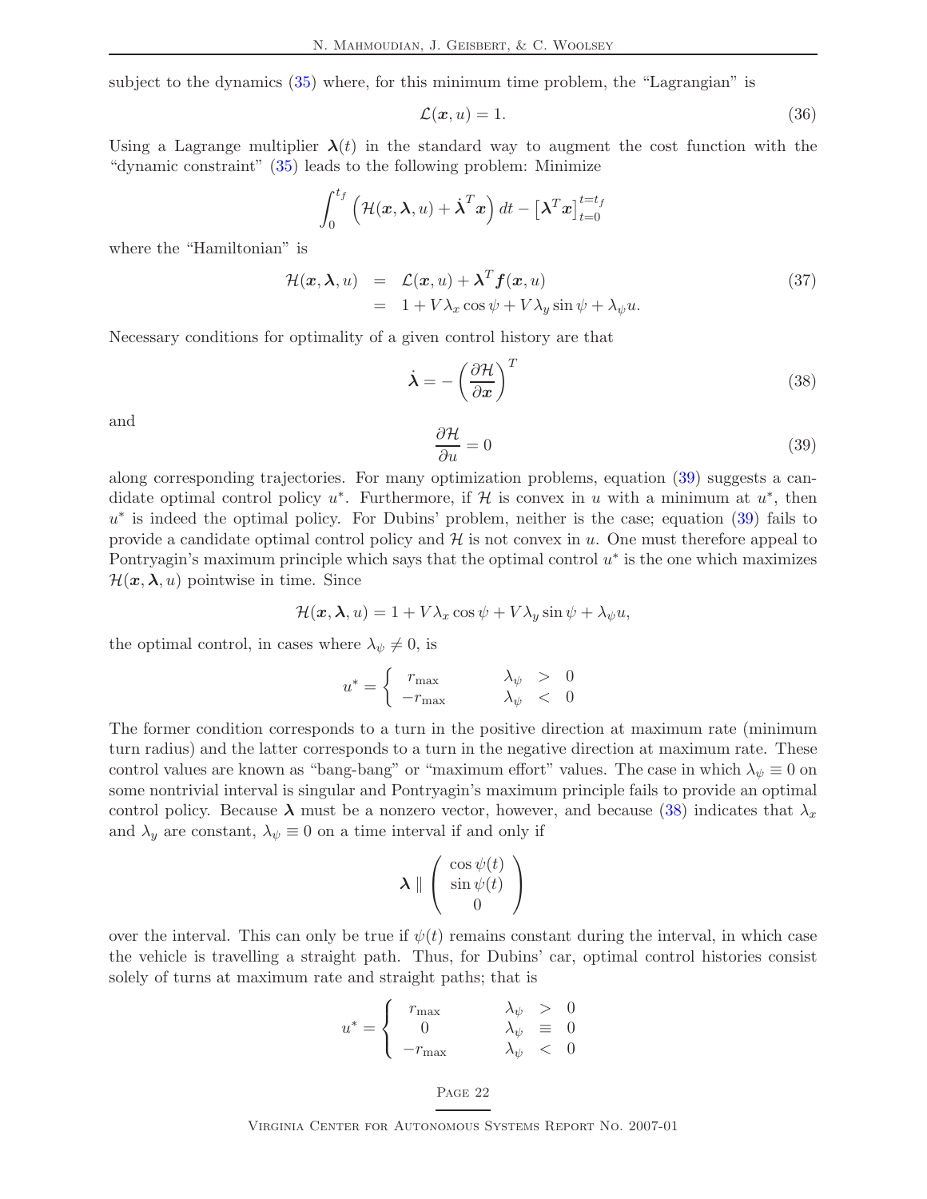subject to the dynamics (35) where, for this minimum time problem, the "Lagrangian" is

$$\mathcal{L}(\boldsymbol{x}, u) = 1. \tag{36}$$

Using a Lagrange multiplier $\boldsymbol{\lambda}(t)$ in the standard way to augment the cost function with the "dynamic constraint" (35) leads to the following problem: Minimize

$$\int_0^{t_f} \left( \mathcal{H}(\boldsymbol{x}, \boldsymbol{\lambda}, u) + \dot{\boldsymbol{\lambda}}^T \boldsymbol{x} \right) dt - \left[ \boldsymbol{\lambda}^T \boldsymbol{x} \right]_{t=0}^{t=t_f}$$

where the "Hamiltonian" is

$$\begin{aligned} \mathcal{H}(\boldsymbol{x}, \boldsymbol{\lambda}, u) &= \mathcal{L}(\boldsymbol{x}, u) + \boldsymbol{\lambda}^T \boldsymbol{f}(\boldsymbol{x}, u) \\ &= 1 + V\lambda_x \cos\psi + V\lambda_y \sin\psi + \lambda_\psi u. \end{aligned} \tag{37}$$

Necessary conditions for optimality of a given control history are that

$$\dot{\boldsymbol{\lambda}} = -\left( \frac{\partial \mathcal{H}}{\partial \boldsymbol{x}} \right)^T \tag{38}$$

and

$$\frac{\partial \mathcal{H}}{\partial u} = 0 \tag{39}$$

along corresponding trajectories. For many optimization problems, equation (39) suggests a candidate optimal control policy $u^*$. Furthermore, if $\mathcal{H}$ is convex in $u$ with a minimum at $u^*$, then $u^*$ is indeed the optimal policy. For Dubins' problem, neither is the case; equation (39) fails to provide a candidate optimal control policy and $\mathcal{H}$ is not convex in $u$. One must therefore appeal to Pontryagin's maximum principle which says that the optimal control $u^*$ is the one which maximizes $\mathcal{H}(\boldsymbol{x}, \boldsymbol{\lambda}, u)$ pointwise in time. Since

$$\mathcal{H}(\boldsymbol{x}, \boldsymbol{\lambda}, u) = 1 + V\lambda_x \cos\psi + V\lambda_y \sin\psi + \lambda_\psi u,$$

the optimal control, in cases where $\lambda_\psi \neq 0$, is

$$u^* = \begin{cases} r_{\max} & \lambda_\psi > 0 \\ -r_{\max} & \lambda_\psi < 0 \end{cases}$$

The former condition corresponds to a turn in the positive direction at maximum rate (minimum turn radius) and the latter corresponds to a turn in the negative direction at maximum rate. These control values are known as "bang-bang" or "maximum effort" values. The case in which $\lambda_\psi \equiv 0$ on some nontrivial interval is singular and Pontryagin's maximum principle fails to provide an optimal control policy. Because $\boldsymbol{\lambda}$ must be a nonzero vector, however, and because (38) indicates that $\lambda_x$ and $\lambda_y$ are constant, $\lambda_\psi \equiv 0$ on a time interval if and only if

$$\boldsymbol{\lambda} \parallel \begin{pmatrix} \cos\psi(t) \\ \sin\psi(t) \\ 0 \end{pmatrix}$$

over the interval. This can only be true if $\psi(t)$ remains constant during the interval, in which case the vehicle is travelling a straight path. Thus, for Dubins' car, optimal control histories consist solely of turns at maximum rate and straight paths; that is

$$u^* = \begin{cases} r_{\max} & \lambda_\psi > 0 \\ 0 & \lambda_\psi \equiv 0 \\ -r_{\max} & \lambda_\psi < 0 \end{cases}$$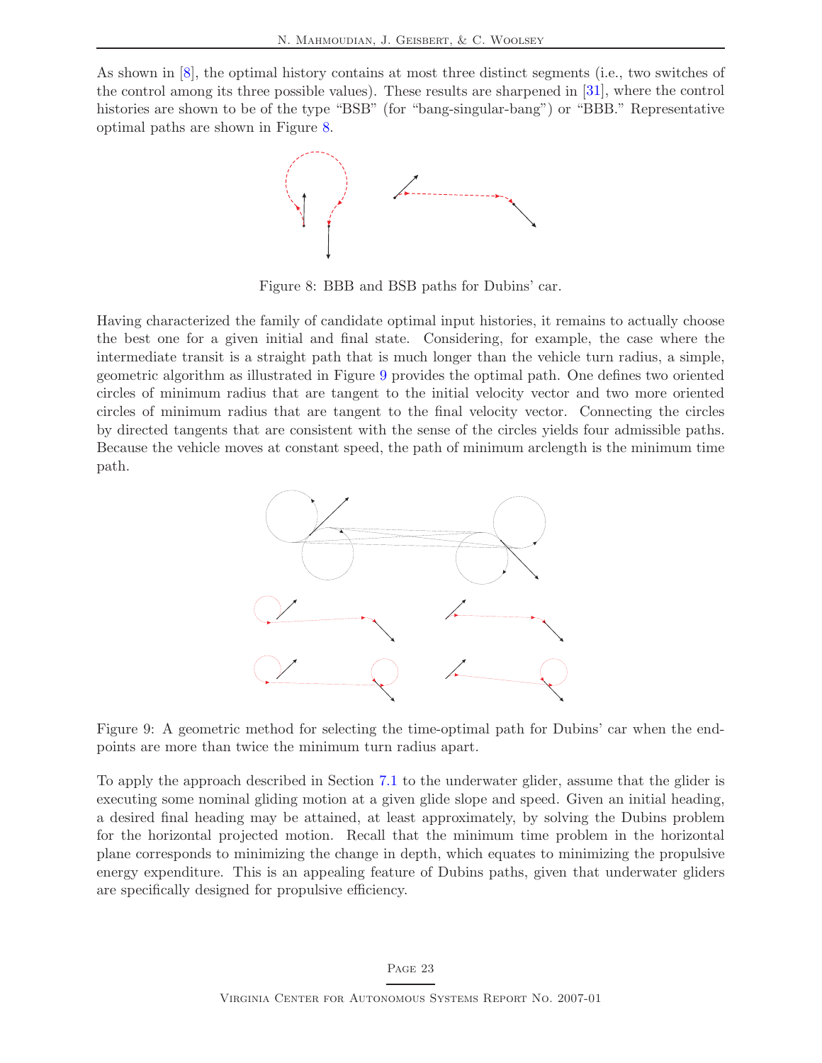As shown in [8], the optimal history contains at most three distinct segments (i.e., two switches of the control among its three possible values). These results are sharpened in [31], where the control histories are shown to be of the type "BSB" (for "bang-singular-bang") or "BBB." Representative optimal paths are shown in Figure 8.

Figure 8: BBB and BSB paths for Dubins' car.

Having characterized the family of candidate optimal input histories, it remains to actually choose the best one for a given initial and final state. Considering, for example, the case where the intermediate transit is a straight path that is much longer than the vehicle turn radius, a simple, geometric algorithm as illustrated in Figure 9 provides the optimal path. One defines two oriented circles of minimum radius that are tangent to the initial velocity vector and two more oriented circles of minimum radius that are tangent to the final velocity vector. Connecting the circles by directed tangents that are consistent with the sense of the circles yields four admissible paths. Because the vehicle moves at constant speed, the path of minimum arclength is the minimum time path.

Figure 9: A geometric method for selecting the time-optimal path for Dubins' car when the endpoints are more than twice the minimum turn radius apart.

To apply the approach described in Section 7.1 to the underwater glider, assume that the glider is executing some nominal gliding motion at a given glide slope and speed. Given an initial heading, a desired final heading may be attained, at least approximately, by solving the Dubins problem for the horizontal projected motion. Recall that the minimum time problem in the horizontal plane corresponds to minimizing the change in depth, which equates to minimizing the propulsive energy expenditure. This is an appealing feature of Dubins paths, given that underwater gliders are specifically designed for propulsive efficiency.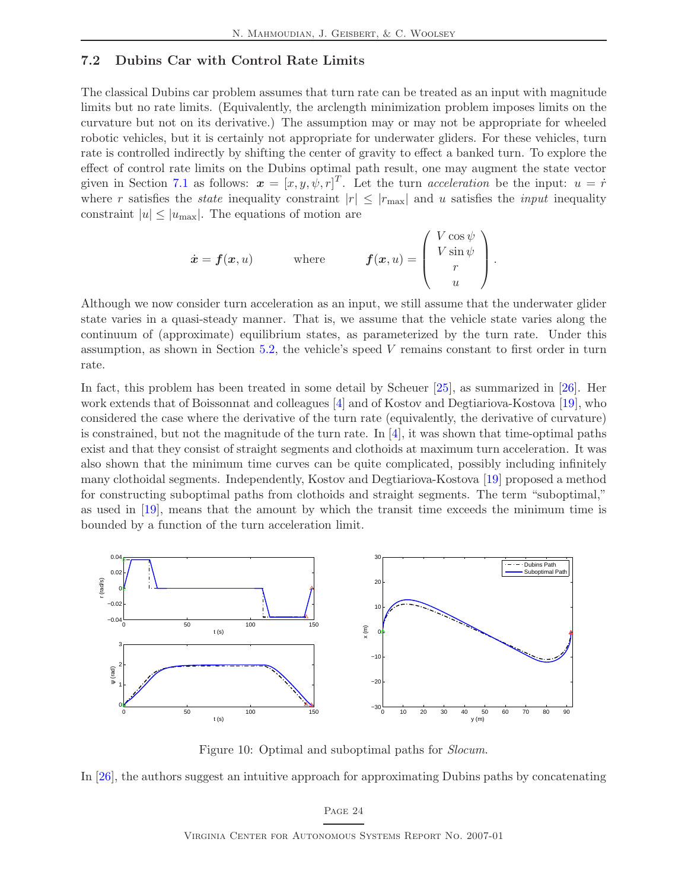### 7.2 Dubins Car with Control Rate Limits

The classical Dubins car problem assumes that turn rate can be treated as an input with magnitude limits but no rate limits. (Equivalently, the arclength minimization problem imposes limits on the curvature but not on its derivative.) The assumption may or may not be appropriate for wheeled robotic vehicles, but it is certainly not appropriate for underwater gliders. For these vehicles, turn rate is controlled indirectly by shifting the center of gravity to effect a banked turn. To explore the effect of control rate limits on the Dubins optimal path result, one may augment the state vector given in Section 7.1 as follows: $\boldsymbol{x} = [x, y, \psi, r]^T$. Let the turn *acceleration* be the input: $u = \dot{r}$ where $r$ satisfies the *state* inequality constraint $|r| \leq |r_{\max}|$ and $u$ satisfies the *input* inequality constraint $|u| \leq |u_{\max}|$. The equations of motion are

$$\dot{\boldsymbol{x}} = \boldsymbol{f}(\boldsymbol{x}, u) \qquad \text{where} \qquad \boldsymbol{f}(\boldsymbol{x}, u) = \begin{pmatrix} V\cos\psi \\ V\sin\psi \\ r \\ u \end{pmatrix}.$$

Although we now consider turn acceleration as an input, we still assume that the underwater glider state varies in a quasi-steady manner. That is, we assume that the vehicle state varies along the continuum of (approximate) equilibrium states, as parameterized by the turn rate. Under this assumption, as shown in Section 5.2, the vehicle's speed $V$ remains constant to first order in turn rate.

In fact, this problem has been treated in some detail by Scheuer [25], as summarized in [26]. Her work extends that of Boissonnat and colleagues [4] and of Kostov and Degtiariova-Kostova [19], who considered the case where the derivative of the turn rate (equivalently, the derivative of curvature) is constrained, but not the magnitude of the turn rate. In [4], it was shown that time-optimal paths exist and that they consist of straight segments and clothoids at maximum turn acceleration. It was also shown that the minimum time curves can be quite complicated, possibly including infinitely many clothoidal segments. Independently, Kostov and Degtiariova-Kostova [19] proposed a method for constructing suboptimal paths from clothoids and straight segments. The term "suboptimal," as used in [19], means that the amount by which the transit time exceeds the minimum time is bounded by a function of the turn acceleration limit.

Figure 10: Optimal and suboptimal paths for *Slocum*.

In [26], the authors suggest an intuitive approach for approximating Dubins paths by concatenating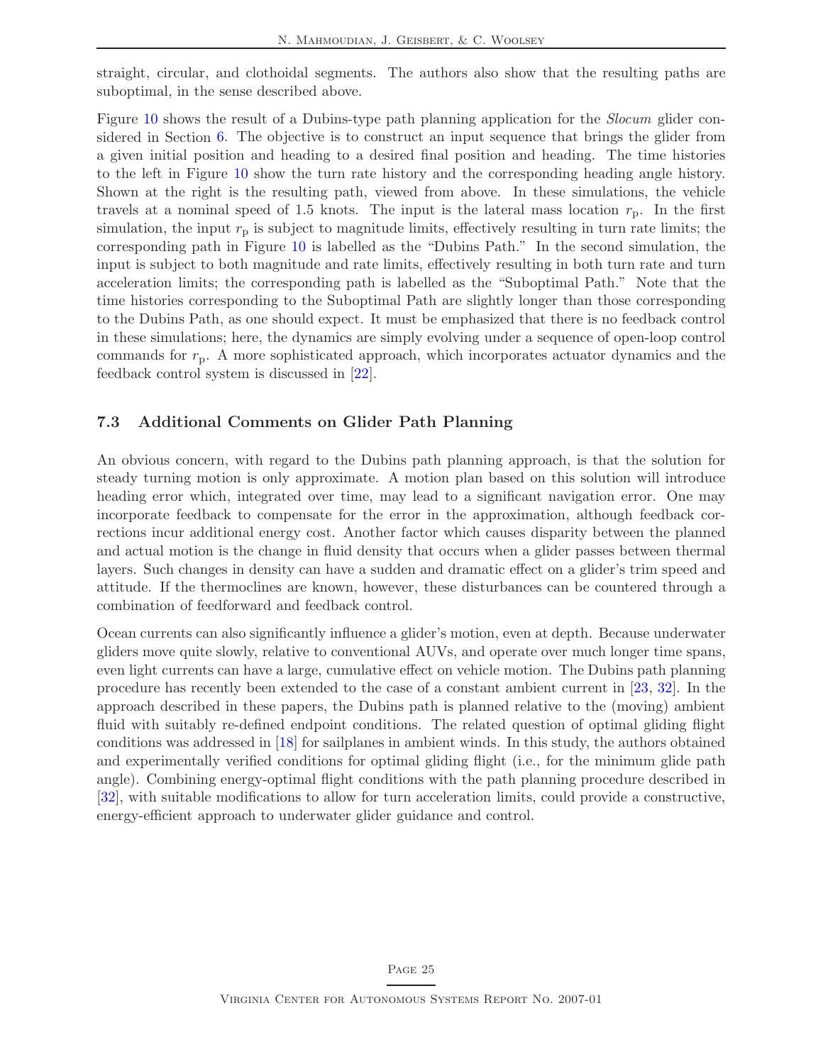straight, circular, and clothoidal segments. The authors also show that the resulting paths are suboptimal, in the sense described above.

Figure 10 shows the result of a Dubins-type path planning application for the *Slocum* glider considered in Section 6. The objective is to construct an input sequence that brings the glider from a given initial position and heading to a desired final position and heading. The time histories to the left in Figure 10 show the turn rate history and the corresponding heading angle history. Shown at the right is the resulting path, viewed from above. In these simulations, the vehicle travels at a nominal speed of 1.5 knots. The input is the lateral mass location $r_{\rm p}$. In the first simulation, the input $r_{\rm p}$ is subject to magnitude limits, effectively resulting in turn rate limits; the corresponding path in Figure 10 is labelled as the "Dubins Path." In the second simulation, the input is subject to both magnitude and rate limits, effectively resulting in both turn rate and turn acceleration limits; the corresponding path is labelled as the "Suboptimal Path." Note that the time histories corresponding to the Suboptimal Path are slightly longer than those corresponding to the Dubins Path, as one should expect. It must be emphasized that there is no feedback control in these simulations; here, the dynamics are simply evolving under a sequence of open-loop control commands for $r_{\rm p}$. A more sophisticated approach, which incorporates actuator dynamics and the feedback control system is discussed in [22].

### 7.3 Additional Comments on Glider Path Planning

An obvious concern, with regard to the Dubins path planning approach, is that the solution for steady turning motion is only approximate. A motion plan based on this solution will introduce heading error which, integrated over time, may lead to a significant navigation error. One may incorporate feedback to compensate for the error in the approximation, although feedback corrections incur additional energy cost. Another factor which causes disparity between the planned and actual motion is the change in fluid density that occurs when a glider passes between thermal layers. Such changes in density can have a sudden and dramatic effect on a glider's trim speed and attitude. If the thermoclines are known, however, these disturbances can be countered through a combination of feedforward and feedback control.

Ocean currents can also significantly influence a glider's motion, even at depth. Because underwater gliders move quite slowly, relative to conventional AUVs, and operate over much longer time spans, even light currents can have a large, cumulative effect on vehicle motion. The Dubins path planning procedure has recently been extended to the case of a constant ambient current in [23, 32]. In the approach described in these papers, the Dubins path is planned relative to the (moving) ambient fluid with suitably re-defined endpoint conditions. The related question of optimal gliding flight conditions was addressed in [18] for sailplanes in ambient winds. In this study, the authors obtained and experimentally verified conditions for optimal gliding flight (i.e., for the minimum glide path angle). Combining energy-optimal flight conditions with the path planning procedure described in [32], with suitable modifications to allow for turn acceleration limits, could provide a constructive, energy-efficient approach to underwater glider guidance and control.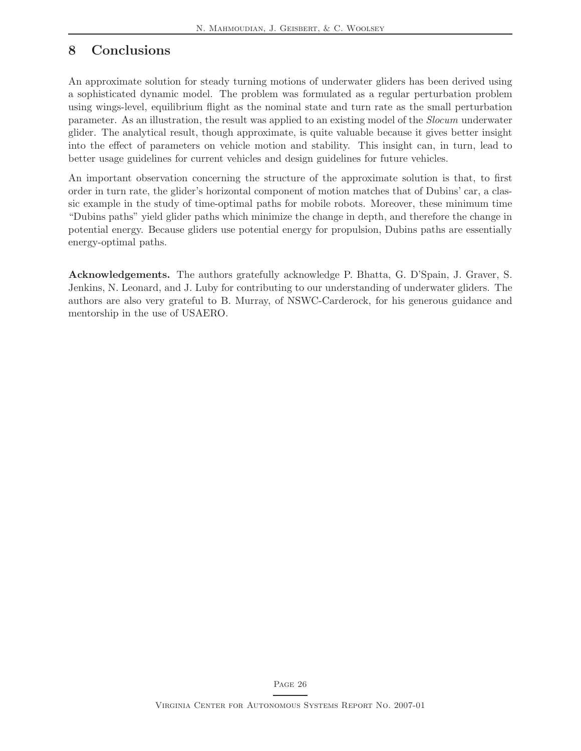## 8 Conclusions

An approximate solution for steady turning motions of underwater gliders has been derived using a sophisticated dynamic model. The problem was formulated as a regular perturbation problem using wings-level, equilibrium flight as the nominal state and turn rate as the small perturbation parameter. As an illustration, the result was applied to an existing model of the *Slocum* underwater glider. The analytical result, though approximate, is quite valuable because it gives better insight into the effect of parameters on vehicle motion and stability. This insight can, in turn, lead to better usage guidelines for current vehicles and design guidelines for future vehicles.

An important observation concerning the structure of the approximate solution is that, to first order in turn rate, the glider's horizontal component of motion matches that of Dubins' car, a classic example in the study of time-optimal paths for mobile robots. Moreover, these minimum time "Dubins paths" yield glider paths which minimize the change in depth, and therefore the change in potential energy. Because gliders use potential energy for propulsion, Dubins paths are essentially energy-optimal paths.

**Acknowledgements.** The authors gratefully acknowledge P. Bhatta, G. D'Spain, J. Graver, S. Jenkins, N. Leonard, and J. Luby for contributing to our understanding of underwater gliders. The authors are also very grateful to B. Murray, of NSWC-Carderock, for his generous guidance and mentorship in the use of USAERO.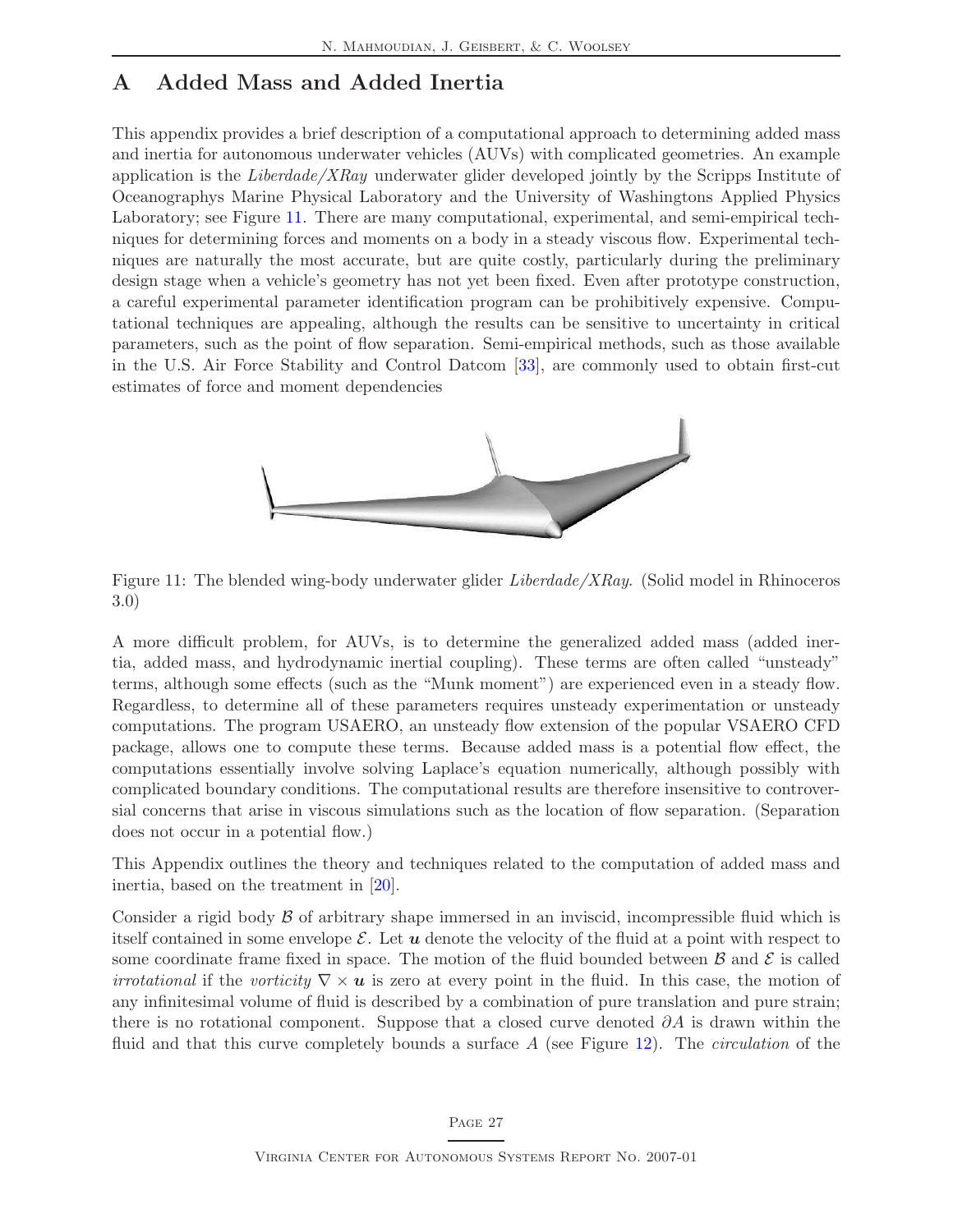# A Added Mass and Added Inertia

This appendix provides a brief description of a computational approach to determining added mass and inertia for autonomous underwater vehicles (AUVs) with complicated geometries. An example application is the *Liberdade/XRay* underwater glider developed jointly by the Scripps Institute of Oceanographys Marine Physical Laboratory and the University of Washingtons Applied Physics Laboratory; see Figure 11. There are many computational, experimental, and semi-empirical techniques for determining forces and moments on a body in a steady viscous flow. Experimental techniques are naturally the most accurate, but are quite costly, particularly during the preliminary design stage when a vehicle's geometry has not yet been fixed. Even after prototype construction, a careful experimental parameter identification program can be prohibitively expensive. Computational techniques are appealing, although the results can be sensitive to uncertainty in critical parameters, such as the point of flow separation. Semi-empirical methods, such as those available in the U.S. Air Force Stability and Control Datcom [33], are commonly used to obtain first-cut estimates of force and moment dependencies

Figure 11: The blended wing-body underwater glider *Liberdade/XRay*. (Solid model in Rhinoceros 3.0)

A more difficult problem, for AUVs, is to determine the generalized added mass (added inertia, added mass, and hydrodynamic inertial coupling). These terms are often called "unsteady" terms, although some effects (such as the "Munk moment") are experienced even in a steady flow. Regardless, to determine all of these parameters requires unsteady experimentation or unsteady computations. The program USAERO, an unsteady flow extension of the popular VSAERO CFD package, allows one to compute these terms. Because added mass is a potential flow effect, the computations essentially involve solving Laplace's equation numerically, although possibly with complicated boundary conditions. The computational results are therefore insensitive to controversial concerns that arise in viscous simulations such as the location of flow separation. (Separation does not occur in a potential flow.)

This Appendix outlines the theory and techniques related to the computation of added mass and inertia, based on the treatment in [20].

Consider a rigid body $\mathcal{B}$ of arbitrary shape immersed in an inviscid, incompressible fluid which is itself contained in some envelope $\mathcal{E}$. Let $\boldsymbol{u}$ denote the velocity of the fluid at a point with respect to some coordinate frame fixed in space. The motion of the fluid bounded between $\mathcal{B}$ and $\mathcal{E}$ is called *irrotational* if the *vorticity* $\nabla \times \boldsymbol{u}$ is zero at every point in the fluid. In this case, the motion of any infinitesimal volume of fluid is described by a combination of pure translation and pure strain; there is no rotational component. Suppose that a closed curve denoted $\partial A$ is drawn within the fluid and that this curve completely bounds a surface $A$ (see Figure 12). The *circulation* of the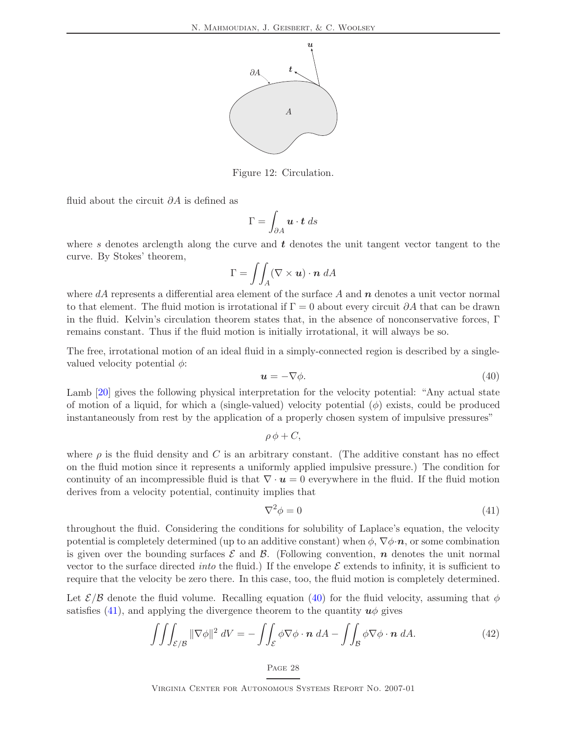Figure 12: Circulation.

fluid about the circuit $\partial A$ is defined as

$$\Gamma = \int_{\partial A} \boldsymbol{u} \cdot \boldsymbol{t} \, ds$$

where $s$ denotes arclength along the curve and $\boldsymbol{t}$ denotes the unit tangent vector tangent to the curve. By Stokes' theorem,

$$\Gamma = \iint_A (\nabla \times \boldsymbol{u}) \cdot \boldsymbol{n} \, dA$$

where $dA$ represents a differential area element of the surface $A$ and $\boldsymbol{n}$ denotes a unit vector normal to that element. The fluid motion is irrotational if $\Gamma = 0$ about every circuit $\partial A$ that can be drawn in the fluid. Kelvin's circulation theorem states that, in the absence of nonconservative forces, $\Gamma$ remains constant. Thus if the fluid motion is initially irrotational, it will always be so.

The free, irrotational motion of an ideal fluid in a simply-connected region is described by a single-valued velocity potential $\phi$:

$$\boldsymbol{u} = -\nabla \phi. \tag{40}$$

Lamb [20] gives the following physical interpretation for the velocity potential: "Any actual state of motion of a liquid, for which a (single-valued) velocity potential ($\phi$) exists, could be produced instantaneously from rest by the application of a properly chosen system of impulsive pressures"

$$\rho \, \phi + C,$$

where $\rho$ is the fluid density and $C$ is an arbitrary constant. (The additive constant has no effect on the fluid motion since it represents a uniformly applied impulsive pressure.) The condition for continuity of an incompressible fluid is that $\nabla \cdot \boldsymbol{u} = 0$ everywhere in the fluid. If the fluid motion derives from a velocity potential, continuity implies that

$$\nabla^2 \phi = 0 \tag{41}$$

throughout the fluid. Considering the conditions for solubility of Laplace's equation, the velocity potential is completely determined (up to an additive constant) when $\phi$, $\nabla\phi \cdot \boldsymbol{n}$, or some combination is given over the bounding surfaces $\mathcal{E}$ and $\mathcal{B}$. (Following convention, $\boldsymbol{n}$ denotes the unit normal vector to the surface directed *into* the fluid.) If the envelope $\mathcal{E}$ extends to infinity, it is sufficient to require that the velocity be zero there. In this case, too, the fluid motion is completely determined.

Let $\mathcal{E}/\mathcal{B}$ denote the fluid volume. Recalling equation (40) for the fluid velocity, assuming that $\phi$ satisfies (41), and applying the divergence theorem to the quantity $\boldsymbol{u}\phi$ gives

$$\iiint_{\mathcal{E}/\mathcal{B}} \|\nabla \phi\|^2 \, dV = -\iint_{\mathcal{E}} \phi \nabla \phi \cdot \boldsymbol{n} \, dA - \iint_{\mathcal{B}} \phi \nabla \phi \cdot \boldsymbol{n} \, dA. \tag{42}$$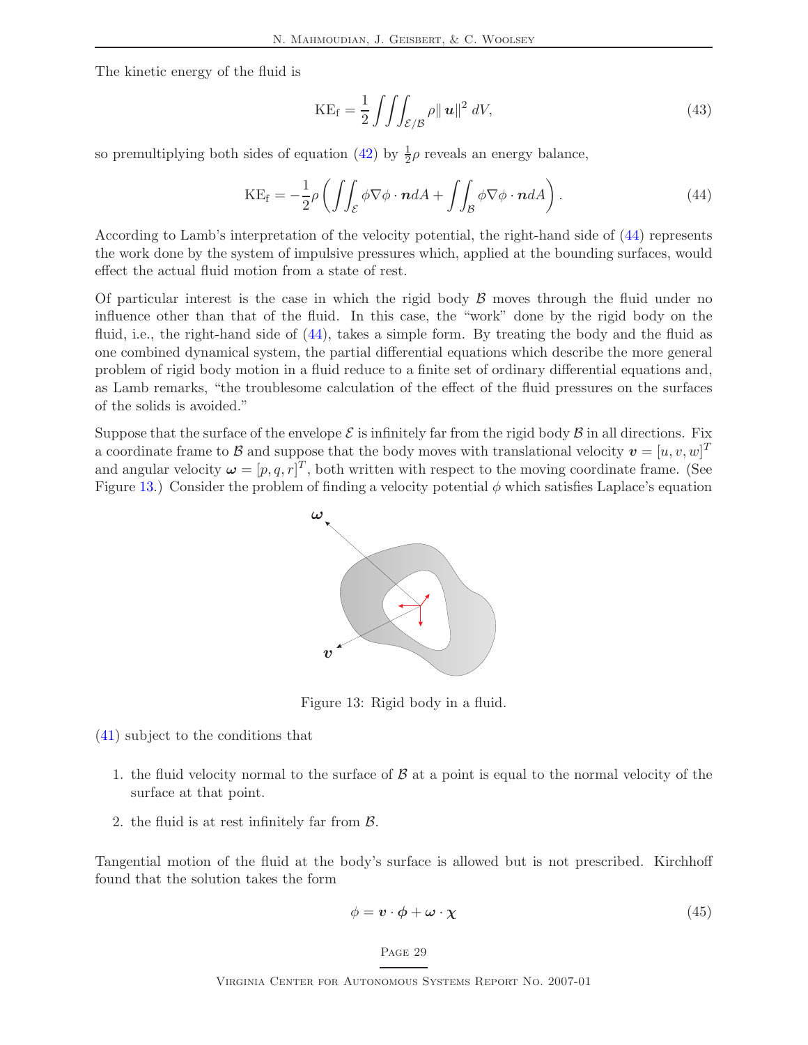The kinetic energy of the fluid is

$$\text{KE}_\text{f} = \frac{1}{2}\iiint_{\mathcal{E}/\mathcal{B}} \rho \|\boldsymbol{u}\|^2 \, dV, \tag{43}$$

so premultiplying both sides of equation (42) by $\frac{1}{2}\rho$ reveals an energy balance,

$$\text{KE}_\text{f} = -\frac{1}{2}\rho \left( \iint_{\mathcal{E}} \phi \nabla\phi \cdot \boldsymbol{n} dA + \iint_{\mathcal{B}} \phi \nabla\phi \cdot \boldsymbol{n} dA \right). \tag{44}$$

According to Lamb's interpretation of the velocity potential, the right-hand side of (44) represents the work done by the system of impulsive pressures which, applied at the bounding surfaces, would effect the actual fluid motion from a state of rest.

Of particular interest is the case in which the rigid body $\mathcal{B}$ moves through the fluid under no influence other than that of the fluid. In this case, the "work" done by the rigid body on the fluid, i.e., the right-hand side of (44), takes a simple form. By treating the body and the fluid as one combined dynamical system, the partial differential equations which describe the more general problem of rigid body motion in a fluid reduce to a finite set of ordinary differential equations and, as Lamb remarks, "the troublesome calculation of the effect of the fluid pressures on the surfaces of the solids is avoided."

Suppose that the surface of the envelope $\mathcal{E}$ is infinitely far from the rigid body $\mathcal{B}$ in all directions. Fix a coordinate frame to $\mathcal{B}$ and suppose that the body moves with translational velocity $\boldsymbol{v} = [u, v, w]^T$ and angular velocity $\boldsymbol{\omega} = [p, q, r]^T$, both written with respect to the moving coordinate frame. (See Figure 13.) Consider the problem of finding a velocity potential $\phi$ which satisfies Laplace's equation

Figure 13: Rigid body in a fluid.

(41) subject to the conditions that

1. the fluid velocity normal to the surface of $\mathcal{B}$ at a point is equal to the normal velocity of the surface at that point.
2. the fluid is at rest infinitely far from $\mathcal{B}$.

Tangential motion of the fluid at the body's surface is allowed but is not prescribed. Kirchhoff found that the solution takes the form

$$\phi = \boldsymbol{v} \cdot \boldsymbol{\phi} + \boldsymbol{\omega} \cdot \boldsymbol{\chi} \tag{45}$$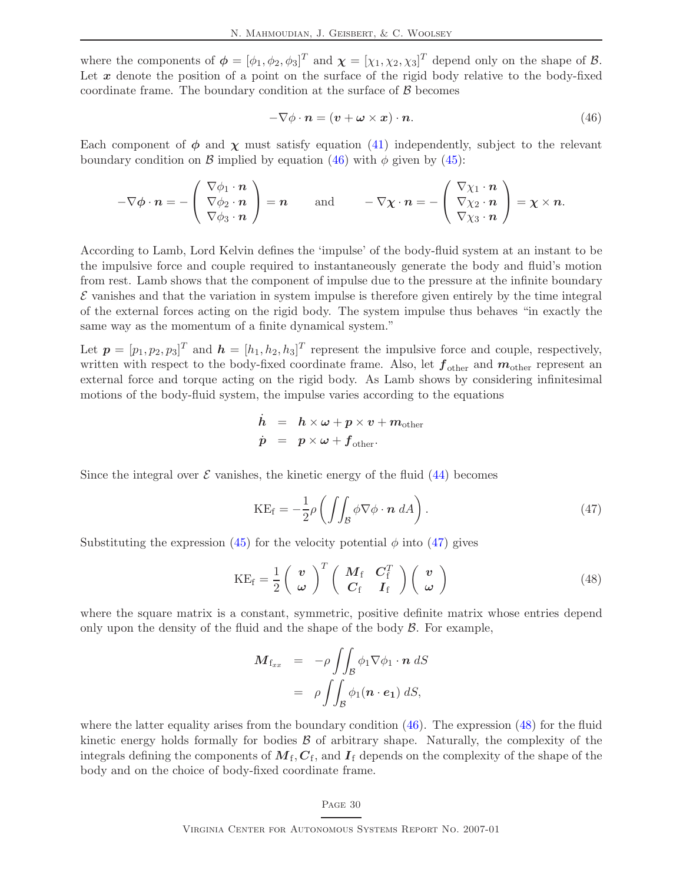where the components of $\boldsymbol{\phi} = [\phi_1, \phi_2, \phi_3]^T$ and $\boldsymbol{\chi} = [\chi_1, \chi_2, \chi_3]^T$ depend only on the shape of $\mathcal{B}$. Let $\boldsymbol{x}$ denote the position of a point on the surface of the rigid body relative to the body-fixed coordinate frame. The boundary condition at the surface of $\mathcal{B}$ becomes

$$-\nabla\phi \cdot \boldsymbol{n} = (\boldsymbol{v} + \boldsymbol{\omega} \times \boldsymbol{x}) \cdot \boldsymbol{n}. \tag{46}$$

Each component of $\boldsymbol{\phi}$ and $\boldsymbol{\chi}$ must satisfy equation (41) independently, subject to the relevant boundary condition on $\mathcal{B}$ implied by equation (46) with $\phi$ given by (45):

$$-\nabla\boldsymbol{\phi} \cdot \boldsymbol{n} = -\begin{pmatrix} \nabla\phi_1 \cdot \boldsymbol{n} \\ \nabla\phi_2 \cdot \boldsymbol{n} \\ \nabla\phi_3 \cdot \boldsymbol{n} \end{pmatrix} = \boldsymbol{n} \qquad \text{and} \qquad -\nabla\boldsymbol{\chi} \cdot \boldsymbol{n} = -\begin{pmatrix} \nabla\chi_1 \cdot \boldsymbol{n} \\ \nabla\chi_2 \cdot \boldsymbol{n} \\ \nabla\chi_3 \cdot \boldsymbol{n} \end{pmatrix} = \boldsymbol{\chi} \times \boldsymbol{n}.$$

According to Lamb, Lord Kelvin defines the 'impulse' of the body-fluid system at an instant to be the impulsive force and couple required to instantaneously generate the body and fluid's motion from rest. Lamb shows that the component of impulse due to the pressure at the infinite boundary $\mathcal{E}$ vanishes and that the variation in system impulse is therefore given entirely by the time integral of the external forces acting on the rigid body. The system impulse thus behaves "in exactly the same way as the momentum of a finite dynamical system."

Let $\boldsymbol{p} = [p_1, p_2, p_3]^T$ and $\boldsymbol{h} = [h_1, h_2, h_3]^T$ represent the impulsive force and couple, respectively, written with respect to the body-fixed coordinate frame. Also, let $\boldsymbol{f}_{\text{other}}$ and $\boldsymbol{m}_{\text{other}}$ represent an external force and torque acting on the rigid body. As Lamb shows by considering infinitesimal motions of the body-fluid system, the impulse varies according to the equations

$$\begin{aligned}
\dot{\boldsymbol{h}} &= \boldsymbol{h} \times \boldsymbol{\omega} + \boldsymbol{p} \times \boldsymbol{v} + \boldsymbol{m}_{\text{other}} \\
\dot{\boldsymbol{p}} &= \boldsymbol{p} \times \boldsymbol{\omega} + \boldsymbol{f}_{\text{other}}.
\end{aligned}$$

Since the integral over $\mathcal{E}$ vanishes, the kinetic energy of the fluid (44) becomes

$$\text{KE}_{\text{f}} = -\frac{1}{2}\rho\left(\iint_{\mathcal{B}} \phi \nabla\phi \cdot \boldsymbol{n}\, dA\right). \tag{47}$$

Substituting the expression (45) for the velocity potential $\phi$ into (47) gives

$$\text{KE}_{\text{f}} = \frac{1}{2}\begin{pmatrix} \boldsymbol{v} \\ \boldsymbol{\omega} \end{pmatrix}^T \begin{pmatrix} \boldsymbol{M}_{\text{f}} & \boldsymbol{C}_{\text{f}}^T \\ \boldsymbol{C}_{\text{f}} & \boldsymbol{I}_{\text{f}} \end{pmatrix} \begin{pmatrix} \boldsymbol{v} \\ \boldsymbol{\omega} \end{pmatrix} \tag{48}$$

where the square matrix is a constant, symmetric, positive definite matrix whose entries depend only upon the density of the fluid and the shape of the body $\mathcal{B}$. For example,

$$\begin{aligned}
\boldsymbol{M}_{\text{f}_{xx}} &= -\rho \iint_{\mathcal{B}} \phi_1 \nabla\phi_1 \cdot \boldsymbol{n}\, dS \\
&= \rho \iint_{\mathcal{B}} \phi_1 (\boldsymbol{n} \cdot \boldsymbol{e_1})\, dS,
\end{aligned}$$

where the latter equality arises from the boundary condition (46). The expression (48) for the fluid kinetic energy holds formally for bodies $\mathcal{B}$ of arbitrary shape. Naturally, the complexity of the integrals defining the components of $\boldsymbol{M}_{\text{f}}, \boldsymbol{C}_{\text{f}}$, and $\boldsymbol{I}_{\text{f}}$ depends on the complexity of the shape of the body and on the choice of body-fixed coordinate frame.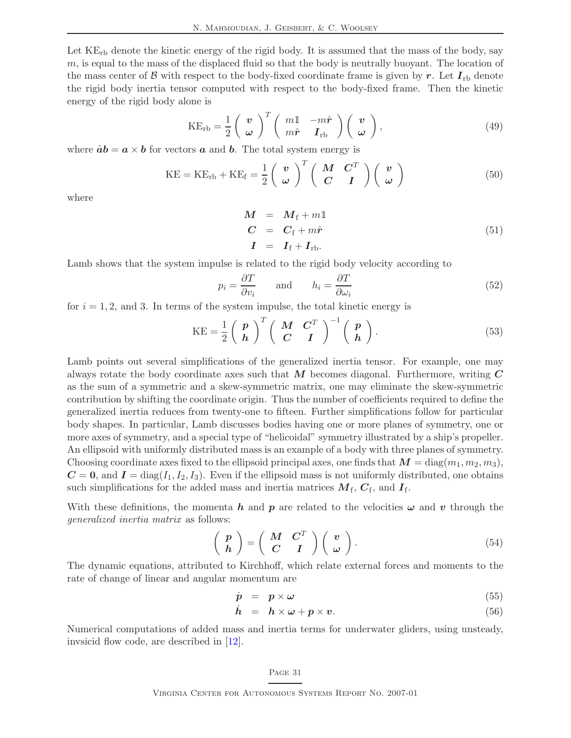Let $\text{KE}_{\text{rb}}$ denote the kinetic energy of the rigid body. It is assumed that the mass of the body, say $m$, is equal to the mass of the displaced fluid so that the body is neutrally buoyant. The location of the mass center of $\mathcal{B}$ with respect to the body-fixed coordinate frame is given by $\boldsymbol{r}$. Let $\boldsymbol{I}_{\text{rb}}$ denote the rigid body inertia tensor computed with respect to the body-fixed frame. Then the kinetic energy of the rigid body alone is

$$\text{KE}_{\text{rb}} = \frac{1}{2} \begin{pmatrix} \boldsymbol{v} \\ \boldsymbol{\omega} \end{pmatrix}^T \begin{pmatrix} m\mathbb{1} & -m\hat{\boldsymbol{r}} \\ m\hat{\boldsymbol{r}} & \boldsymbol{I}_{\text{rb}} \end{pmatrix} \begin{pmatrix} \boldsymbol{v} \\ \boldsymbol{\omega} \end{pmatrix}, \tag{49}$$

where $\hat{\boldsymbol{a}}\boldsymbol{b} = \boldsymbol{a} \times \boldsymbol{b}$ for vectors $\boldsymbol{a}$ and $\boldsymbol{b}$. The total system energy is

$$\text{KE} = \text{KE}_{\text{rb}} + \text{KE}_{\text{f}} = \frac{1}{2} \begin{pmatrix} \boldsymbol{v} \\ \boldsymbol{\omega} \end{pmatrix}^T \begin{pmatrix} \boldsymbol{M} & \boldsymbol{C}^T \\ \boldsymbol{C} & \boldsymbol{I} \end{pmatrix} \begin{pmatrix} \boldsymbol{v} \\ \boldsymbol{\omega} \end{pmatrix} \tag{50}$$

where

$$\begin{aligned} \boldsymbol{M} &= \boldsymbol{M}_{\text{f}} + m\mathbb{1} \\ \boldsymbol{C} &= \boldsymbol{C}_{\text{f}} + m\hat{\boldsymbol{r}} \\ \boldsymbol{I} &= \boldsymbol{I}_{\text{f}} + \boldsymbol{I}_{\text{rb}}. \end{aligned} \tag{51}$$

Lamb shows that the system impulse is related to the rigid body velocity according to

$$p_i = \frac{\partial T}{\partial v_i} \qquad \text{and} \qquad h_i = \frac{\partial T}{\partial \omega_i} \tag{52}$$

for $i = 1, 2$, and 3. In terms of the system impulse, the total kinetic energy is

$$\text{KE} = \frac{1}{2} \begin{pmatrix} \boldsymbol{p} \\ \boldsymbol{h} \end{pmatrix}^T \begin{pmatrix} \boldsymbol{M} & \boldsymbol{C}^T \\ \boldsymbol{C} & \boldsymbol{I} \end{pmatrix}^{-1} \begin{pmatrix} \boldsymbol{p} \\ \boldsymbol{h} \end{pmatrix}. \tag{53}$$

Lamb points out several simplifications of the generalized inertia tensor. For example, one may always rotate the body coordinate axes such that $\boldsymbol{M}$ becomes diagonal. Furthermore, writing $\boldsymbol{C}$ as the sum of a symmetric and a skew-symmetric matrix, one may eliminate the skew-symmetric contribution by shifting the coordinate origin. Thus the number of coefficients required to define the generalized inertia reduces from twenty-one to fifteen. Further simplifications follow for particular body shapes. In particular, Lamb discusses bodies having one or more planes of symmetry, one or more axes of symmetry, and a special type of "helicoidal" symmetry illustrated by a ship's propeller. An ellipsoid with uniformly distributed mass is an example of a body with three planes of symmetry. Choosing coordinate axes fixed to the ellipsoid principal axes, one finds that $\boldsymbol{M} = \text{diag}(m_1, m_2, m_3)$, $\boldsymbol{C} = \boldsymbol{0}$, and $\boldsymbol{I} = \text{diag}(I_1, I_2, I_3)$. Even if the ellipsoid mass is not uniformly distributed, one obtains such simplifications for the added mass and inertia matrices $\boldsymbol{M}_{\text{f}}$, $\boldsymbol{C}_{\text{f}}$, and $\boldsymbol{I}_{\text{f}}$.

With these definitions, the momenta $\boldsymbol{h}$ and $\boldsymbol{p}$ are related to the velocities $\boldsymbol{\omega}$ and $\boldsymbol{v}$ through the *generalized inertia matrix* as follows:

$$\begin{pmatrix} \boldsymbol{p} \\ \boldsymbol{h} \end{pmatrix} = \begin{pmatrix} \boldsymbol{M} & \boldsymbol{C}^T \\ \boldsymbol{C} & \boldsymbol{I} \end{pmatrix} \begin{pmatrix} \boldsymbol{v} \\ \boldsymbol{\omega} \end{pmatrix}. \tag{54}$$

The dynamic equations, attributed to Kirchhoff, which relate external forces and moments to the rate of change of linear and angular momentum are

$$\dot{\boldsymbol{p}} = \boldsymbol{p} \times \boldsymbol{\omega} \tag{55}$$

$$\dot{\boldsymbol{h}} = \boldsymbol{h} \times \boldsymbol{\omega} + \boldsymbol{p} \times \boldsymbol{v}. \tag{56}$$

Numerical computations of added mass and inertia terms for underwater gliders, using unsteady, invsicid flow code, are described in [12].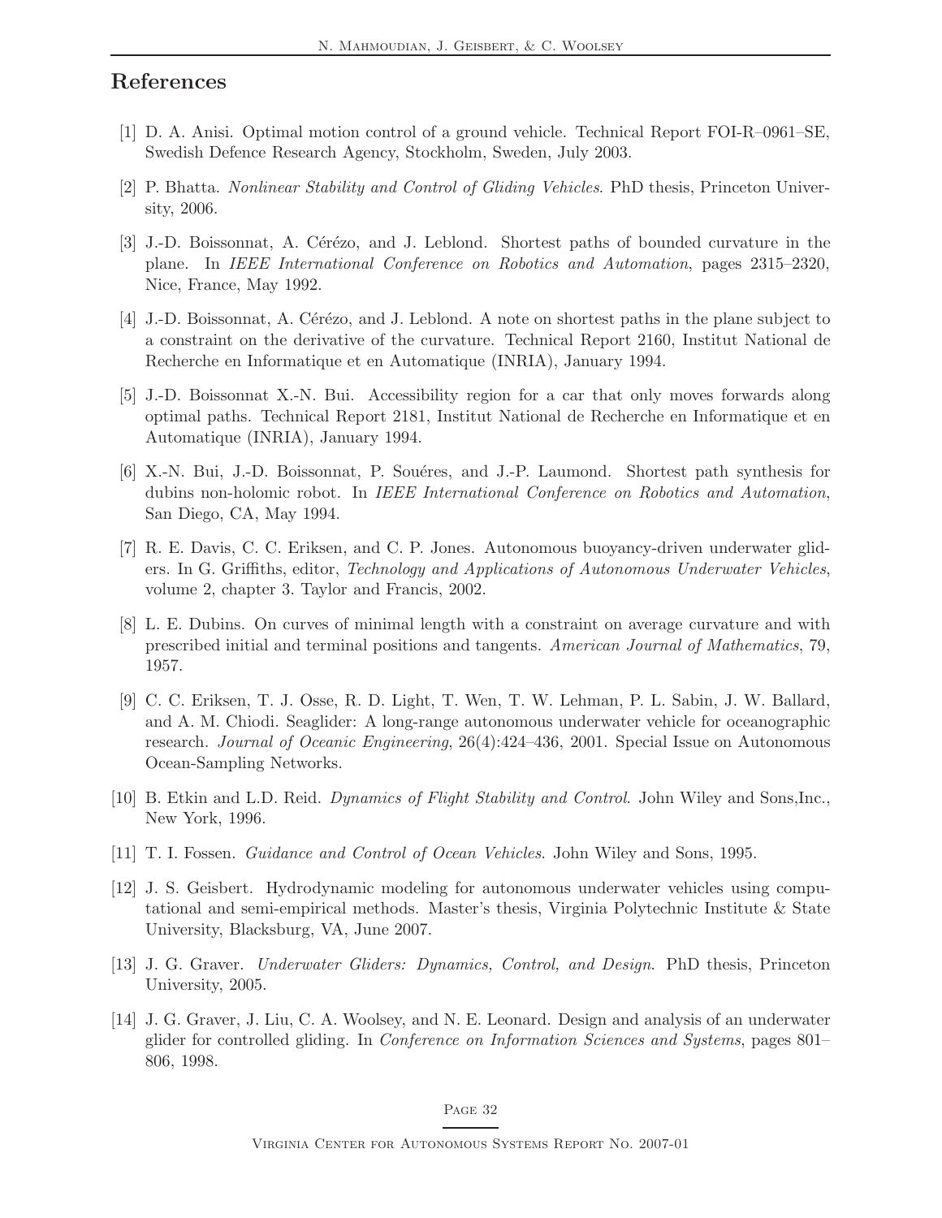## References

[1] D. A. Anisi. Optimal motion control of a ground vehicle. Technical Report FOI-R–0961–SE, Swedish Defence Research Agency, Stockholm, Sweden, July 2003.

[2] P. Bhatta. *Nonlinear Stability and Control of Gliding Vehicles*. PhD thesis, Princeton University, 2006.

[3] J.-D. Boissonnat, A. Cérézo, and J. Leblond. Shortest paths of bounded curvature in the plane. In *IEEE International Conference on Robotics and Automation*, pages 2315–2320, Nice, France, May 1992.

[4] J.-D. Boissonnat, A. Cérézo, and J. Leblond. A note on shortest paths in the plane subject to a constraint on the derivative of the curvature. Technical Report 2160, Institut National de Recherche en Informatique et en Automatique (INRIA), January 1994.

[5] J.-D. Boissonnat X.-N. Bui. Accessibility region for a car that only moves forwards along optimal paths. Technical Report 2181, Institut National de Recherche en Informatique et en Automatique (INRIA), January 1994.

[6] X.-N. Bui, J.-D. Boissonnat, P. Souéres, and J.-P. Laumond. Shortest path synthesis for dubins non-holomic robot. In *IEEE International Conference on Robotics and Automation*, San Diego, CA, May 1994.

[7] R. E. Davis, C. C. Eriksen, and C. P. Jones. Autonomous buoyancy-driven underwater gliders. In G. Griffiths, editor, *Technology and Applications of Autonomous Underwater Vehicles*, volume 2, chapter 3. Taylor and Francis, 2002.

[8] L. E. Dubins. On curves of minimal length with a constraint on average curvature and with prescribed initial and terminal positions and tangents. *American Journal of Mathematics*, 79, 1957.

[9] C. C. Eriksen, T. J. Osse, R. D. Light, T. Wen, T. W. Lehman, P. L. Sabin, J. W. Ballard, and A. M. Chiodi. Seaglider: A long-range autonomous underwater vehicle for oceanographic research. *Journal of Oceanic Engineering*, 26(4):424–436, 2001. Special Issue on Autonomous Ocean-Sampling Networks.

[10] B. Etkin and L.D. Reid. *Dynamics of Flight Stability and Control*. John Wiley and Sons,Inc., New York, 1996.

[11] T. I. Fossen. *Guidance and Control of Ocean Vehicles*. John Wiley and Sons, 1995.

[12] J. S. Geisbert. Hydrodynamic modeling for autonomous underwater vehicles using computational and semi-empirical methods. Master's thesis, Virginia Polytechnic Institute & State University, Blacksburg, VA, June 2007.

[13] J. G. Graver. *Underwater Gliders: Dynamics, Control, and Design*. PhD thesis, Princeton University, 2005.

[14] J. G. Graver, J. Liu, C. A. Woolsey, and N. E. Leonard. Design and analysis of an underwater glider for controlled gliding. In *Conference on Information Sciences and Systems*, pages 801–806, 1998.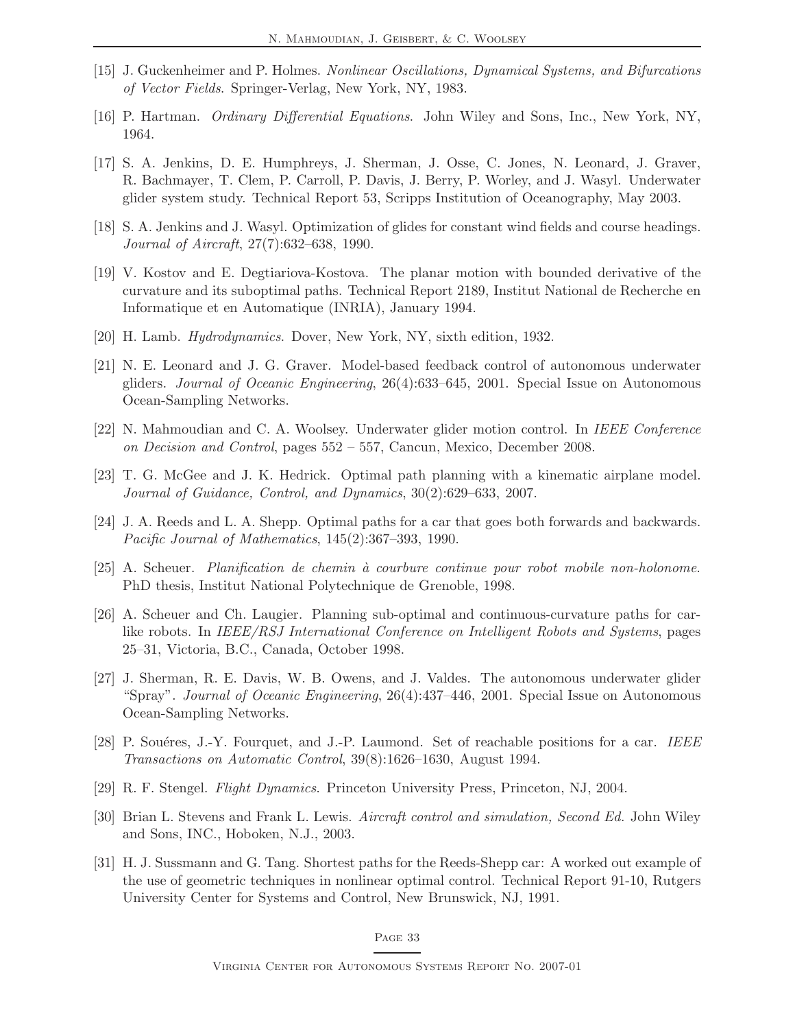[15] J. Guckenheimer and P. Holmes. *Nonlinear Oscillations, Dynamical Systems, and Bifurcations of Vector Fields*. Springer-Verlag, New York, NY, 1983.

[16] P. Hartman. *Ordinary Differential Equations*. John Wiley and Sons, Inc., New York, NY, 1964.

[17] S. A. Jenkins, D. E. Humphreys, J. Sherman, J. Osse, C. Jones, N. Leonard, J. Graver, R. Bachmayer, T. Clem, P. Carroll, P. Davis, J. Berry, P. Worley, and J. Wasyl. Underwater glider system study. Technical Report 53, Scripps Institution of Oceanography, May 2003.

[18] S. A. Jenkins and J. Wasyl. Optimization of glides for constant wind fields and course headings. *Journal of Aircraft*, 27(7):632–638, 1990.

[19] V. Kostov and E. Degtiariova-Kostova. The planar motion with bounded derivative of the curvature and its suboptimal paths. Technical Report 2189, Institut National de Recherche en Informatique et en Automatique (INRIA), January 1994.

[20] H. Lamb. *Hydrodynamics*. Dover, New York, NY, sixth edition, 1932.

[21] N. E. Leonard and J. G. Graver. Model-based feedback control of autonomous underwater gliders. *Journal of Oceanic Engineering*, 26(4):633–645, 2001. Special Issue on Autonomous Ocean-Sampling Networks.

[22] N. Mahmoudian and C. A. Woolsey. Underwater glider motion control. In *IEEE Conference on Decision and Control*, pages 552 – 557, Cancun, Mexico, December 2008.

[23] T. G. McGee and J. K. Hedrick. Optimal path planning with a kinematic airplane model. *Journal of Guidance, Control, and Dynamics*, 30(2):629–633, 2007.

[24] J. A. Reeds and L. A. Shepp. Optimal paths for a car that goes both forwards and backwards. *Pacific Journal of Mathematics*, 145(2):367–393, 1990.

[25] A. Scheuer. *Planification de chemin à courbure continue pour robot mobile non-holonome*. PhD thesis, Institut National Polytechnique de Grenoble, 1998.

[26] A. Scheuer and Ch. Laugier. Planning sub-optimal and continuous-curvature paths for car-like robots. In *IEEE/RSJ International Conference on Intelligent Robots and Systems*, pages 25–31, Victoria, B.C., Canada, October 1998.

[27] J. Sherman, R. E. Davis, W. B. Owens, and J. Valdes. The autonomous underwater glider "Spray". *Journal of Oceanic Engineering*, 26(4):437–446, 2001. Special Issue on Autonomous Ocean-Sampling Networks.

[28] P. Souéres, J.-Y. Fourquet, and J.-P. Laumond. Set of reachable positions for a car. *IEEE Transactions on Automatic Control*, 39(8):1626–1630, August 1994.

[29] R. F. Stengel. *Flight Dynamics*. Princeton University Press, Princeton, NJ, 2004.

[30] Brian L. Stevens and Frank L. Lewis. *Aircraft control and simulation, Second Ed.* John Wiley and Sons, INC., Hoboken, N.J., 2003.

[31] H. J. Sussmann and G. Tang. Shortest paths for the Reeds-Shepp car: A worked out example of the use of geometric techniques in nonlinear optimal control. Technical Report 91-10, Rutgers University Center for Systems and Control, New Brunswick, NJ, 1991.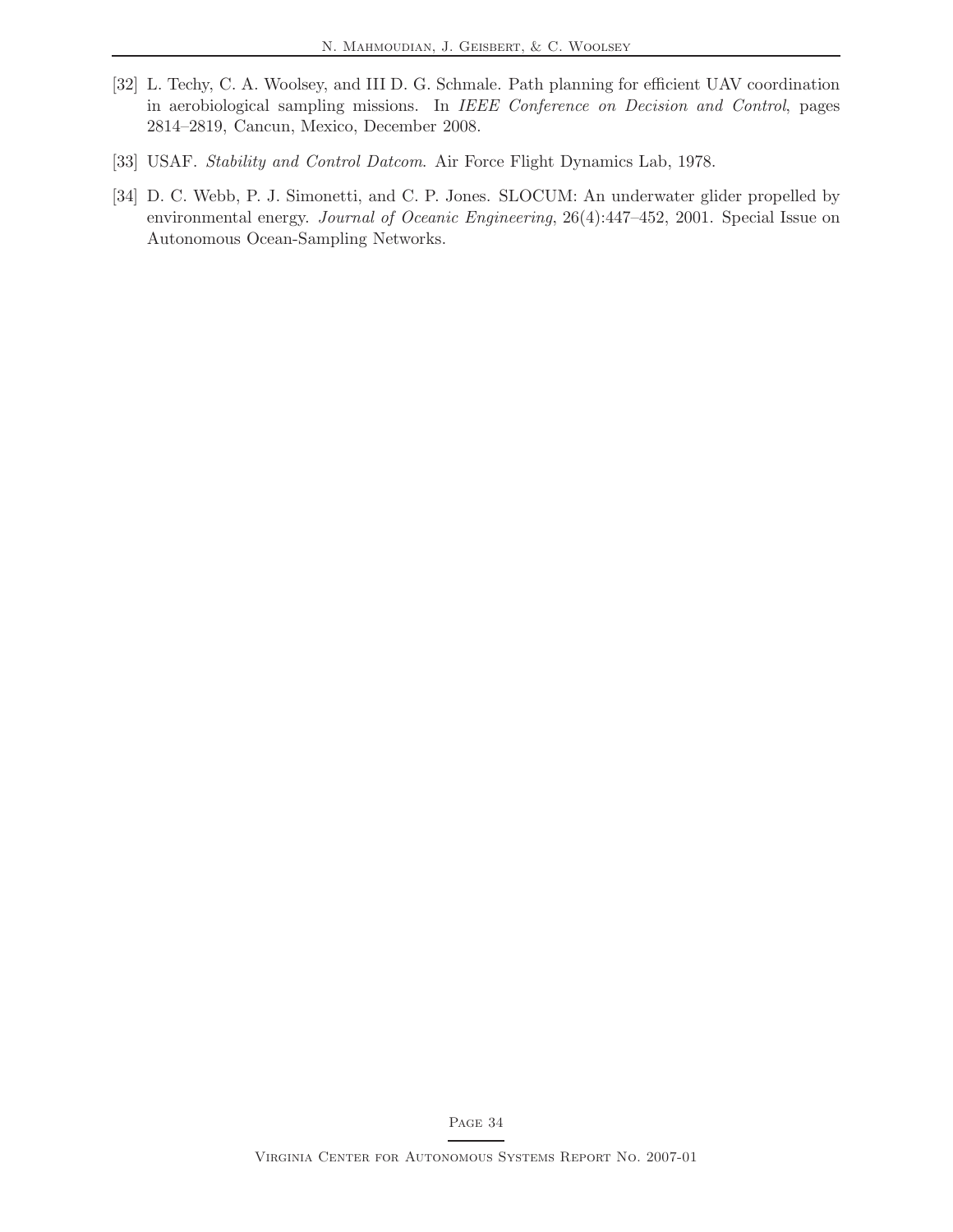[32] L. Techy, C. A. Woolsey, and III D. G. Schmale. Path planning for efficient UAV coordination in aerobiological sampling missions. In *IEEE Conference on Decision and Control*, pages 2814–2819, Cancun, Mexico, December 2008.

[33] USAF. *Stability and Control Datcom*. Air Force Flight Dynamics Lab, 1978.

[34] D. C. Webb, P. J. Simonetti, and C. P. Jones. SLOCUM: An underwater glider propelled by environmental energy. *Journal of Oceanic Engineering*, 26(4):447–452, 2001. Special Issue on Autonomous Ocean-Sampling Networks.